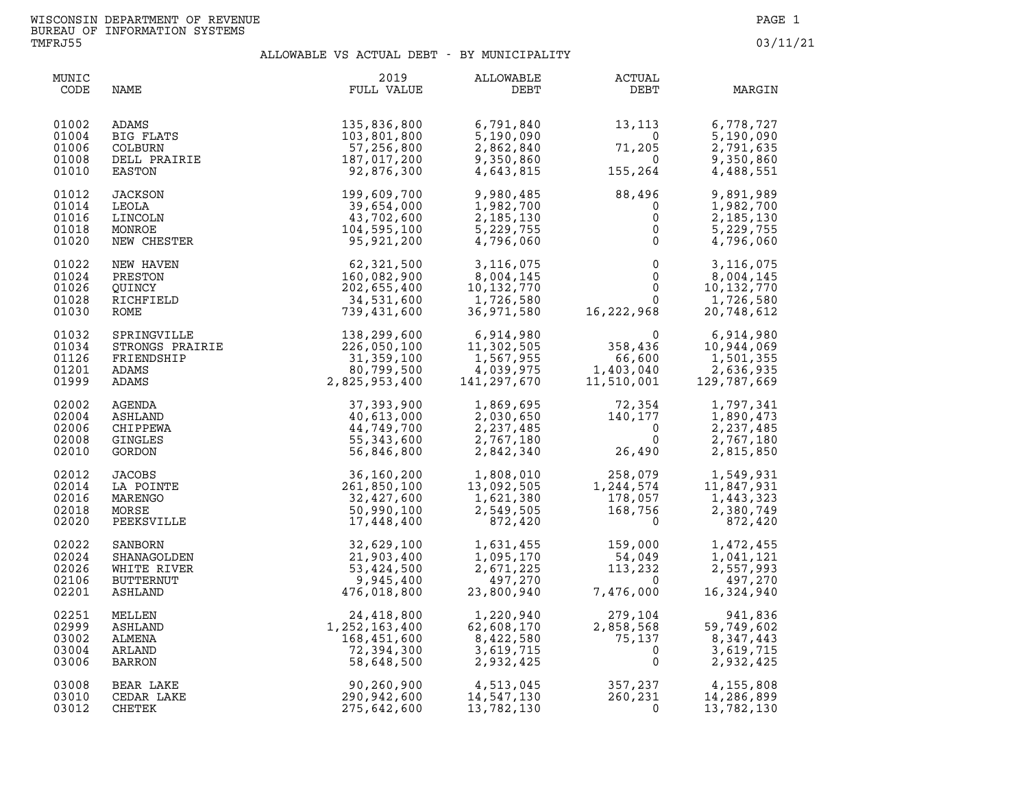WISCONSIN DEPARTMENT OF REVENUE
BUREAU OF INFORMATION SYSTEMS
TMFRJ55

03/11/21

# ALLOWABLE VS ACTUAL DEBT - BY MUNICIPALITY

| MUNIC CODE | NAME | 2019 FULL VALUE | ALLOWABLE DEBT | ACTUAL DEBT | MARGIN |
|---|---|---|---|---|---|
| 01002 | ADAMS | 135,836,800 | 6,791,840 | 13,113 | 6,778,727 |
| 01004 | BIG FLATS | 103,801,800 | 5,190,090 | 0 | 5,190,090 |
| 01006 | COLBURN | 57,256,800 | 2,862,840 | 71,205 | 2,791,635 |
| 01008 | DELL PRAIRIE | 187,017,200 | 9,350,860 | 0 | 9,350,860 |
| 01010 | EASTON | 92,876,300 | 4,643,815 | 155,264 | 4,488,551 |
| 01012 | JACKSON | 199,609,700 | 9,980,485 | 88,496 | 9,891,989 |
| 01014 | LEOLA | 39,654,000 | 1,982,700 | 0 | 1,982,700 |
| 01016 | LINCOLN | 43,702,600 | 2,185,130 | 0 | 2,185,130 |
| 01018 | MONROE | 104,595,100 | 5,229,755 | 0 | 5,229,755 |
| 01020 | NEW CHESTER | 95,921,200 | 4,796,060 | 0 | 4,796,060 |
| 01022 | NEW HAVEN | 62,321,500 | 3,116,075 | 0 | 3,116,075 |
| 01024 | PRESTON | 160,082,900 | 8,004,145 | 0 | 8,004,145 |
| 01026 | QUINCY | 202,655,400 | 10,132,770 | 0 | 10,132,770 |
| 01028 | RICHFIELD | 34,531,600 | 1,726,580 | 0 | 1,726,580 |
| 01030 | ROME | 739,431,600 | 36,971,580 | 16,222,968 | 20,748,612 |
| 01032 | SPRINGVILLE | 138,299,600 | 6,914,980 | 0 | 6,914,980 |
| 01034 | STRONGS PRAIRIE | 226,050,100 | 11,302,505 | 358,436 | 10,944,069 |
| 01126 | FRIENDSHIP | 31,359,100 | 1,567,955 | 66,600 | 1,501,355 |
| 01201 | ADAMS | 80,799,500 | 4,039,975 | 1,403,040 | 2,636,935 |
| 01999 | ADAMS | 2,825,953,400 | 141,297,670 | 11,510,001 | 129,787,669 |
| 02002 | AGENDA | 37,393,900 | 1,869,695 | 72,354 | 1,797,341 |
| 02004 | ASHLAND | 40,613,000 | 2,030,650 | 140,177 | 1,890,473 |
| 02006 | CHIPPEWA | 44,749,700 | 2,237,485 | 0 | 2,237,485 |
| 02008 | GINGLES | 55,343,600 | 2,767,180 | 0 | 2,767,180 |
| 02010 | GORDON | 56,846,800 | 2,842,340 | 26,490 | 2,815,850 |
| 02012 | JACOBS | 36,160,200 | 1,808,010 | 258,079 | 1,549,931 |
| 02014 | LA POINTE | 261,850,100 | 13,092,505 | 1,244,574 | 11,847,931 |
| 02016 | MARENGO | 32,427,600 | 1,621,380 | 178,057 | 1,443,323 |
| 02018 | MORSE | 50,990,100 | 2,549,505 | 168,756 | 2,380,749 |
| 02020 | PEEKSVILLE | 17,448,400 | 872,420 | 0 | 872,420 |
| 02022 | SANBORN | 32,629,100 | 1,631,455 | 159,000 | 1,472,455 |
| 02024 | SHANAGOLDEN | 21,903,400 | 1,095,170 | 54,049 | 1,041,121 |
| 02026 | WHITE RIVER | 53,424,500 | 2,671,225 | 113,232 | 2,557,993 |
| 02106 | BUTTERNUT | 9,945,400 | 497,270 | 0 | 497,270 |
| 02201 | ASHLAND | 476,018,800 | 23,800,940 | 7,476,000 | 16,324,940 |
| 02251 | MELLEN | 24,418,800 | 1,220,940 | 279,104 | 941,836 |
| 02999 | ASHLAND | 1,252,163,400 | 62,608,170 | 2,858,568 | 59,749,602 |
| 03002 | ALMENA | 168,451,600 | 8,422,580 | 75,137 | 8,347,443 |
| 03004 | ARLAND | 72,394,300 | 3,619,715 | 0 | 3,619,715 |
| 03006 | BARRON | 58,648,500 | 2,932,425 | 0 | 2,932,425 |
| 03008 | BEAR LAKE | 90,260,900 | 4,513,045 | 357,237 | 4,155,808 |
| 03010 | CEDAR LAKE | 290,942,600 | 14,547,130 | 260,231 | 14,286,899 |
| 03012 | CHETEK | 275,642,600 | 13,782,130 | 0 | 13,782,130 |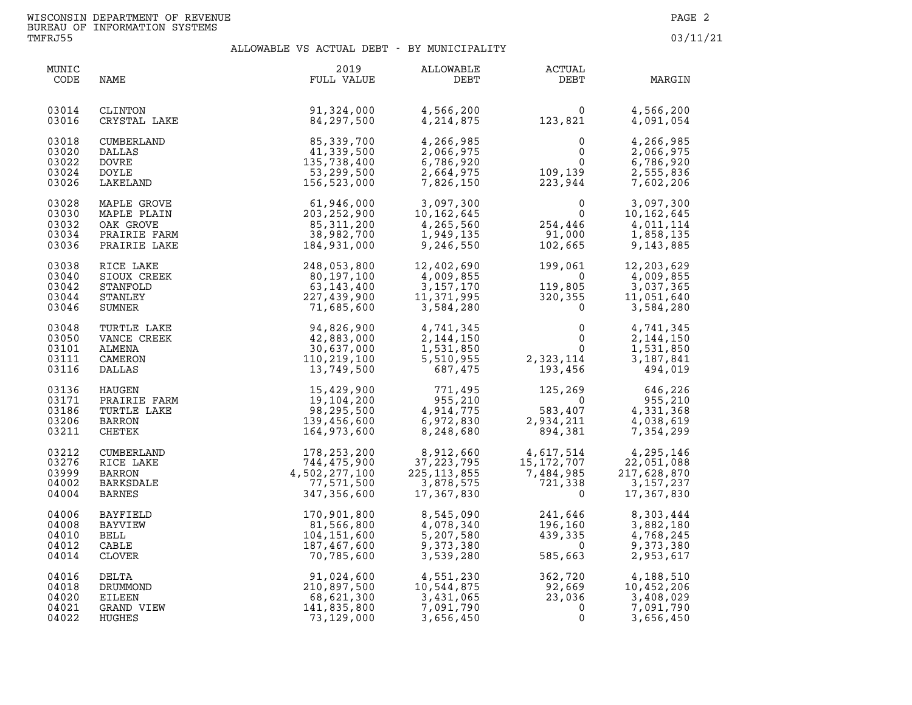WISCONSIN DEPARTMENT OF REVENUE
BUREAU OF INFORMATION SYSTEMS
TMFRJ55

03/11/21

# ALLOWABLE VS ACTUAL DEBT - BY MUNICIPALITY

| MUNIC CODE | NAME | 2019 FULL VALUE | ALLOWABLE DEBT | ACTUAL DEBT | MARGIN |
|---|---|---|---|---|---|
| 03014 | CLINTON | 91,324,000 | 4,566,200 | 0 | 4,566,200 |
| 03016 | CRYSTAL LAKE | 84,297,500 | 4,214,875 | 123,821 | 4,091,054 |
| 03018 | CUMBERLAND | 85,339,700 | 4,266,985 | 0 | 4,266,985 |
| 03020 | DALLAS | 41,339,500 | 2,066,975 | 0 | 2,066,975 |
| 03022 | DOVRE | 135,738,400 | 6,786,920 | 0 | 6,786,920 |
| 03024 | DOYLE | 53,299,500 | 2,664,975 | 109,139 | 2,555,836 |
| 03026 | LAKELAND | 156,523,000 | 7,826,150 | 223,944 | 7,602,206 |
| 03028 | MAPLE GROVE | 61,946,000 | 3,097,300 | 0 | 3,097,300 |
| 03030 | MAPLE PLAIN | 203,252,900 | 10,162,645 | 0 | 10,162,645 |
| 03032 | OAK GROVE | 85,311,200 | 4,265,560 | 254,446 | 4,011,114 |
| 03034 | PRAIRIE FARM | 38,982,700 | 1,949,135 | 91,000 | 1,858,135 |
| 03036 | PRAIRIE LAKE | 184,931,000 | 9,246,550 | 102,665 | 9,143,885 |
| 03038 | RICE LAKE | 248,053,800 | 12,402,690 | 199,061 | 12,203,629 |
| 03040 | SIOUX CREEK | 80,197,100 | 4,009,855 | 0 | 4,009,855 |
| 03042 | STANFOLD | 63,143,400 | 3,157,170 | 119,805 | 3,037,365 |
| 03044 | STANLEY | 227,439,900 | 11,371,995 | 320,355 | 11,051,640 |
| 03046 | SUMNER | 71,685,600 | 3,584,280 | 0 | 3,584,280 |
| 03048 | TURTLE LAKE | 94,826,900 | 4,741,345 | 0 | 4,741,345 |
| 03050 | VANCE CREEK | 42,883,000 | 2,144,150 | 0 | 2,144,150 |
| 03101 | ALMENA | 30,637,000 | 1,531,850 | 0 | 1,531,850 |
| 03111 | CAMERON | 110,219,100 | 5,510,955 | 2,323,114 | 3,187,841 |
| 03116 | DALLAS | 13,749,500 | 687,475 | 193,456 | 494,019 |
| 03136 | HAUGEN | 15,429,900 | 771,495 | 125,269 | 646,226 |
| 03171 | PRAIRIE FARM | 19,104,200 | 955,210 | 0 | 955,210 |
| 03186 | TURTLE LAKE | 98,295,500 | 4,914,775 | 583,407 | 4,331,368 |
| 03206 | BARRON | 139,456,600 | 6,972,830 | 2,934,211 | 4,038,619 |
| 03211 | CHETEK | 164,973,600 | 8,248,680 | 894,381 | 7,354,299 |
| 03212 | CUMBERLAND | 178,253,200 | 8,912,660 | 4,617,514 | 4,295,146 |
| 03276 | RICE LAKE | 744,475,900 | 37,223,795 | 15,172,707 | 22,051,088 |
| 03999 | BARRON | 4,502,277,100 | 225,113,855 | 7,484,985 | 217,628,870 |
| 04002 | BARKSDALE | 77,571,500 | 3,878,575 | 721,338 | 3,157,237 |
| 04004 | BARNES | 347,356,600 | 17,367,830 | 0 | 17,367,830 |
| 04006 | BAYFIELD | 170,901,800 | 8,545,090 | 241,646 | 8,303,444 |
| 04008 | BAYVIEW | 81,566,800 | 4,078,340 | 196,160 | 3,882,180 |
| 04010 | BELL | 104,151,600 | 5,207,580 | 439,335 | 4,768,245 |
| 04012 | CABLE | 187,467,600 | 9,373,380 | 0 | 9,373,380 |
| 04014 | CLOVER | 70,785,600 | 3,539,280 | 585,663 | 2,953,617 |
| 04016 | DELTA | 91,024,600 | 4,551,230 | 362,720 | 4,188,510 |
| 04018 | DRUMMOND | 210,897,500 | 10,544,875 | 92,669 | 10,452,206 |
| 04020 | EILEEN | 68,621,300 | 3,431,065 | 23,036 | 3,408,029 |
| 04021 | GRAND VIEW | 141,835,800 | 7,091,790 | 0 | 7,091,790 |
| 04022 | HUGHES | 73,129,000 | 3,656,450 | 0 | 3,656,450 |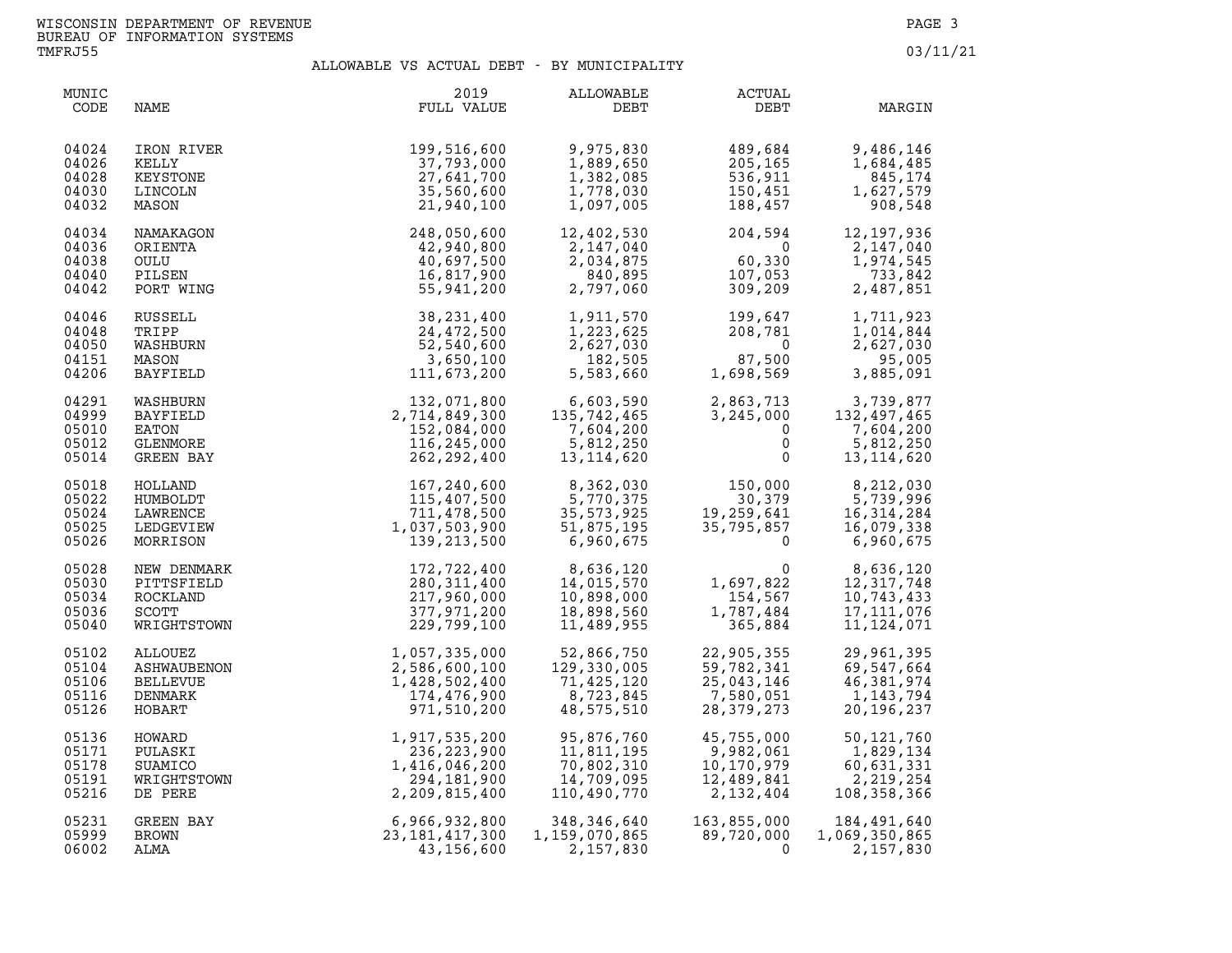WISCONSIN DEPARTMENT OF REVENUE
BUREAU OF INFORMATION SYSTEMS
TMFRJ55

03/11/21

## ALLOWABLE VS ACTUAL DEBT - BY MUNICIPALITY

| MUNIC CODE | NAME | 2019 FULL VALUE | ALLOWABLE DEBT | ACTUAL DEBT | MARGIN |
|---|---|---|---|---|---|
| 04024 | IRON RIVER | 199,516,600 | 9,975,830 | 489,684 | 9,486,146 |
| 04026 | KELLY | 37,793,000 | 1,889,650 | 205,165 | 1,684,485 |
| 04028 | KEYSTONE | 27,641,700 | 1,382,085 | 536,911 | 845,174 |
| 04030 | LINCOLN | 35,560,600 | 1,778,030 | 150,451 | 1,627,579 |
| 04032 | MASON | 21,940,100 | 1,097,005 | 188,457 | 908,548 |
| 04034 | NAMAKAGON | 248,050,600 | 12,402,530 | 204,594 | 12,197,936 |
| 04036 | ORIENTA | 42,940,800 | 2,147,040 | 0 | 2,147,040 |
| 04038 | OULU | 40,697,500 | 2,034,875 | 60,330 | 1,974,545 |
| 04040 | PILSEN | 16,817,900 | 840,895 | 107,053 | 733,842 |
| 04042 | PORT WING | 55,941,200 | 2,797,060 | 309,209 | 2,487,851 |
| 04046 | RUSSELL | 38,231,400 | 1,911,570 | 199,647 | 1,711,923 |
| 04048 | TRIPP | 24,472,500 | 1,223,625 | 208,781 | 1,014,844 |
| 04050 | WASHBURN | 52,540,600 | 2,627,030 | 0 | 2,627,030 |
| 04151 | MASON | 3,650,100 | 182,505 | 87,500 | 95,005 |
| 04206 | BAYFIELD | 111,673,200 | 5,583,660 | 1,698,569 | 3,885,091 |
| 04291 | WASHBURN | 132,071,800 | 6,603,590 | 2,863,713 | 3,739,877 |
| 04999 | BAYFIELD | 2,714,849,300 | 135,742,465 | 3,245,000 | 132,497,465 |
| 05010 | EATON | 152,084,000 | 7,604,200 | 0 | 7,604,200 |
| 05012 | GLENMORE | 116,245,000 | 5,812,250 | 0 | 5,812,250 |
| 05014 | GREEN BAY | 262,292,400 | 13,114,620 | 0 | 13,114,620 |
| 05018 | HOLLAND | 167,240,600 | 8,362,030 | 150,000 | 8,212,030 |
| 05022 | HUMBOLDT | 115,407,500 | 5,770,375 | 30,379 | 5,739,996 |
| 05024 | LAWRENCE | 711,478,500 | 35,573,925 | 19,259,641 | 16,314,284 |
| 05025 | LEDGEVIEW | 1,037,503,900 | 51,875,195 | 35,795,857 | 16,079,338 |
| 05026 | MORRISON | 139,213,500 | 6,960,675 | 0 | 6,960,675 |
| 05028 | NEW DENMARK | 172,722,400 | 8,636,120 | 0 | 8,636,120 |
| 05030 | PITTSFIELD | 280,311,400 | 14,015,570 | 1,697,822 | 12,317,748 |
| 05034 | ROCKLAND | 217,960,000 | 10,898,000 | 154,567 | 10,743,433 |
| 05036 | SCOTT | 377,971,200 | 18,898,560 | 1,787,484 | 17,111,076 |
| 05040 | WRIGHTSTOWN | 229,799,100 | 11,489,955 | 365,884 | 11,124,071 |
| 05102 | ALLOUEZ | 1,057,335,000 | 52,866,750 | 22,905,355 | 29,961,395 |
| 05104 | ASHWAUBENON | 2,586,600,100 | 129,330,005 | 59,782,341 | 69,547,664 |
| 05106 | BELLEVUE | 1,428,502,400 | 71,425,120 | 25,043,146 | 46,381,974 |
| 05116 | DENMARK | 174,476,900 | 8,723,845 | 7,580,051 | 1,143,794 |
| 05126 | HOBART | 971,510,200 | 48,575,510 | 28,379,273 | 20,196,237 |
| 05136 | HOWARD | 1,917,535,200 | 95,876,760 | 45,755,000 | 50,121,760 |
| 05171 | PULASKI | 236,223,900 | 11,811,195 | 9,982,061 | 1,829,134 |
| 05178 | SUAMICO | 1,416,046,200 | 70,802,310 | 10,170,979 | 60,631,331 |
| 05191 | WRIGHTSTOWN | 294,181,900 | 14,709,095 | 12,489,841 | 2,219,254 |
| 05216 | DE PERE | 2,209,815,400 | 110,490,770 | 2,132,404 | 108,358,366 |
| 05231 | GREEN BAY | 6,966,932,800 | 348,346,640 | 163,855,000 | 184,491,640 |
| 05999 | BROWN | 23,181,417,300 | 1,159,070,865 | 89,720,000 | 1,069,350,865 |
| 06002 | ALMA | 43,156,600 | 2,157,830 | 0 | 2,157,830 |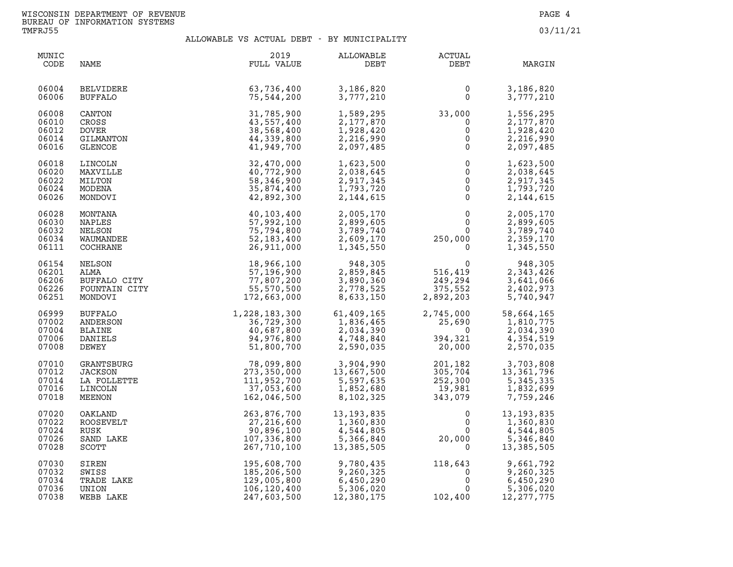WISCONSIN DEPARTMENT OF REVENUE
BUREAU OF INFORMATION SYSTEMS
TMFRJ55

03/11/21

## ALLOWABLE VS ACTUAL DEBT - BY MUNICIPALITY

| MUNIC CODE | NAME | 2019 FULL VALUE | ALLOWABLE DEBT | ACTUAL DEBT | MARGIN |
|---|---|---|---|---|---|
| 06004 | BELVIDERE | 63,736,400 | 3,186,820 | 0 | 3,186,820 |
| 06006 | BUFFALO | 75,544,200 | 3,777,210 | 0 | 3,777,210 |
| 06008 | CANTON | 31,785,900 | 1,589,295 | 33,000 | 1,556,295 |
| 06010 | CROSS | 43,557,400 | 2,177,870 | 0 | 2,177,870 |
| 06012 | DOVER | 38,568,400 | 1,928,420 | 0 | 1,928,420 |
| 06014 | GILMANTON | 44,339,800 | 2,216,990 | 0 | 2,216,990 |
| 06016 | GLENCOE | 41,949,700 | 2,097,485 | 0 | 2,097,485 |
| 06018 | LINCOLN | 32,470,000 | 1,623,500 | 0 | 1,623,500 |
| 06020 | MAXVILLE | 40,772,900 | 2,038,645 | 0 | 2,038,645 |
| 06022 | MILTON | 58,346,900 | 2,917,345 | 0 | 2,917,345 |
| 06024 | MODENA | 35,874,400 | 1,793,720 | 0 | 1,793,720 |
| 06026 | MONDOVI | 42,892,300 | 2,144,615 | 0 | 2,144,615 |
| 06028 | MONTANA | 40,103,400 | 2,005,170 | 0 | 2,005,170 |
| 06030 | NAPLES | 57,992,100 | 2,899,605 | 0 | 2,899,605 |
| 06032 | NELSON | 75,794,800 | 3,789,740 | 0 | 3,789,740 |
| 06034 | WAUMANDEE | 52,183,400 | 2,609,170 | 250,000 | 2,359,170 |
| 06111 | COCHRANE | 26,911,000 | 1,345,550 | 0 | 1,345,550 |
| 06154 | NELSON | 18,966,100 | 948,305 | 0 | 948,305 |
| 06201 | ALMA | 57,196,900 | 2,859,845 | 516,419 | 2,343,426 |
| 06206 | BUFFALO CITY | 77,807,200 | 3,890,360 | 249,294 | 3,641,066 |
| 06226 | FOUNTAIN CITY | 55,570,500 | 2,778,525 | 375,552 | 2,402,973 |
| 06251 | MONDOVI | 172,663,000 | 8,633,150 | 2,892,203 | 5,740,947 |
| 06999 | BUFFALO | 1,228,183,300 | 61,409,165 | 2,745,000 | 58,664,165 |
| 07002 | ANDERSON | 36,729,300 | 1,836,465 | 25,690 | 1,810,775 |
| 07004 | BLAINE | 40,687,800 | 2,034,390 | 0 | 2,034,390 |
| 07006 | DANIELS | 94,976,800 | 4,748,840 | 394,321 | 4,354,519 |
| 07008 | DEWEY | 51,800,700 | 2,590,035 | 20,000 | 2,570,035 |
| 07010 | GRANTSBURG | 78,099,800 | 3,904,990 | 201,182 | 3,703,808 |
| 07012 | JACKSON | 273,350,000 | 13,667,500 | 305,704 | 13,361,796 |
| 07014 | LA FOLLETTE | 111,952,700 | 5,597,635 | 252,300 | 5,345,335 |
| 07016 | LINCOLN | 37,053,600 | 1,852,680 | 19,981 | 1,832,699 |
| 07018 | MEENON | 162,046,500 | 8,102,325 | 343,079 | 7,759,246 |
| 07020 | OAKLAND | 263,876,700 | 13,193,835 | 0 | 13,193,835 |
| 07022 | ROOSEVELT | 27,216,600 | 1,360,830 | 0 | 1,360,830 |
| 07024 | RUSK | 90,896,100 | 4,544,805 | 0 | 4,544,805 |
| 07026 | SAND LAKE | 107,336,800 | 5,366,840 | 20,000 | 5,346,840 |
| 07028 | SCOTT | 267,710,100 | 13,385,505 | 0 | 13,385,505 |
| 07030 | SIREN | 195,608,700 | 9,780,435 | 118,643 | 9,661,792 |
| 07032 | SWISS | 185,206,500 | 9,260,325 | 0 | 9,260,325 |
| 07034 | TRADE LAKE | 129,005,800 | 6,450,290 | 0 | 6,450,290 |
| 07036 | UNION | 106,120,400 | 5,306,020 | 0 | 5,306,020 |
| 07038 | WEBB LAKE | 247,603,500 | 12,380,175 | 102,400 | 12,277,775 |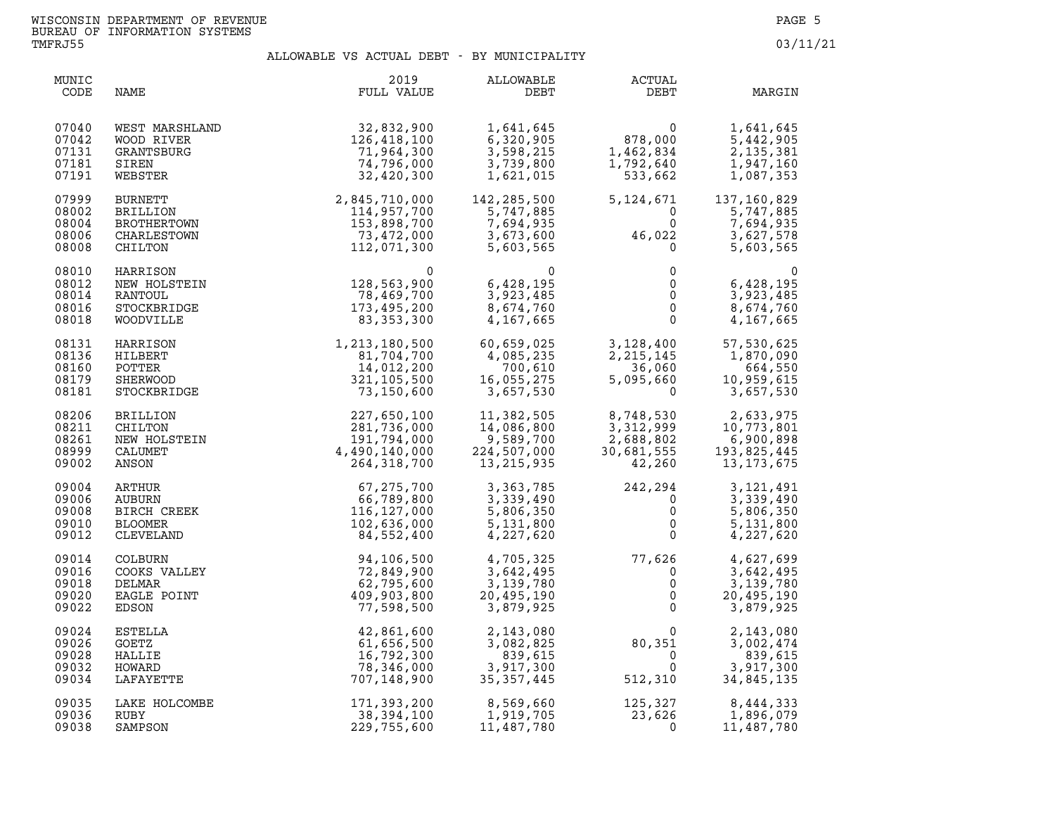WISCONSIN DEPARTMENT OF REVENUE
BUREAU OF INFORMATION SYSTEMS
TMFRJ55

03/11/21

## ALLOWABLE VS ACTUAL DEBT - BY MUNICIPALITY

| MUNIC CODE | NAME | 2019 FULL VALUE | ALLOWABLE DEBT | ACTUAL DEBT | MARGIN |
|---|---|---|---|---|---|
| 07040 | WEST MARSHLAND | 32,832,900 | 1,641,645 | 0 | 1,641,645 |
| 07042 | WOOD RIVER | 126,418,100 | 6,320,905 | 878,000 | 5,442,905 |
| 07131 | GRANTSBURG | 71,964,300 | 3,598,215 | 1,462,834 | 2,135,381 |
| 07181 | SIREN | 74,796,000 | 3,739,800 | 1,792,640 | 1,947,160 |
| 07191 | WEBSTER | 32,420,300 | 1,621,015 | 533,662 | 1,087,353 |
| 07999 | BURNETT | 2,845,710,000 | 142,285,500 | 5,124,671 | 137,160,829 |
| 08002 | BRILLION | 114,957,700 | 5,747,885 | 0 | 5,747,885 |
| 08004 | BROTHERTOWN | 153,898,700 | 7,694,935 | 0 | 7,694,935 |
| 08006 | CHARLESTOWN | 73,472,000 | 3,673,600 | 46,022 | 3,627,578 |
| 08008 | CHILTON | 112,071,300 | 5,603,565 | 0 | 5,603,565 |
| 08010 | HARRISON | 0 | 0 | 0 | 0 |
| 08012 | NEW HOLSTEIN | 128,563,900 | 6,428,195 | 0 | 6,428,195 |
| 08014 | RANTOUL | 78,469,700 | 3,923,485 | 0 | 3,923,485 |
| 08016 | STOCKBRIDGE | 173,495,200 | 8,674,760 | 0 | 8,674,760 |
| 08018 | WOODVILLE | 83,353,300 | 4,167,665 | 0 | 4,167,665 |
| 08131 | HARRISON | 1,213,180,500 | 60,659,025 | 3,128,400 | 57,530,625 |
| 08136 | HILBERT | 81,704,700 | 4,085,235 | 2,215,145 | 1,870,090 |
| 08160 | POTTER | 14,012,200 | 700,610 | 36,060 | 664,550 |
| 08179 | SHERWOOD | 321,105,500 | 16,055,275 | 5,095,660 | 10,959,615 |
| 08181 | STOCKBRIDGE | 73,150,600 | 3,657,530 | 0 | 3,657,530 |
| 08206 | BRILLION | 227,650,100 | 11,382,505 | 8,748,530 | 2,633,975 |
| 08211 | CHILTON | 281,736,000 | 14,086,800 | 3,312,999 | 10,773,801 |
| 08261 | NEW HOLSTEIN | 191,794,000 | 9,589,700 | 2,688,802 | 6,900,898 |
| 08999 | CALUMET | 4,490,140,000 | 224,507,000 | 30,681,555 | 193,825,445 |
| 09002 | ANSON | 264,318,700 | 13,215,935 | 42,260 | 13,173,675 |
| 09004 | ARTHUR | 67,275,700 | 3,363,785 | 242,294 | 3,121,491 |
| 09006 | AUBURN | 66,789,800 | 3,339,490 | 0 | 3,339,490 |
| 09008 | BIRCH CREEK | 116,127,000 | 5,806,350 | 0 | 5,806,350 |
| 09010 | BLOOMER | 102,636,000 | 5,131,800 | 0 | 5,131,800 |
| 09012 | CLEVELAND | 84,552,400 | 4,227,620 | 0 | 4,227,620 |
| 09014 | COLBURN | 94,106,500 | 4,705,325 | 77,626 | 4,627,699 |
| 09016 | COOKS VALLEY | 72,849,900 | 3,642,495 | 0 | 3,642,495 |
| 09018 | DELMAR | 62,795,600 | 3,139,780 | 0 | 3,139,780 |
| 09020 | EAGLE POINT | 409,903,800 | 20,495,190 | 0 | 20,495,190 |
| 09022 | EDSON | 77,598,500 | 3,879,925 | 0 | 3,879,925 |
| 09024 | ESTELLA | 42,861,600 | 2,143,080 | 0 | 2,143,080 |
| 09026 | GOETZ | 61,656,500 | 3,082,825 | 80,351 | 3,002,474 |
| 09028 | HALLIE | 16,792,300 | 839,615 | 0 | 839,615 |
| 09032 | HOWARD | 78,346,000 | 3,917,300 | 0 | 3,917,300 |
| 09034 | LAFAYETTE | 707,148,900 | 35,357,445 | 512,310 | 34,845,135 |
| 09035 | LAKE HOLCOMBE | 171,393,200 | 8,569,660 | 125,327 | 8,444,333 |
| 09036 | RUBY | 38,394,100 | 1,919,705 | 23,626 | 1,896,079 |
| 09038 | SAMPSON | 229,755,600 | 11,487,780 | 0 | 11,487,780 |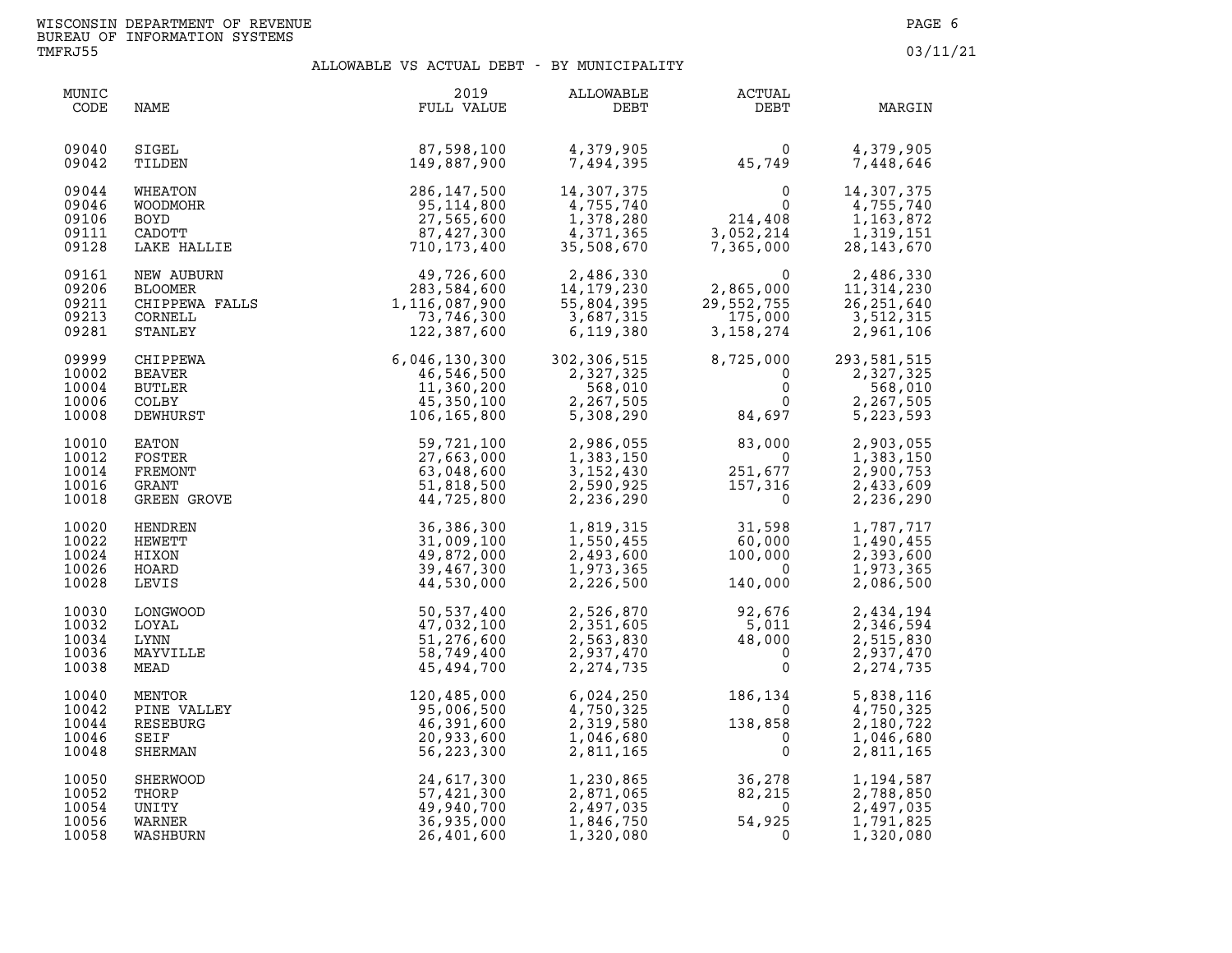ALLOWABLE VS ACTUAL DEBT - BY MUNICIPALITY

| MUNIC CODE | NAME | 2019 FULL VALUE | ALLOWABLE DEBT | ACTUAL DEBT | MARGIN |
|---|---|---|---|---|---|
| 09040 | SIGEL | 87,598,100 | 4,379,905 | 0 | 4,379,905 |
| 09042 | TILDEN | 149,887,900 | 7,494,395 | 45,749 | 7,448,646 |
| 09044 | WHEATON | 286,147,500 | 14,307,375 | 0 | 14,307,375 |
| 09046 | WOODMOHR | 95,114,800 | 4,755,740 | 0 | 4,755,740 |
| 09106 | BOYD | 27,565,600 | 1,378,280 | 214,408 | 1,163,872 |
| 09111 | CADOTT | 87,427,300 | 4,371,365 | 3,052,214 | 1,319,151 |
| 09128 | LAKE HALLIE | 710,173,400 | 35,508,670 | 7,365,000 | 28,143,670 |
| 09161 | NEW AUBURN | 49,726,600 | 2,486,330 | 0 | 2,486,330 |
| 09206 | BLOOMER | 283,584,600 | 14,179,230 | 2,865,000 | 11,314,230 |
| 09211 | CHIPPEWA FALLS | 1,116,087,900 | 55,804,395 | 29,552,755 | 26,251,640 |
| 09213 | CORNELL | 73,746,300 | 3,687,315 | 175,000 | 3,512,315 |
| 09281 | STANLEY | 122,387,600 | 6,119,380 | 3,158,274 | 2,961,106 |
| 09999 | CHIPPEWA | 6,046,130,300 | 302,306,515 | 8,725,000 | 293,581,515 |
| 10002 | BEAVER | 46,546,500 | 2,327,325 | 0 | 2,327,325 |
| 10004 | BUTLER | 11,360,200 | 568,010 | 0 | 568,010 |
| 10006 | COLBY | 45,350,100 | 2,267,505 | 0 | 2,267,505 |
| 10008 | DEWHURST | 106,165,800 | 5,308,290 | 84,697 | 5,223,593 |
| 10010 | EATON | 59,721,100 | 2,986,055 | 83,000 | 2,903,055 |
| 10012 | FOSTER | 27,663,000 | 1,383,150 | 0 | 1,383,150 |
| 10014 | FREMONT | 63,048,600 | 3,152,430 | 251,677 | 2,900,753 |
| 10016 | GRANT | 51,818,500 | 2,590,925 | 157,316 | 2,433,609 |
| 10018 | GREEN GROVE | 44,725,800 | 2,236,290 | 0 | 2,236,290 |
| 10020 | HENDREN | 36,386,300 | 1,819,315 | 31,598 | 1,787,717 |
| 10022 | HEWETT | 31,009,100 | 1,550,455 | 60,000 | 1,490,455 |
| 10024 | HIXON | 49,872,000 | 2,493,600 | 100,000 | 2,393,600 |
| 10026 | HOARD | 39,467,300 | 1,973,365 | 0 | 1,973,365 |
| 10028 | LEVIS | 44,530,000 | 2,226,500 | 140,000 | 2,086,500 |
| 10030 | LONGWOOD | 50,537,400 | 2,526,870 | 92,676 | 2,434,194 |
| 10032 | LOYAL | 47,032,100 | 2,351,605 | 5,011 | 2,346,594 |
| 10034 | LYNN | 51,276,600 | 2,563,830 | 48,000 | 2,515,830 |
| 10036 | MAYVILLE | 58,749,400 | 2,937,470 | 0 | 2,937,470 |
| 10038 | MEAD | 45,494,700 | 2,274,735 | 0 | 2,274,735 |
| 10040 | MENTOR | 120,485,000 | 6,024,250 | 186,134 | 5,838,116 |
| 10042 | PINE VALLEY | 95,006,500 | 4,750,325 | 0 | 4,750,325 |
| 10044 | RESEBURG | 46,391,600 | 2,319,580 | 138,858 | 2,180,722 |
| 10046 | SEIF | 20,933,600 | 1,046,680 | 0 | 1,046,680 |
| 10048 | SHERMAN | 56,223,300 | 2,811,165 | 0 | 2,811,165 |
| 10050 | SHERWOOD | 24,617,300 | 1,230,865 | 36,278 | 1,194,587 |
| 10052 | THORP | 57,421,300 | 2,871,065 | 82,215 | 2,788,850 |
| 10054 | UNITY | 49,940,700 | 2,497,035 | 0 | 2,497,035 |
| 10056 | WARNER | 36,935,000 | 1,846,750 | 54,925 | 1,791,825 |
| 10058 | WASHBURN | 26,401,600 | 1,320,080 | 0 | 1,320,080 |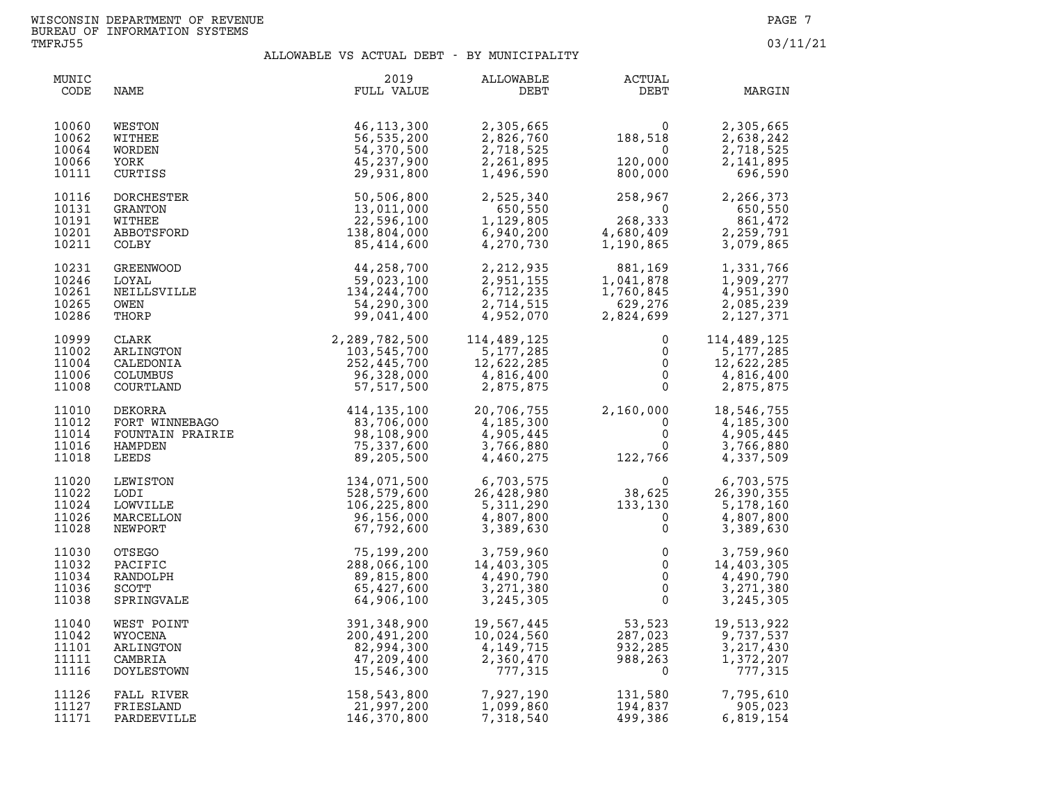WISCONSIN DEPARTMENT OF REVENUE
BUREAU OF INFORMATION SYSTEMS
TMFRJ55

03/11/21

## ALLOWABLE VS ACTUAL DEBT - BY MUNICIPALITY

| MUNIC CODE | NAME | 2019 FULL VALUE | ALLOWABLE DEBT | ACTUAL DEBT | MARGIN |
|---|---|---|---|---|---|
| 10060 | WESTON | 46,113,300 | 2,305,665 | 0 | 2,305,665 |
| 10062 | WITHEE | 56,535,200 | 2,826,760 | 188,518 | 2,638,242 |
| 10064 | WORDEN | 54,370,500 | 2,718,525 | 0 | 2,718,525 |
| 10066 | YORK | 45,237,900 | 2,261,895 | 120,000 | 2,141,895 |
| 10111 | CURTISS | 29,931,800 | 1,496,590 | 800,000 | 696,590 |
| 10116 | DORCHESTER | 50,506,800 | 2,525,340 | 258,967 | 2,266,373 |
| 10131 | GRANTON | 13,011,000 | 650,550 | 0 | 650,550 |
| 10191 | WITHEE | 22,596,100 | 1,129,805 | 268,333 | 861,472 |
| 10201 | ABBOTSFORD | 138,804,000 | 6,940,200 | 4,680,409 | 2,259,791 |
| 10211 | COLBY | 85,414,600 | 4,270,730 | 1,190,865 | 3,079,865 |
| 10231 | GREENWOOD | 44,258,700 | 2,212,935 | 881,169 | 1,331,766 |
| 10246 | LOYAL | 59,023,100 | 2,951,155 | 1,041,878 | 1,909,277 |
| 10261 | NEILLSVILLE | 134,244,700 | 6,712,235 | 1,760,845 | 4,951,390 |
| 10265 | OWEN | 54,290,300 | 2,714,515 | 629,276 | 2,085,239 |
| 10286 | THORP | 99,041,400 | 4,952,070 | 2,824,699 | 2,127,371 |
| 10999 | CLARK | 2,289,782,500 | 114,489,125 | 0 | 114,489,125 |
| 11002 | ARLINGTON | 103,545,700 | 5,177,285 | 0 | 5,177,285 |
| 11004 | CALEDONIA | 252,445,700 | 12,622,285 | 0 | 12,622,285 |
| 11006 | COLUMBUS | 96,328,000 | 4,816,400 | 0 | 4,816,400 |
| 11008 | COURTLAND | 57,517,500 | 2,875,875 | 0 | 2,875,875 |
| 11010 | DEKORRA | 414,135,100 | 20,706,755 | 2,160,000 | 18,546,755 |
| 11012 | FORT WINNEBAGO | 83,706,000 | 4,185,300 | 0 | 4,185,300 |
| 11014 | FOUNTAIN PRAIRIE | 98,108,900 | 4,905,445 | 0 | 4,905,445 |
| 11016 | HAMPDEN | 75,337,600 | 3,766,880 | 0 | 3,766,880 |
| 11018 | LEEDS | 89,205,500 | 4,460,275 | 122,766 | 4,337,509 |
| 11020 | LEWISTON | 134,071,500 | 6,703,575 | 0 | 6,703,575 |
| 11022 | LODI | 528,579,600 | 26,428,980 | 38,625 | 26,390,355 |
| 11024 | LOWVILLE | 106,225,800 | 5,311,290 | 133,130 | 5,178,160 |
| 11026 | MARCELLON | 96,156,000 | 4,807,800 | 0 | 4,807,800 |
| 11028 | NEWPORT | 67,792,600 | 3,389,630 | 0 | 3,389,630 |
| 11030 | OTSEGO | 75,199,200 | 3,759,960 | 0 | 3,759,960 |
| 11032 | PACIFIC | 288,066,100 | 14,403,305 | 0 | 14,403,305 |
| 11034 | RANDOLPH | 89,815,800 | 4,490,790 | 0 | 4,490,790 |
| 11036 | SCOTT | 65,427,600 | 3,271,380 | 0 | 3,271,380 |
| 11038 | SPRINGVALE | 64,906,100 | 3,245,305 | 0 | 3,245,305 |
| 11040 | WEST POINT | 391,348,900 | 19,567,445 | 53,523 | 19,513,922 |
| 11042 | WYOCENA | 200,491,200 | 10,024,560 | 287,023 | 9,737,537 |
| 11101 | ARLINGTON | 82,994,300 | 4,149,715 | 932,285 | 3,217,430 |
| 11111 | CAMBRIA | 47,209,400 | 2,360,470 | 988,263 | 1,372,207 |
| 11116 | DOYLESTOWN | 15,546,300 | 777,315 | 0 | 777,315 |
| 11126 | FALL RIVER | 158,543,800 | 7,927,190 | 131,580 | 7,795,610 |
| 11127 | FRIESLAND | 21,997,200 | 1,099,860 | 194,837 | 905,023 |
| 11171 | PARDEEVILLE | 146,370,800 | 7,318,540 | 499,386 | 6,819,154 |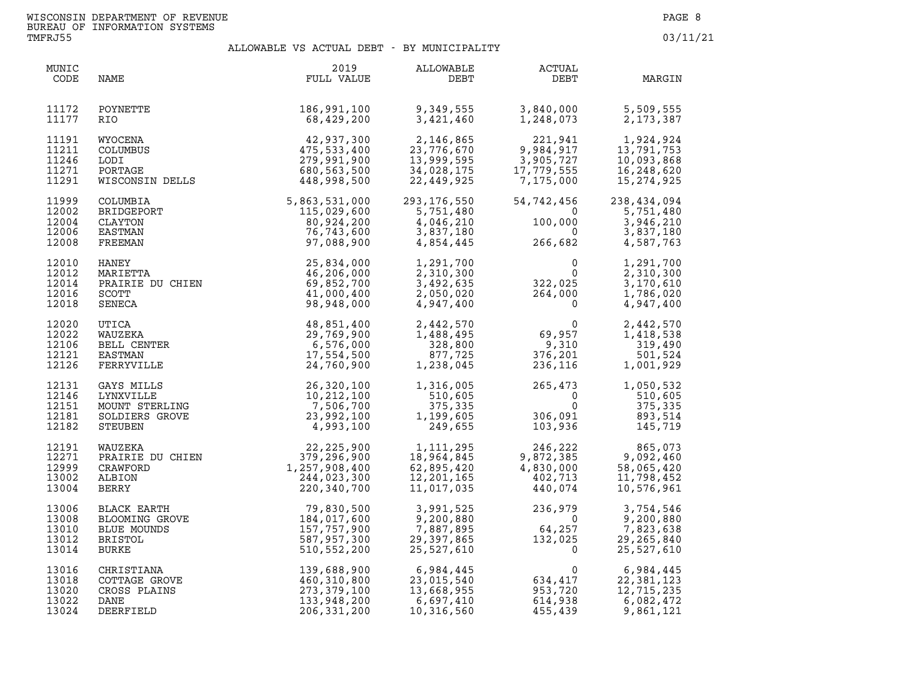WISCONSIN DEPARTMENT OF REVENUE
BUREAU OF INFORMATION SYSTEMS
TMFRJ55

03/11/21

## ALLOWABLE VS ACTUAL DEBT - BY MUNICIPALITY

| MUNIC CODE | NAME | 2019 FULL VALUE | ALLOWABLE DEBT | ACTUAL DEBT | MARGIN |
|---|---|---|---|---|---|
| 11172 | POYNETTE | 186,991,100 | 9,349,555 | 3,840,000 | 5,509,555 |
| 11177 | RIO | 68,429,200 | 3,421,460 | 1,248,073 | 2,173,387 |
| 11191 | WYOCENA | 42,937,300 | 2,146,865 | 221,941 | 1,924,924 |
| 11211 | COLUMBUS | 475,533,400 | 23,776,670 | 9,984,917 | 13,791,753 |
| 11246 | LODI | 279,991,900 | 13,999,595 | 3,905,727 | 10,093,868 |
| 11271 | PORTAGE | 680,563,500 | 34,028,175 | 17,779,555 | 16,248,620 |
| 11291 | WISCONSIN DELLS | 448,998,500 | 22,449,925 | 7,175,000 | 15,274,925 |
| 11999 | COLUMBIA | 5,863,531,000 | 293,176,550 | 54,742,456 | 238,434,094 |
| 12002 | BRIDGEPORT | 115,029,600 | 5,751,480 | 0 | 5,751,480 |
| 12004 | CLAYTON | 80,924,200 | 4,046,210 | 100,000 | 3,946,210 |
| 12006 | EASTMAN | 76,743,600 | 3,837,180 | 0 | 3,837,180 |
| 12008 | FREEMAN | 97,088,900 | 4,854,445 | 266,682 | 4,587,763 |
| 12010 | HANEY | 25,834,000 | 1,291,700 | 0 | 1,291,700 |
| 12012 | MARIETTA | 46,206,000 | 2,310,300 | 0 | 2,310,300 |
| 12014 | PRAIRIE DU CHIEN | 69,852,700 | 3,492,635 | 322,025 | 3,170,610 |
| 12016 | SCOTT | 41,000,400 | 2,050,020 | 264,000 | 1,786,020 |
| 12018 | SENECA | 98,948,000 | 4,947,400 | 0 | 4,947,400 |
| 12020 | UTICA | 48,851,400 | 2,442,570 | 0 | 2,442,570 |
| 12022 | WAUZEKA | 29,769,900 | 1,488,495 | 69,957 | 1,418,538 |
| 12106 | BELL CENTER | 6,576,000 | 328,800 | 9,310 | 319,490 |
| 12121 | EASTMAN | 17,554,500 | 877,725 | 376,201 | 501,524 |
| 12126 | FERRYVILLE | 24,760,900 | 1,238,045 | 236,116 | 1,001,929 |
| 12131 | GAYS MILLS | 26,320,100 | 1,316,005 | 265,473 | 1,050,532 |
| 12146 | LYNXVILLE | 10,212,100 | 510,605 | 0 | 510,605 |
| 12151 | MOUNT STERLING | 7,506,700 | 375,335 | 0 | 375,335 |
| 12181 | SOLDIERS GROVE | 23,992,100 | 1,199,605 | 306,091 | 893,514 |
| 12182 | STEUBEN | 4,993,100 | 249,655 | 103,936 | 145,719 |
| 12191 | WAUZEKA | 22,225,900 | 1,111,295 | 246,222 | 865,073 |
| 12271 | PRAIRIE DU CHIEN | 379,296,900 | 18,964,845 | 9,872,385 | 9,092,460 |
| 12999 | CRAWFORD | 1,257,908,400 | 62,895,420 | 4,830,000 | 58,065,420 |
| 13002 | ALBION | 244,023,300 | 12,201,165 | 402,713 | 11,798,452 |
| 13004 | BERRY | 220,340,700 | 11,017,035 | 440,074 | 10,576,961 |
| 13006 | BLACK EARTH | 79,830,500 | 3,991,525 | 236,979 | 3,754,546 |
| 13008 | BLOOMING GROVE | 184,017,600 | 9,200,880 | 0 | 9,200,880 |
| 13010 | BLUE MOUNDS | 157,757,900 | 7,887,895 | 64,257 | 7,823,638 |
| 13012 | BRISTOL | 587,957,300 | 29,397,865 | 132,025 | 29,265,840 |
| 13014 | BURKE | 510,552,200 | 25,527,610 | 0 | 25,527,610 |
| 13016 | CHRISTIANA | 139,688,900 | 6,984,445 | 0 | 6,984,445 |
| 13018 | COTTAGE GROVE | 460,310,800 | 23,015,540 | 634,417 | 22,381,123 |
| 13020 | CROSS PLAINS | 273,379,100 | 13,668,955 | 953,720 | 12,715,235 |
| 13022 | DANE | 133,948,200 | 6,697,410 | 614,938 | 6,082,472 |
| 13024 | DEERFIELD | 206,331,200 | 10,316,560 | 455,439 | 9,861,121 |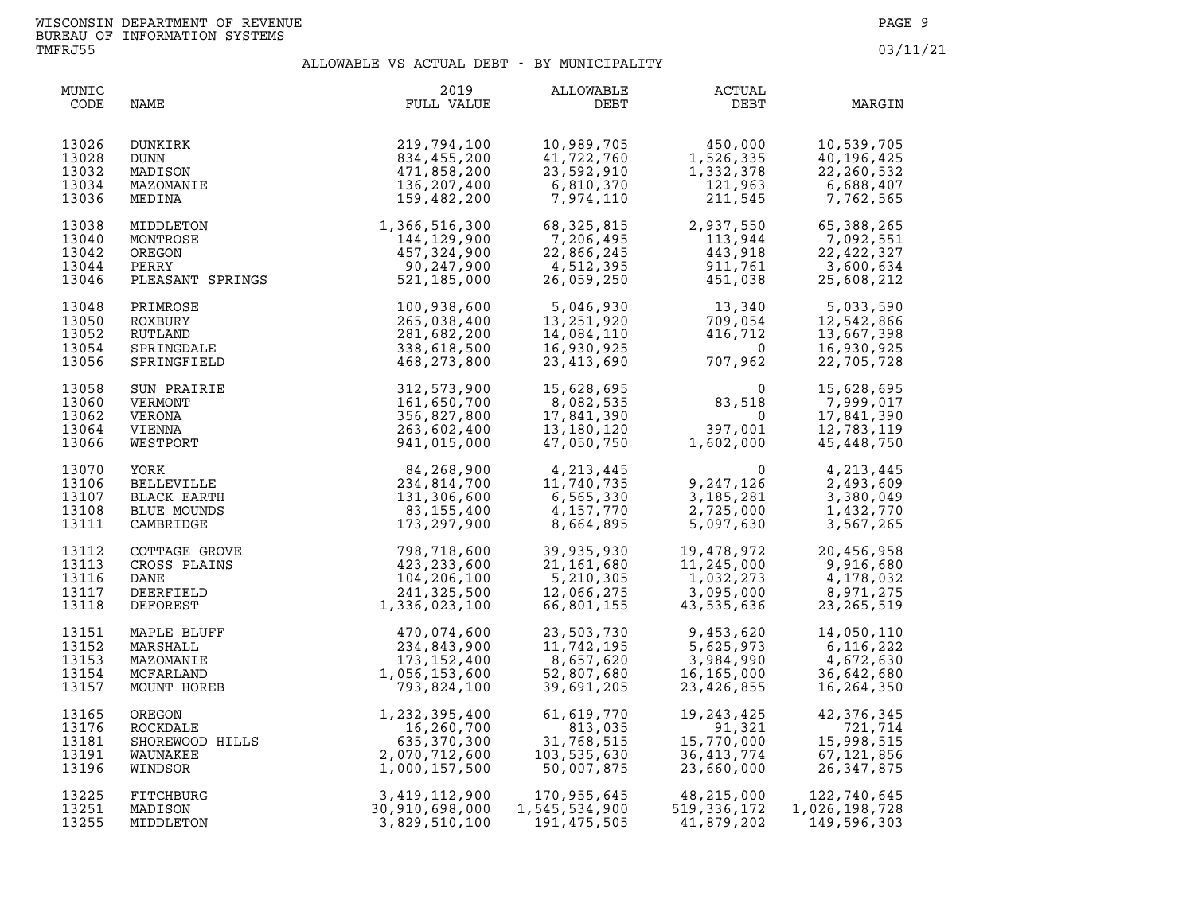WISCONSIN DEPARTMENT OF REVENUE
BUREAU OF INFORMATION SYSTEMS
TMFRJ55

03/11/21

## ALLOWABLE VS ACTUAL DEBT - BY MUNICIPALITY

| MUNIC CODE | NAME | 2019 FULL VALUE | ALLOWABLE DEBT | ACTUAL DEBT | MARGIN |
|---|---|---|---|---|---|
| 13026 | DUNKIRK | 219,794,100 | 10,989,705 | 450,000 | 10,539,705 |
| 13028 | DUNN | 834,455,200 | 41,722,760 | 1,526,335 | 40,196,425 |
| 13032 | MADISON | 471,858,200 | 23,592,910 | 1,332,378 | 22,260,532 |
| 13034 | MAZOMANIE | 136,207,400 | 6,810,370 | 121,963 | 6,688,407 |
| 13036 | MEDINA | 159,482,200 | 7,974,110 | 211,545 | 7,762,565 |
| 13038 | MIDDLETON | 1,366,516,300 | 68,325,815 | 2,937,550 | 65,388,265 |
| 13040 | MONTROSE | 144,129,900 | 7,206,495 | 113,944 | 7,092,551 |
| 13042 | OREGON | 457,324,900 | 22,866,245 | 443,918 | 22,422,327 |
| 13044 | PERRY | 90,247,900 | 4,512,395 | 911,761 | 3,600,634 |
| 13046 | PLEASANT SPRINGS | 521,185,000 | 26,059,250 | 451,038 | 25,608,212 |
| 13048 | PRIMROSE | 100,938,600 | 5,046,930 | 13,340 | 5,033,590 |
| 13050 | ROXBURY | 265,038,400 | 13,251,920 | 709,054 | 12,542,866 |
| 13052 | RUTLAND | 281,682,200 | 14,084,110 | 416,712 | 13,667,398 |
| 13054 | SPRINGDALE | 338,618,500 | 16,930,925 | 0 | 16,930,925 |
| 13056 | SPRINGFIELD | 468,273,800 | 23,413,690 | 707,962 | 22,705,728 |
| 13058 | SUN PRAIRIE | 312,573,900 | 15,628,695 | 0 | 15,628,695 |
| 13060 | VERMONT | 161,650,700 | 8,082,535 | 83,518 | 7,999,017 |
| 13062 | VERONA | 356,827,800 | 17,841,390 | 0 | 17,841,390 |
| 13064 | VIENNA | 263,602,400 | 13,180,120 | 397,001 | 12,783,119 |
| 13066 | WESTPORT | 941,015,000 | 47,050,750 | 1,602,000 | 45,448,750 |
| 13070 | YORK | 84,268,900 | 4,213,445 | 0 | 4,213,445 |
| 13106 | BELLEVILLE | 234,814,700 | 11,740,735 | 9,247,126 | 2,493,609 |
| 13107 | BLACK EARTH | 131,306,600 | 6,565,330 | 3,185,281 | 3,380,049 |
| 13108 | BLUE MOUNDS | 83,155,400 | 4,157,770 | 2,725,000 | 1,432,770 |
| 13111 | CAMBRIDGE | 173,297,900 | 8,664,895 | 5,097,630 | 3,567,265 |
| 13112 | COTTAGE GROVE | 798,718,600 | 39,935,930 | 19,478,972 | 20,456,958 |
| 13113 | CROSS PLAINS | 423,233,600 | 21,161,680 | 11,245,000 | 9,916,680 |
| 13116 | DANE | 104,206,100 | 5,210,305 | 1,032,273 | 4,178,032 |
| 13117 | DEERFIELD | 241,325,500 | 12,066,275 | 3,095,000 | 8,971,275 |
| 13118 | DEFOREST | 1,336,023,100 | 66,801,155 | 43,535,636 | 23,265,519 |
| 13151 | MAPLE BLUFF | 470,074,600 | 23,503,730 | 9,453,620 | 14,050,110 |
| 13152 | MARSHALL | 234,843,900 | 11,742,195 | 5,625,973 | 6,116,222 |
| 13153 | MAZOMANIE | 173,152,400 | 8,657,620 | 3,984,990 | 4,672,630 |
| 13154 | MCFARLAND | 1,056,153,600 | 52,807,680 | 16,165,000 | 36,642,680 |
| 13157 | MOUNT HOREB | 793,824,100 | 39,691,205 | 23,426,855 | 16,264,350 |
| 13165 | OREGON | 1,232,395,400 | 61,619,770 | 19,243,425 | 42,376,345 |
| 13176 | ROCKDALE | 16,260,700 | 813,035 | 91,321 | 721,714 |
| 13181 | SHOREWOOD HILLS | 635,370,300 | 31,768,515 | 15,770,000 | 15,998,515 |
| 13191 | WAUNAKEE | 2,070,712,600 | 103,535,630 | 36,413,774 | 67,121,856 |
| 13196 | WINDSOR | 1,000,157,500 | 50,007,875 | 23,660,000 | 26,347,875 |
| 13225 | FITCHBURG | 3,419,112,900 | 170,955,645 | 48,215,000 | 122,740,645 |
| 13251 | MADISON | 30,910,698,000 | 1,545,534,900 | 519,336,172 | 1,026,198,728 |
| 13255 | MIDDLETON | 3,829,510,100 | 191,475,505 | 41,879,202 | 149,596,303 |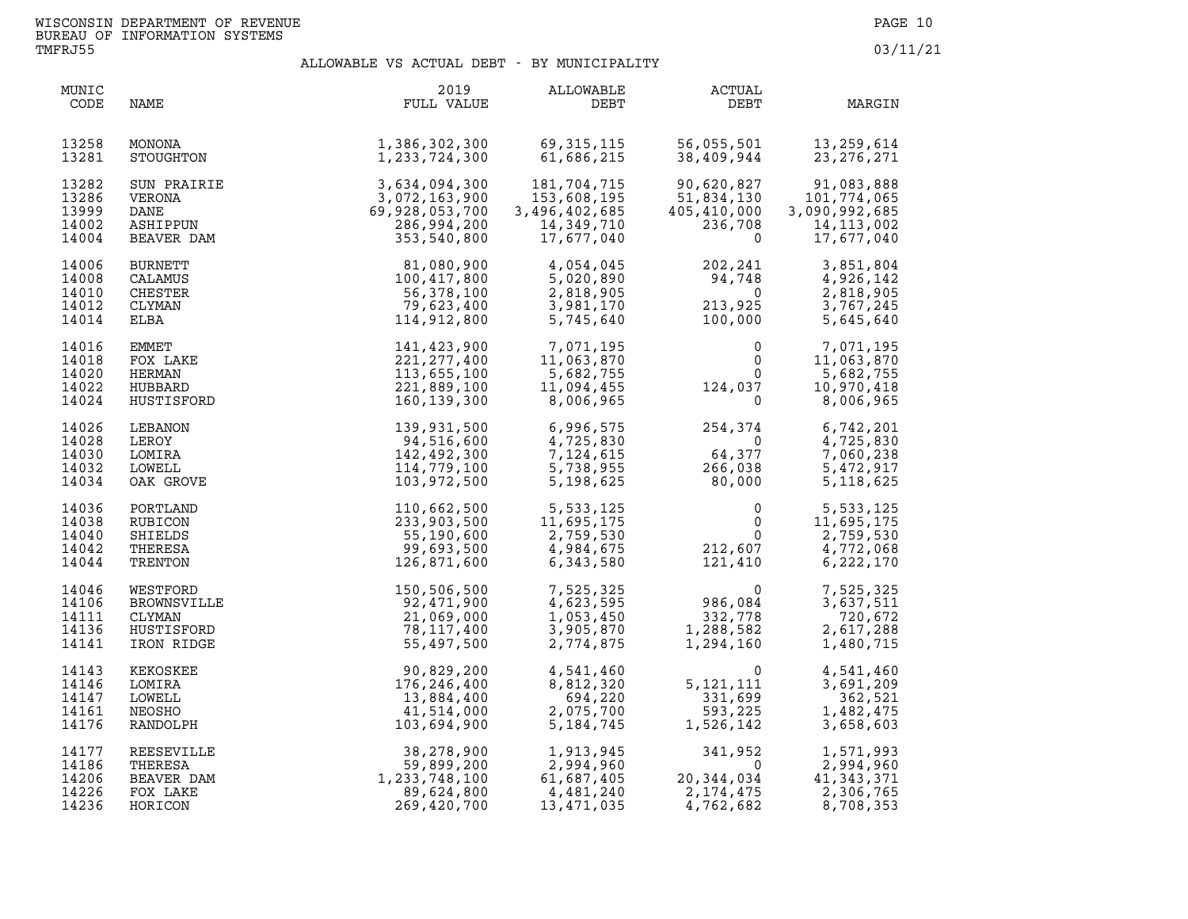WISCONSIN DEPARTMENT OF REVENUE
BUREAU OF INFORMATION SYSTEMS
TMFRJ55

03/11/21

## ALLOWABLE VS ACTUAL DEBT - BY MUNICIPALITY

| MUNIC CODE | NAME | 2019 FULL VALUE | ALLOWABLE DEBT | ACTUAL DEBT | MARGIN |
|---|---|---|---|---|---|
| 13258 | MONONA | 1,386,302,300 | 69,315,115 | 56,055,501 | 13,259,614 |
| 13281 | STOUGHTON | 1,233,724,300 | 61,686,215 | 38,409,944 | 23,276,271 |
| 13282 | SUN PRAIRIE | 3,634,094,300 | 181,704,715 | 90,620,827 | 91,083,888 |
| 13286 | VERONA | 3,072,163,900 | 153,608,195 | 51,834,130 | 101,774,065 |
| 13999 | DANE | 69,928,053,700 | 3,496,402,685 | 405,410,000 | 3,090,992,685 |
| 14002 | ASHIPPUN | 286,994,200 | 14,349,710 | 236,708 | 14,113,002 |
| 14004 | BEAVER DAM | 353,540,800 | 17,677,040 | 0 | 17,677,040 |
| 14006 | BURNETT | 81,080,900 | 4,054,045 | 202,241 | 3,851,804 |
| 14008 | CALAMUS | 100,417,800 | 5,020,890 | 94,748 | 4,926,142 |
| 14010 | CHESTER | 56,378,100 | 2,818,905 | 0 | 2,818,905 |
| 14012 | CLYMAN | 79,623,400 | 3,981,170 | 213,925 | 3,767,245 |
| 14014 | ELBA | 114,912,800 | 5,745,640 | 100,000 | 5,645,640 |
| 14016 | EMMET | 141,423,900 | 7,071,195 | 0 | 7,071,195 |
| 14018 | FOX LAKE | 221,277,400 | 11,063,870 | 0 | 11,063,870 |
| 14020 | HERMAN | 113,655,100 | 5,682,755 | 0 | 5,682,755 |
| 14022 | HUBBARD | 221,889,100 | 11,094,455 | 124,037 | 10,970,418 |
| 14024 | HUSTISFORD | 160,139,300 | 8,006,965 | 0 | 8,006,965 |
| 14026 | LEBANON | 139,931,500 | 6,996,575 | 254,374 | 6,742,201 |
| 14028 | LEROY | 94,516,600 | 4,725,830 | 0 | 4,725,830 |
| 14030 | LOMIRA | 142,492,300 | 7,124,615 | 64,377 | 7,060,238 |
| 14032 | LOWELL | 114,779,100 | 5,738,955 | 266,038 | 5,472,917 |
| 14034 | OAK GROVE | 103,972,500 | 5,198,625 | 80,000 | 5,118,625 |
| 14036 | PORTLAND | 110,662,500 | 5,533,125 | 0 | 5,533,125 |
| 14038 | RUBICON | 233,903,500 | 11,695,175 | 0 | 11,695,175 |
| 14040 | SHIELDS | 55,190,600 | 2,759,530 | 0 | 2,759,530 |
| 14042 | THERESA | 99,693,500 | 4,984,675 | 212,607 | 4,772,068 |
| 14044 | TRENTON | 126,871,600 | 6,343,580 | 121,410 | 6,222,170 |
| 14046 | WESTFORD | 150,506,500 | 7,525,325 | 0 | 7,525,325 |
| 14106 | BROWNSVILLE | 92,471,900 | 4,623,595 | 986,084 | 3,637,511 |
| 14111 | CLYMAN | 21,069,000 | 1,053,450 | 332,778 | 720,672 |
| 14136 | HUSTISFORD | 78,117,400 | 3,905,870 | 1,288,582 | 2,617,288 |
| 14141 | IRON RIDGE | 55,497,500 | 2,774,875 | 1,294,160 | 1,480,715 |
| 14143 | KEKOSKEE | 90,829,200 | 4,541,460 | 0 | 4,541,460 |
| 14146 | LOMIRA | 176,246,400 | 8,812,320 | 5,121,111 | 3,691,209 |
| 14147 | LOWELL | 13,884,400 | 694,220 | 331,699 | 362,521 |
| 14161 | NEOSHO | 41,514,000 | 2,075,700 | 593,225 | 1,482,475 |
| 14176 | RANDOLPH | 103,694,900 | 5,184,745 | 1,526,142 | 3,658,603 |
| 14177 | REESEVILLE | 38,278,900 | 1,913,945 | 341,952 | 1,571,993 |
| 14186 | THERESA | 59,899,200 | 2,994,960 | 0 | 2,994,960 |
| 14206 | BEAVER DAM | 1,233,748,100 | 61,687,405 | 20,344,034 | 41,343,371 |
| 14226 | FOX LAKE | 89,624,800 | 4,481,240 | 2,174,475 | 2,306,765 |
| 14236 | HORICON | 269,420,700 | 13,471,035 | 4,762,682 | 8,708,353 |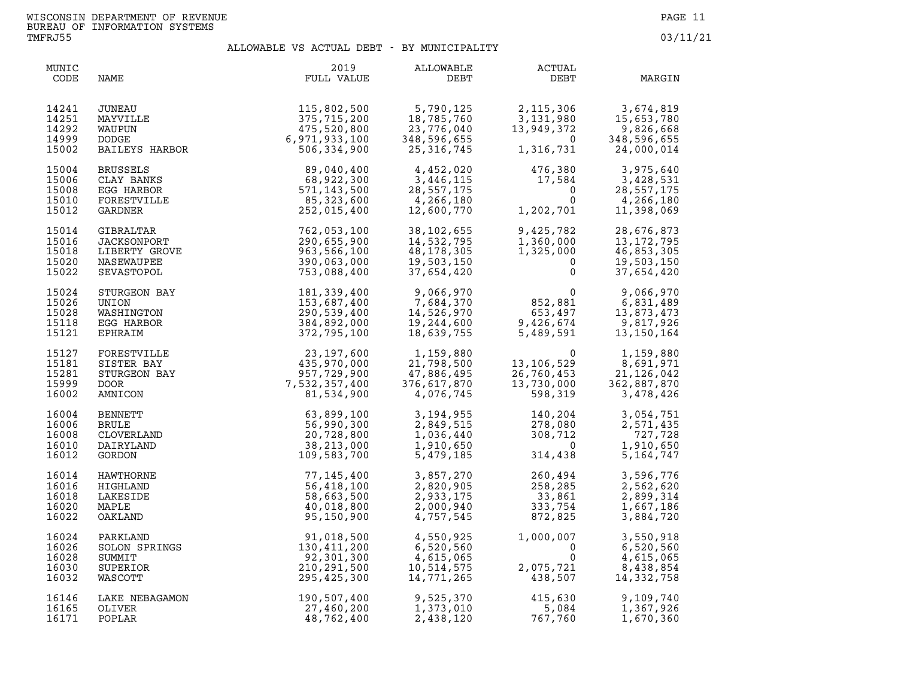WISCONSIN DEPARTMENT OF REVENUE
BUREAU OF INFORMATION SYSTEMS
TMFRJ55

03/11/21

## ALLOWABLE VS ACTUAL DEBT - BY MUNICIPALITY

| MUNIC CODE | NAME | 2019 FULL VALUE | ALLOWABLE DEBT | ACTUAL DEBT | MARGIN |
|---|---|---|---|---|---|
| 14241 | JUNEAU | 115,802,500 | 5,790,125 | 2,115,306 | 3,674,819 |
| 14251 | MAYVILLE | 375,715,200 | 18,785,760 | 3,131,980 | 15,653,780 |
| 14292 | WAUPUN | 475,520,800 | 23,776,040 | 13,949,372 | 9,826,668 |
| 14999 | DODGE | 6,971,933,100 | 348,596,655 | 0 | 348,596,655 |
| 15002 | BAILEYS HARBOR | 506,334,900 | 25,316,745 | 1,316,731 | 24,000,014 |
| 15004 | BRUSSELS | 89,040,400 | 4,452,020 | 476,380 | 3,975,640 |
| 15006 | CLAY BANKS | 68,922,300 | 3,446,115 | 17,584 | 3,428,531 |
| 15008 | EGG HARBOR | 571,143,500 | 28,557,175 | 0 | 28,557,175 |
| 15010 | FORESTVILLE | 85,323,600 | 4,266,180 | 0 | 4,266,180 |
| 15012 | GARDNER | 252,015,400 | 12,600,770 | 1,202,701 | 11,398,069 |
| 15014 | GIBRALTAR | 762,053,100 | 38,102,655 | 9,425,782 | 28,676,873 |
| 15016 | JACKSONPORT | 290,655,900 | 14,532,795 | 1,360,000 | 13,172,795 |
| 15018 | LIBERTY GROVE | 963,566,100 | 48,178,305 | 1,325,000 | 46,853,305 |
| 15020 | NASEWAUPEE | 390,063,000 | 19,503,150 | 0 | 19,503,150 |
| 15022 | SEVASTOPOL | 753,088,400 | 37,654,420 | 0 | 37,654,420 |
| 15024 | STURGEON BAY | 181,339,400 | 9,066,970 | 0 | 9,066,970 |
| 15026 | UNION | 153,687,400 | 7,684,370 | 852,881 | 6,831,489 |
| 15028 | WASHINGTON | 290,539,400 | 14,526,970 | 653,497 | 13,873,473 |
| 15118 | EGG HARBOR | 384,892,000 | 19,244,600 | 9,426,674 | 9,817,926 |
| 15121 | EPHRAIM | 372,795,100 | 18,639,755 | 5,489,591 | 13,150,164 |
| 15127 | FORESTVILLE | 23,197,600 | 1,159,880 | 0 | 1,159,880 |
| 15181 | SISTER BAY | 435,970,000 | 21,798,500 | 13,106,529 | 8,691,971 |
| 15281 | STURGEON BAY | 957,729,900 | 47,886,495 | 26,760,453 | 21,126,042 |
| 15999 | DOOR | 7,532,357,400 | 376,617,870 | 13,730,000 | 362,887,870 |
| 16002 | AMNICON | 81,534,900 | 4,076,745 | 598,319 | 3,478,426 |
| 16004 | BENNETT | 63,899,100 | 3,194,955 | 140,204 | 3,054,751 |
| 16006 | BRULE | 56,990,300 | 2,849,515 | 278,080 | 2,571,435 |
| 16008 | CLOVERLAND | 20,728,800 | 1,036,440 | 308,712 | 727,728 |
| 16010 | DAIRYLAND | 38,213,000 | 1,910,650 | 0 | 1,910,650 |
| 16012 | GORDON | 109,583,700 | 5,479,185 | 314,438 | 5,164,747 |
| 16014 | HAWTHORNE | 77,145,400 | 3,857,270 | 260,494 | 3,596,776 |
| 16016 | HIGHLAND | 56,418,100 | 2,820,905 | 258,285 | 2,562,620 |
| 16018 | LAKESIDE | 58,663,500 | 2,933,175 | 33,861 | 2,899,314 |
| 16020 | MAPLE | 40,018,800 | 2,000,940 | 333,754 | 1,667,186 |
| 16022 | OAKLAND | 95,150,900 | 4,757,545 | 872,825 | 3,884,720 |
| 16024 | PARKLAND | 91,018,500 | 4,550,925 | 1,000,007 | 3,550,918 |
| 16026 | SOLON SPRINGS | 130,411,200 | 6,520,560 | 0 | 6,520,560 |
| 16028 | SUMMIT | 92,301,300 | 4,615,065 | 0 | 4,615,065 |
| 16030 | SUPERIOR | 210,291,500 | 10,514,575 | 2,075,721 | 8,438,854 |
| 16032 | WASCOTT | 295,425,300 | 14,771,265 | 438,507 | 14,332,758 |
| 16146 | LAKE NEBAGAMON | 190,507,400 | 9,525,370 | 415,630 | 9,109,740 |
| 16165 | OLIVER | 27,460,200 | 1,373,010 | 5,084 | 1,367,926 |
| 16171 | POPLAR | 48,762,400 | 2,438,120 | 767,760 | 1,670,360 |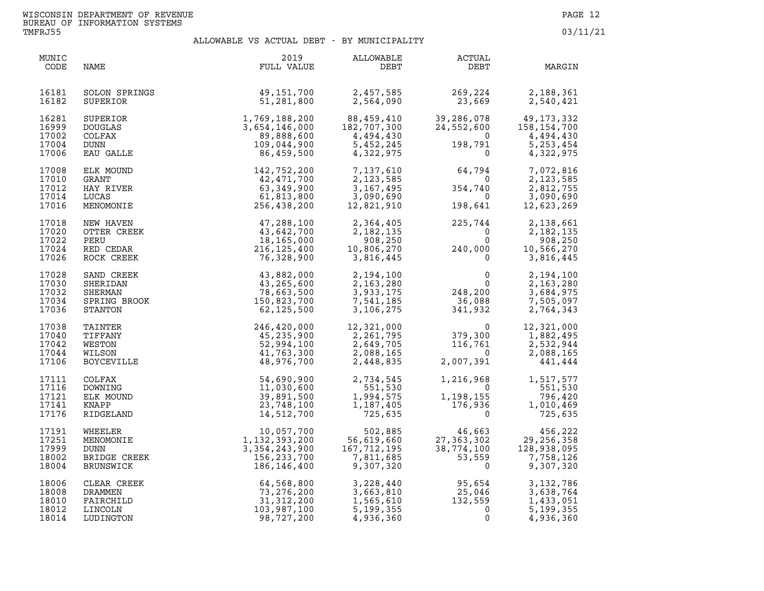WISCONSIN DEPARTMENT OF REVENUE
BUREAU OF INFORMATION SYSTEMS
TMFRJ55

03/11/21

## ALLOWABLE VS ACTUAL DEBT - BY MUNICIPALITY

| MUNIC CODE | NAME | 2019 FULL VALUE | ALLOWABLE DEBT | ACTUAL DEBT | MARGIN |
|---|---|---|---|---|---|
| 16181 | SOLON SPRINGS | 49,151,700 | 2,457,585 | 269,224 | 2,188,361 |
| 16182 | SUPERIOR | 51,281,800 | 2,564,090 | 23,669 | 2,540,421 |
| 16281 | SUPERIOR | 1,769,188,200 | 88,459,410 | 39,286,078 | 49,173,332 |
| 16999 | DOUGLAS | 3,654,146,000 | 182,707,300 | 24,552,600 | 158,154,700 |
| 17002 | COLFAX | 89,888,600 | 4,494,430 | 0 | 4,494,430 |
| 17004 | DUNN | 109,044,900 | 5,452,245 | 198,791 | 5,253,454 |
| 17006 | EAU GALLE | 86,459,500 | 4,322,975 | 0 | 4,322,975 |
| 17008 | ELK MOUND | 142,752,200 | 7,137,610 | 64,794 | 7,072,816 |
| 17010 | GRANT | 42,471,700 | 2,123,585 | 0 | 2,123,585 |
| 17012 | HAY RIVER | 63,349,900 | 3,167,495 | 354,740 | 2,812,755 |
| 17014 | LUCAS | 61,813,800 | 3,090,690 | 0 | 3,090,690 |
| 17016 | MENOMONIE | 256,438,200 | 12,821,910 | 198,641 | 12,623,269 |
| 17018 | NEW HAVEN | 47,288,100 | 2,364,405 | 225,744 | 2,138,661 |
| 17020 | OTTER CREEK | 43,642,700 | 2,182,135 | 0 | 2,182,135 |
| 17022 | PERU | 18,165,000 | 908,250 | 0 | 908,250 |
| 17024 | RED CEDAR | 216,125,400 | 10,806,270 | 240,000 | 10,566,270 |
| 17026 | ROCK CREEK | 76,328,900 | 3,816,445 | 0 | 3,816,445 |
| 17028 | SAND CREEK | 43,882,000 | 2,194,100 | 0 | 2,194,100 |
| 17030 | SHERIDAN | 43,265,600 | 2,163,280 | 0 | 2,163,280 |
| 17032 | SHERMAN | 78,663,500 | 3,933,175 | 248,200 | 3,684,975 |
| 17034 | SPRING BROOK | 150,823,700 | 7,541,185 | 36,088 | 7,505,097 |
| 17036 | STANTON | 62,125,500 | 3,106,275 | 341,932 | 2,764,343 |
| 17038 | TAINTER | 246,420,000 | 12,321,000 | 0 | 12,321,000 |
| 17040 | TIFFANY | 45,235,900 | 2,261,795 | 379,300 | 1,882,495 |
| 17042 | WESTON | 52,994,100 | 2,649,705 | 116,761 | 2,532,944 |
| 17044 | WILSON | 41,763,300 | 2,088,165 | 0 | 2,088,165 |
| 17106 | BOYCEVILLE | 48,976,700 | 2,448,835 | 2,007,391 | 441,444 |
| 17111 | COLFAX | 54,690,900 | 2,734,545 | 1,216,968 | 1,517,577 |
| 17116 | DOWNING | 11,030,600 | 551,530 | 0 | 551,530 |
| 17121 | ELK MOUND | 39,891,500 | 1,994,575 | 1,198,155 | 796,420 |
| 17141 | KNAPP | 23,748,100 | 1,187,405 | 176,936 | 1,010,469 |
| 17176 | RIDGELAND | 14,512,700 | 725,635 | 0 | 725,635 |
| 17191 | WHEELER | 10,057,700 | 502,885 | 46,663 | 456,222 |
| 17251 | MENOMONIE | 1,132,393,200 | 56,619,660 | 27,363,302 | 29,256,358 |
| 17999 | DUNN | 3,354,243,900 | 167,712,195 | 38,774,100 | 128,938,095 |
| 18002 | BRIDGE CREEK | 156,233,700 | 7,811,685 | 53,559 | 7,758,126 |
| 18004 | BRUNSWICK | 186,146,400 | 9,307,320 | 0 | 9,307,320 |
| 18006 | CLEAR CREEK | 64,568,800 | 3,228,440 | 95,654 | 3,132,786 |
| 18008 | DRAMMEN | 73,276,200 | 3,663,810 | 25,046 | 3,638,764 |
| 18010 | FAIRCHILD | 31,312,200 | 1,565,610 | 132,559 | 1,433,051 |
| 18012 | LINCOLN | 103,987,100 | 5,199,355 | 0 | 5,199,355 |
| 18014 | LUDINGTON | 98,727,200 | 4,936,360 | 0 | 4,936,360 |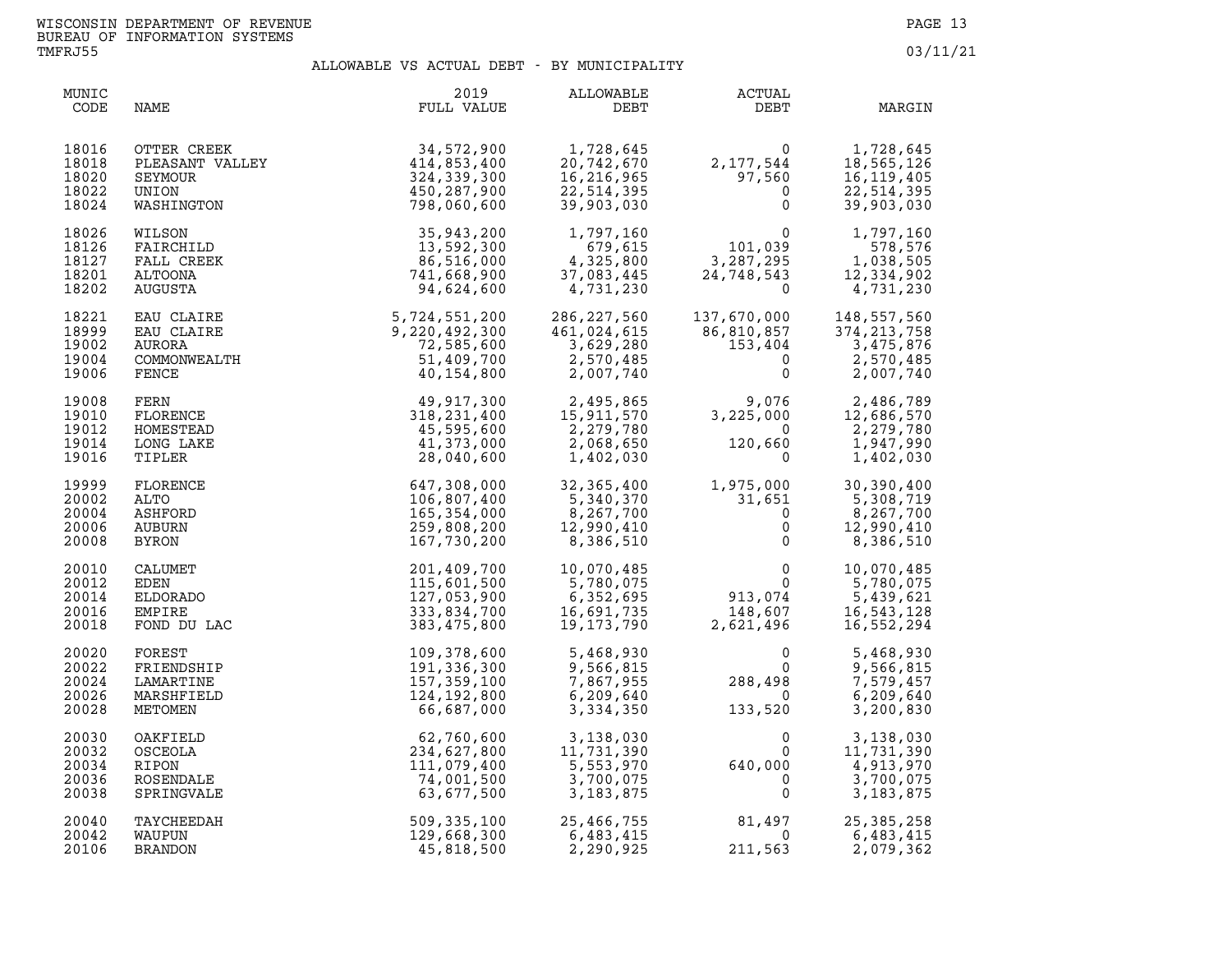WISCONSIN DEPARTMENT OF REVENUE
BUREAU OF INFORMATION SYSTEMS
TMFRJ55

03/11/21

# ALLOWABLE VS ACTUAL DEBT - BY MUNICIPALITY

| MUNIC CODE | NAME | 2019 FULL VALUE | ALLOWABLE DEBT | ACTUAL DEBT | MARGIN |
|---|---|---|---|---|---|
| 18016 | OTTER CREEK | 34,572,900 | 1,728,645 | 0 | 1,728,645 |
| 18018 | PLEASANT VALLEY | 414,853,400 | 20,742,670 | 2,177,544 | 18,565,126 |
| 18020 | SEYMOUR | 324,339,300 | 16,216,965 | 97,560 | 16,119,405 |
| 18022 | UNION | 450,287,900 | 22,514,395 | 0 | 22,514,395 |
| 18024 | WASHINGTON | 798,060,600 | 39,903,030 | 0 | 39,903,030 |
| 18026 | WILSON | 35,943,200 | 1,797,160 | 0 | 1,797,160 |
| 18126 | FAIRCHILD | 13,592,300 | 679,615 | 101,039 | 578,576 |
| 18127 | FALL CREEK | 86,516,000 | 4,325,800 | 3,287,295 | 1,038,505 |
| 18201 | ALTOONA | 741,668,900 | 37,083,445 | 24,748,543 | 12,334,902 |
| 18202 | AUGUSTA | 94,624,600 | 4,731,230 | 0 | 4,731,230 |
| 18221 | EAU CLAIRE | 5,724,551,200 | 286,227,560 | 137,670,000 | 148,557,560 |
| 18999 | EAU CLAIRE | 9,220,492,300 | 461,024,615 | 86,810,857 | 374,213,758 |
| 19002 | AURORA | 72,585,600 | 3,629,280 | 153,404 | 3,475,876 |
| 19004 | COMMONWEALTH | 51,409,700 | 2,570,485 | 0 | 2,570,485 |
| 19006 | FENCE | 40,154,800 | 2,007,740 | 0 | 2,007,740 |
| 19008 | FERN | 49,917,300 | 2,495,865 | 9,076 | 2,486,789 |
| 19010 | FLORENCE | 318,231,400 | 15,911,570 | 3,225,000 | 12,686,570 |
| 19012 | HOMESTEAD | 45,595,600 | 2,279,780 | 0 | 2,279,780 |
| 19014 | LONG LAKE | 41,373,000 | 2,068,650 | 120,660 | 1,947,990 |
| 19016 | TIPLER | 28,040,600 | 1,402,030 | 0 | 1,402,030 |
| 19999 | FLORENCE | 647,308,000 | 32,365,400 | 1,975,000 | 30,390,400 |
| 20002 | ALTO | 106,807,400 | 5,340,370 | 31,651 | 5,308,719 |
| 20004 | ASHFORD | 165,354,000 | 8,267,700 | 0 | 8,267,700 |
| 20006 | AUBURN | 259,808,200 | 12,990,410 | 0 | 12,990,410 |
| 20008 | BYRON | 167,730,200 | 8,386,510 | 0 | 8,386,510 |
| 20010 | CALUMET | 201,409,700 | 10,070,485 | 0 | 10,070,485 |
| 20012 | EDEN | 115,601,500 | 5,780,075 | 0 | 5,780,075 |
| 20014 | ELDORADO | 127,053,900 | 6,352,695 | 913,074 | 5,439,621 |
| 20016 | EMPIRE | 333,834,700 | 16,691,735 | 148,607 | 16,543,128 |
| 20018 | FOND DU LAC | 383,475,800 | 19,173,790 | 2,621,496 | 16,552,294 |
| 20020 | FOREST | 109,378,600 | 5,468,930 | 0 | 5,468,930 |
| 20022 | FRIENDSHIP | 191,336,300 | 9,566,815 | 0 | 9,566,815 |
| 20024 | LAMARTINE | 157,359,100 | 7,867,955 | 288,498 | 7,579,457 |
| 20026 | MARSHFIELD | 124,192,800 | 6,209,640 | 0 | 6,209,640 |
| 20028 | METOMEN | 66,687,000 | 3,334,350 | 133,520 | 3,200,830 |
| 20030 | OAKFIELD | 62,760,600 | 3,138,030 | 0 | 3,138,030 |
| 20032 | OSCEOLA | 234,627,800 | 11,731,390 | 0 | 11,731,390 |
| 20034 | RIPON | 111,079,400 | 5,553,970 | 640,000 | 4,913,970 |
| 20036 | ROSENDALE | 74,001,500 | 3,700,075 | 0 | 3,700,075 |
| 20038 | SPRINGVALE | 63,677,500 | 3,183,875 | 0 | 3,183,875 |
| 20040 | TAYCHEEDAH | 509,335,100 | 25,466,755 | 81,497 | 25,385,258 |
| 20042 | WAUPUN | 129,668,300 | 6,483,415 | 0 | 6,483,415 |
| 20106 | BRANDON | 45,818,500 | 2,290,925 | 211,563 | 2,079,362 |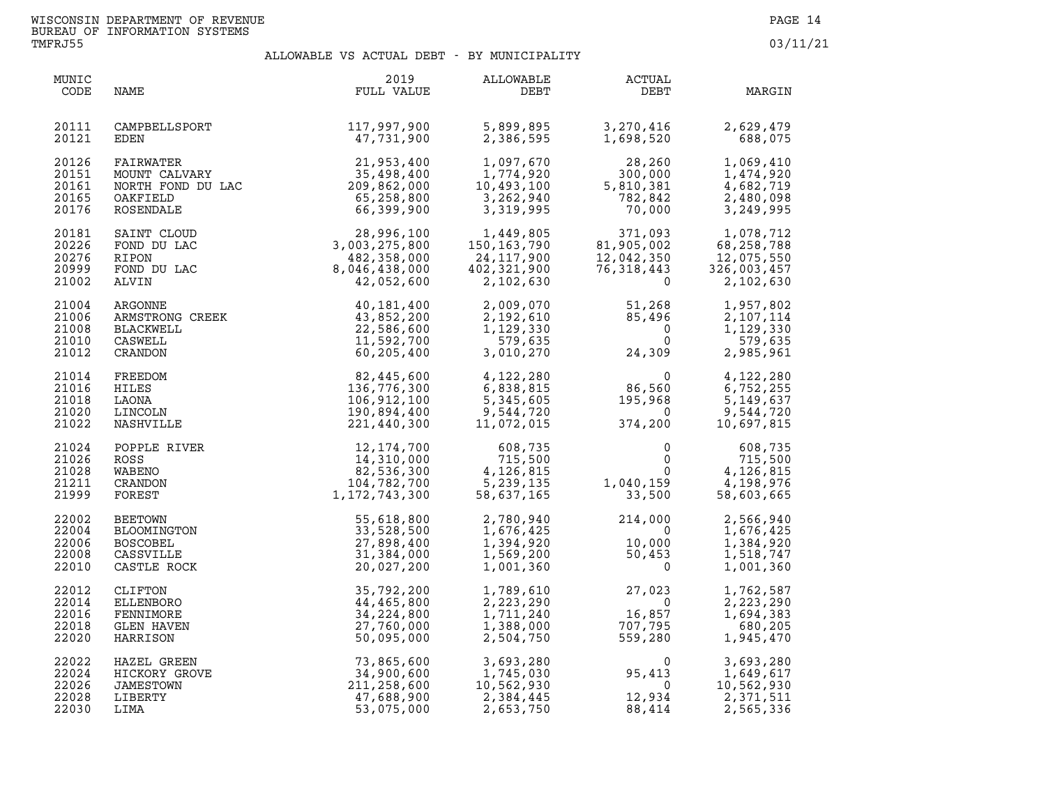WISCONSIN DEPARTMENT OF REVENUE
BUREAU OF INFORMATION SYSTEMS
TMFRJ55

03/11/21

## ALLOWABLE VS ACTUAL DEBT - BY MUNICIPALITY

| MUNIC CODE | NAME | 2019 FULL VALUE | ALLOWABLE DEBT | ACTUAL DEBT | MARGIN |
|---|---|---|---|---|---|
| 20111 | CAMPBELLSPORT | 117,997,900 | 5,899,895 | 3,270,416 | 2,629,479 |
| 20121 | EDEN | 47,731,900 | 2,386,595 | 1,698,520 | 688,075 |
| 20126 | FAIRWATER | 21,953,400 | 1,097,670 | 28,260 | 1,069,410 |
| 20151 | MOUNT CALVARY | 35,498,400 | 1,774,920 | 300,000 | 1,474,920 |
| 20161 | NORTH FOND DU LAC | 209,862,000 | 10,493,100 | 5,810,381 | 4,682,719 |
| 20165 | OAKFIELD | 65,258,800 | 3,262,940 | 782,842 | 2,480,098 |
| 20176 | ROSENDALE | 66,399,900 | 3,319,995 | 70,000 | 3,249,995 |
| 20181 | SAINT CLOUD | 28,996,100 | 1,449,805 | 371,093 | 1,078,712 |
| 20226 | FOND DU LAC | 3,003,275,800 | 150,163,790 | 81,905,002 | 68,258,788 |
| 20276 | RIPON | 482,358,000 | 24,117,900 | 12,042,350 | 12,075,550 |
| 20999 | FOND DU LAC | 8,046,438,000 | 402,321,900 | 76,318,443 | 326,003,457 |
| 21002 | ALVIN | 42,052,600 | 2,102,630 | 0 | 2,102,630 |
| 21004 | ARGONNE | 40,181,400 | 2,009,070 | 51,268 | 1,957,802 |
| 21006 | ARMSTRONG CREEK | 43,852,200 | 2,192,610 | 85,496 | 2,107,114 |
| 21008 | BLACKWELL | 22,586,600 | 1,129,330 | 0 | 1,129,330 |
| 21010 | CASWELL | 11,592,700 | 579,635 | 0 | 579,635 |
| 21012 | CRANDON | 60,205,400 | 3,010,270 | 24,309 | 2,985,961 |
| 21014 | FREEDOM | 82,445,600 | 4,122,280 | 0 | 4,122,280 |
| 21016 | HILES | 136,776,300 | 6,838,815 | 86,560 | 6,752,255 |
| 21018 | LAONA | 106,912,100 | 5,345,605 | 195,968 | 5,149,637 |
| 21020 | LINCOLN | 190,894,400 | 9,544,720 | 0 | 9,544,720 |
| 21022 | NASHVILLE | 221,440,300 | 11,072,015 | 374,200 | 10,697,815 |
| 21024 | POPPLE RIVER | 12,174,700 | 608,735 | 0 | 608,735 |
| 21026 | ROSS | 14,310,000 | 715,500 | 0 | 715,500 |
| 21028 | WABENO | 82,536,300 | 4,126,815 | 0 | 4,126,815 |
| 21211 | CRANDON | 104,782,700 | 5,239,135 | 1,040,159 | 4,198,976 |
| 21999 | FOREST | 1,172,743,300 | 58,637,165 | 33,500 | 58,603,665 |
| 22002 | BEETOWN | 55,618,800 | 2,780,940 | 214,000 | 2,566,940 |
| 22004 | BLOOMINGTON | 33,528,500 | 1,676,425 | 0 | 1,676,425 |
| 22006 | BOSCOBEL | 27,898,400 | 1,394,920 | 10,000 | 1,384,920 |
| 22008 | CASSVILLE | 31,384,000 | 1,569,200 | 50,453 | 1,518,747 |
| 22010 | CASTLE ROCK | 20,027,200 | 1,001,360 | 0 | 1,001,360 |
| 22012 | CLIFTON | 35,792,200 | 1,789,610 | 27,023 | 1,762,587 |
| 22014 | ELLENBORO | 44,465,800 | 2,223,290 | 0 | 2,223,290 |
| 22016 | FENNIMORE | 34,224,800 | 1,711,240 | 16,857 | 1,694,383 |
| 22018 | GLEN HAVEN | 27,760,000 | 1,388,000 | 707,795 | 680,205 |
| 22020 | HARRISON | 50,095,000 | 2,504,750 | 559,280 | 1,945,470 |
| 22022 | HAZEL GREEN | 73,865,600 | 3,693,280 | 0 | 3,693,280 |
| 22024 | HICKORY GROVE | 34,900,600 | 1,745,030 | 95,413 | 1,649,617 |
| 22026 | JAMESTOWN | 211,258,600 | 10,562,930 | 0 | 10,562,930 |
| 22028 | LIBERTY | 47,688,900 | 2,384,445 | 12,934 | 2,371,511 |
| 22030 | LIMA | 53,075,000 | 2,653,750 | 88,414 | 2,565,336 |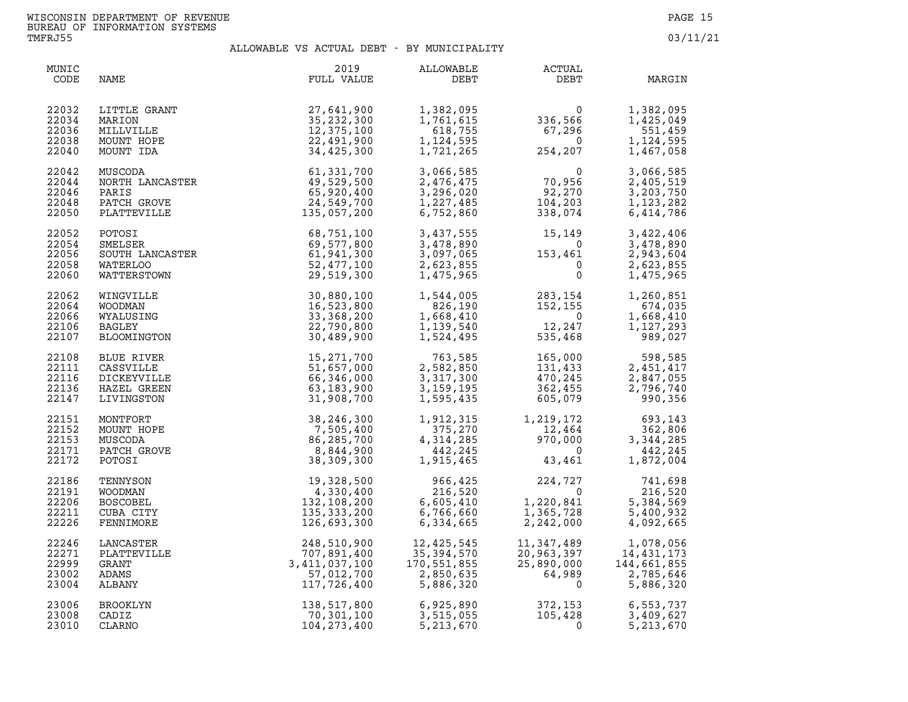WISCONSIN DEPARTMENT OF REVENUE
BUREAU OF INFORMATION SYSTEMS
TMFRJ55

03/11/21

## ALLOWABLE VS ACTUAL DEBT - BY MUNICIPALITY

| MUNIC CODE | NAME | 2019 FULL VALUE | ALLOWABLE DEBT | ACTUAL DEBT | MARGIN |
|---|---|---|---|---|---|
| 22032 | LITTLE GRANT | 27,641,900 | 1,382,095 | 0 | 1,382,095 |
| 22034 | MARION | 35,232,300 | 1,761,615 | 336,566 | 1,425,049 |
| 22036 | MILLVILLE | 12,375,100 | 618,755 | 67,296 | 551,459 |
| 22038 | MOUNT HOPE | 22,491,900 | 1,124,595 | 0 | 1,124,595 |
| 22040 | MOUNT IDA | 34,425,300 | 1,721,265 | 254,207 | 1,467,058 |
| 22042 | MUSCODA | 61,331,700 | 3,066,585 | 0 | 3,066,585 |
| 22044 | NORTH LANCASTER | 49,529,500 | 2,476,475 | 70,956 | 2,405,519 |
| 22046 | PARIS | 65,920,400 | 3,296,020 | 92,270 | 3,203,750 |
| 22048 | PATCH GROVE | 24,549,700 | 1,227,485 | 104,203 | 1,123,282 |
| 22050 | PLATTEVILLE | 135,057,200 | 6,752,860 | 338,074 | 6,414,786 |
| 22052 | POTOSI | 68,751,100 | 3,437,555 | 15,149 | 3,422,406 |
| 22054 | SMELSER | 69,577,800 | 3,478,890 | 0 | 3,478,890 |
| 22056 | SOUTH LANCASTER | 61,941,300 | 3,097,065 | 153,461 | 2,943,604 |
| 22058 | WATERLOO | 52,477,100 | 2,623,855 | 0 | 2,623,855 |
| 22060 | WATTERSTOWN | 29,519,300 | 1,475,965 | 0 | 1,475,965 |
| 22062 | WINGVILLE | 30,880,100 | 1,544,005 | 283,154 | 1,260,851 |
| 22064 | WOODMAN | 16,523,800 | 826,190 | 152,155 | 674,035 |
| 22066 | WYALUSING | 33,368,200 | 1,668,410 | 0 | 1,668,410 |
| 22106 | BAGLEY | 22,790,800 | 1,139,540 | 12,247 | 1,127,293 |
| 22107 | BLOOMINGTON | 30,489,900 | 1,524,495 | 535,468 | 989,027 |
| 22108 | BLUE RIVER | 15,271,700 | 763,585 | 165,000 | 598,585 |
| 22111 | CASSVILLE | 51,657,000 | 2,582,850 | 131,433 | 2,451,417 |
| 22116 | DICKEYVILLE | 66,346,000 | 3,317,300 | 470,245 | 2,847,055 |
| 22136 | HAZEL GREEN | 63,183,900 | 3,159,195 | 362,455 | 2,796,740 |
| 22147 | LIVINGSTON | 31,908,700 | 1,595,435 | 605,079 | 990,356 |
| 22151 | MONTFORT | 38,246,300 | 1,912,315 | 1,219,172 | 693,143 |
| 22152 | MOUNT HOPE | 7,505,400 | 375,270 | 12,464 | 362,806 |
| 22153 | MUSCODA | 86,285,700 | 4,314,285 | 970,000 | 3,344,285 |
| 22171 | PATCH GROVE | 8,844,900 | 442,245 | 0 | 442,245 |
| 22172 | POTOSI | 38,309,300 | 1,915,465 | 43,461 | 1,872,004 |
| 22186 | TENNYSON | 19,328,500 | 966,425 | 224,727 | 741,698 |
| 22191 | WOODMAN | 4,330,400 | 216,520 | 0 | 216,520 |
| 22206 | BOSCOBEL | 132,108,200 | 6,605,410 | 1,220,841 | 5,384,569 |
| 22211 | CUBA CITY | 135,333,200 | 6,766,660 | 1,365,728 | 5,400,932 |
| 22226 | FENNIMORE | 126,693,300 | 6,334,665 | 2,242,000 | 4,092,665 |
| 22246 | LANCASTER | 248,510,900 | 12,425,545 | 11,347,489 | 1,078,056 |
| 22271 | PLATTEVILLE | 707,891,400 | 35,394,570 | 20,963,397 | 14,431,173 |
| 22999 | GRANT | 3,411,037,100 | 170,551,855 | 25,890,000 | 144,661,855 |
| 23002 | ADAMS | 57,012,700 | 2,850,635 | 64,989 | 2,785,646 |
| 23004 | ALBANY | 117,726,400 | 5,886,320 | 0 | 5,886,320 |
| 23006 | BROOKLYN | 138,517,800 | 6,925,890 | 372,153 | 6,553,737 |
| 23008 | CADIZ | 70,301,100 | 3,515,055 | 105,428 | 3,409,627 |
| 23010 | CLARNO | 104,273,400 | 5,213,670 | 0 | 5,213,670 |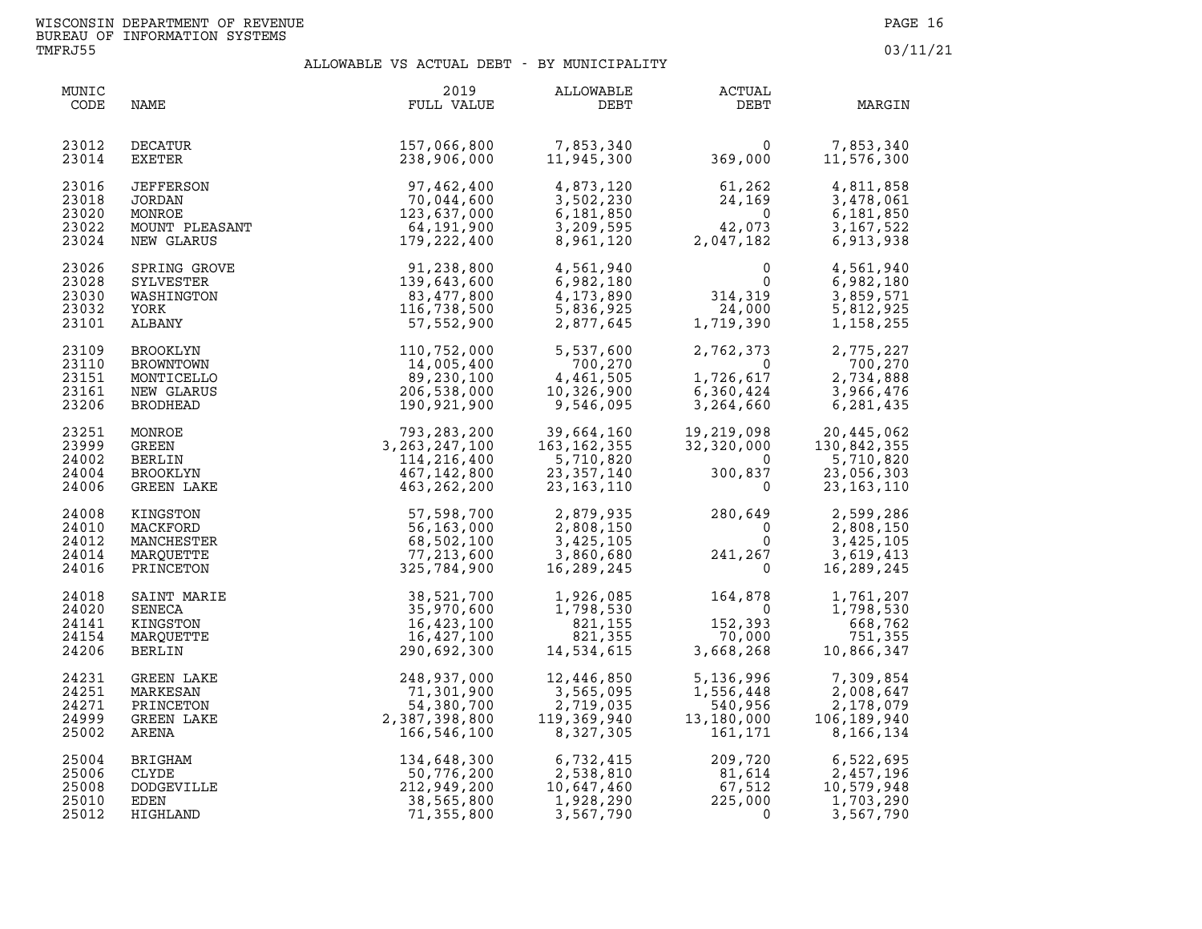WISCONSIN DEPARTMENT OF REVENUE
BUREAU OF INFORMATION SYSTEMS
TMFRJ55

03/11/21

## ALLOWABLE VS ACTUAL DEBT - BY MUNICIPALITY

| MUNIC CODE | NAME | 2019 FULL VALUE | ALLOWABLE DEBT | ACTUAL DEBT | MARGIN |
|---|---|---|---|---|---|
| 23012 | DECATUR | 157,066,800 | 7,853,340 | 0 | 7,853,340 |
| 23014 | EXETER | 238,906,000 | 11,945,300 | 369,000 | 11,576,300 |
| 23016 | JEFFERSON | 97,462,400 | 4,873,120 | 61,262 | 4,811,858 |
| 23018 | JORDAN | 70,044,600 | 3,502,230 | 24,169 | 3,478,061 |
| 23020 | MONROE | 123,637,000 | 6,181,850 | 0 | 6,181,850 |
| 23022 | MOUNT PLEASANT | 64,191,900 | 3,209,595 | 42,073 | 3,167,522 |
| 23024 | NEW GLARUS | 179,222,400 | 8,961,120 | 2,047,182 | 6,913,938 |
| 23026 | SPRING GROVE | 91,238,800 | 4,561,940 | 0 | 4,561,940 |
| 23028 | SYLVESTER | 139,643,600 | 6,982,180 | 0 | 6,982,180 |
| 23030 | WASHINGTON | 83,477,800 | 4,173,890 | 314,319 | 3,859,571 |
| 23032 | YORK | 116,738,500 | 5,836,925 | 24,000 | 5,812,925 |
| 23101 | ALBANY | 57,552,900 | 2,877,645 | 1,719,390 | 1,158,255 |
| 23109 | BROOKLYN | 110,752,000 | 5,537,600 | 2,762,373 | 2,775,227 |
| 23110 | BROWNTOWN | 14,005,400 | 700,270 | 0 | 700,270 |
| 23151 | MONTICELLO | 89,230,100 | 4,461,505 | 1,726,617 | 2,734,888 |
| 23161 | NEW GLARUS | 206,538,000 | 10,326,900 | 6,360,424 | 3,966,476 |
| 23206 | BRODHEAD | 190,921,900 | 9,546,095 | 3,264,660 | 6,281,435 |
| 23251 | MONROE | 793,283,200 | 39,664,160 | 19,219,098 | 20,445,062 |
| 23999 | GREEN | 3,263,247,100 | 163,162,355 | 32,320,000 | 130,842,355 |
| 24002 | BERLIN | 114,216,400 | 5,710,820 | 0 | 5,710,820 |
| 24004 | BROOKLYN | 467,142,800 | 23,357,140 | 300,837 | 23,056,303 |
| 24006 | GREEN LAKE | 463,262,200 | 23,163,110 | 0 | 23,163,110 |
| 24008 | KINGSTON | 57,598,700 | 2,879,935 | 280,649 | 2,599,286 |
| 24010 | MACKFORD | 56,163,000 | 2,808,150 | 0 | 2,808,150 |
| 24012 | MANCHESTER | 68,502,100 | 3,425,105 | 0 | 3,425,105 |
| 24014 | MARQUETTE | 77,213,600 | 3,860,680 | 241,267 | 3,619,413 |
| 24016 | PRINCETON | 325,784,900 | 16,289,245 | 0 | 16,289,245 |
| 24018 | SAINT MARIE | 38,521,700 | 1,926,085 | 164,878 | 1,761,207 |
| 24020 | SENECA | 35,970,600 | 1,798,530 | 0 | 1,798,530 |
| 24141 | KINGSTON | 16,423,100 | 821,155 | 152,393 | 668,762 |
| 24154 | MARQUETTE | 16,427,100 | 821,355 | 70,000 | 751,355 |
| 24206 | BERLIN | 290,692,300 | 14,534,615 | 3,668,268 | 10,866,347 |
| 24231 | GREEN LAKE | 248,937,000 | 12,446,850 | 5,136,996 | 7,309,854 |
| 24251 | MARKESAN | 71,301,900 | 3,565,095 | 1,556,448 | 2,008,647 |
| 24271 | PRINCETON | 54,380,700 | 2,719,035 | 540,956 | 2,178,079 |
| 24999 | GREEN LAKE | 2,387,398,800 | 119,369,940 | 13,180,000 | 106,189,940 |
| 25002 | ARENA | 166,546,100 | 8,327,305 | 161,171 | 8,166,134 |
| 25004 | BRIGHAM | 134,648,300 | 6,732,415 | 209,720 | 6,522,695 |
| 25006 | CLYDE | 50,776,200 | 2,538,810 | 81,614 | 2,457,196 |
| 25008 | DODGEVILLE | 212,949,200 | 10,647,460 | 67,512 | 10,579,948 |
| 25010 | EDEN | 38,565,800 | 1,928,290 | 225,000 | 1,703,290 |
| 25012 | HIGHLAND | 71,355,800 | 3,567,790 | 0 | 3,567,790 |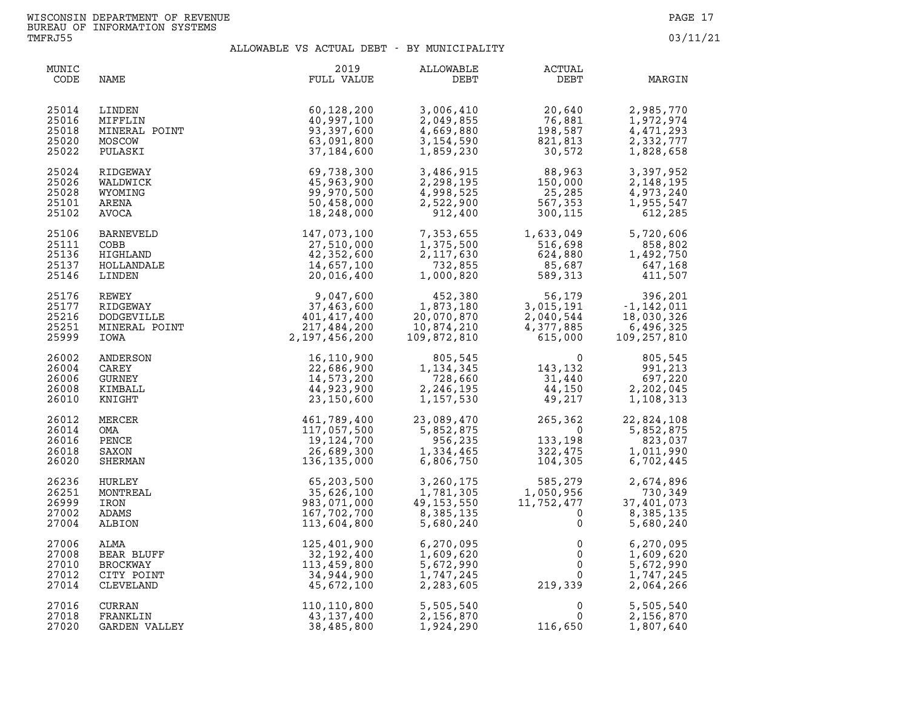WISCONSIN DEPARTMENT OF REVENUE
BUREAU OF INFORMATION SYSTEMS
TMFRJ55

03/11/21

## ALLOWABLE VS ACTUAL DEBT - BY MUNICIPALITY

| MUNIC CODE | NAME | 2019 FULL VALUE | ALLOWABLE DEBT | ACTUAL DEBT | MARGIN |
|---|---|---|---|---|---|
| 25014 | LINDEN | 60,128,200 | 3,006,410 | 20,640 | 2,985,770 |
| 25016 | MIFFLIN | 40,997,100 | 2,049,855 | 76,881 | 1,972,974 |
| 25018 | MINERAL POINT | 93,397,600 | 4,669,880 | 198,587 | 4,471,293 |
| 25020 | MOSCOW | 63,091,800 | 3,154,590 | 821,813 | 2,332,777 |
| 25022 | PULASKI | 37,184,600 | 1,859,230 | 30,572 | 1,828,658 |
| 25024 | RIDGEWAY | 69,738,300 | 3,486,915 | 88,963 | 3,397,952 |
| 25026 | WALDWICK | 45,963,900 | 2,298,195 | 150,000 | 2,148,195 |
| 25028 | WYOMING | 99,970,500 | 4,998,525 | 25,285 | 4,973,240 |
| 25101 | ARENA | 50,458,000 | 2,522,900 | 567,353 | 1,955,547 |
| 25102 | AVOCA | 18,248,000 | 912,400 | 300,115 | 612,285 |
| 25106 | BARNEVELD | 147,073,100 | 7,353,655 | 1,633,049 | 5,720,606 |
| 25111 | COBB | 27,510,000 | 1,375,500 | 516,698 | 858,802 |
| 25136 | HIGHLAND | 42,352,600 | 2,117,630 | 624,880 | 1,492,750 |
| 25137 | HOLLANDALE | 14,657,100 | 732,855 | 85,687 | 647,168 |
| 25146 | LINDEN | 20,016,400 | 1,000,820 | 589,313 | 411,507 |
| 25176 | REWEY | 9,047,600 | 452,380 | 56,179 | 396,201 |
| 25177 | RIDGEWAY | 37,463,600 | 1,873,180 | 3,015,191 | -1,142,011 |
| 25216 | DODGEVILLE | 401,417,400 | 20,070,870 | 2,040,544 | 18,030,326 |
| 25251 | MINERAL POINT | 217,484,200 | 10,874,210 | 4,377,885 | 6,496,325 |
| 25999 | IOWA | 2,197,456,200 | 109,872,810 | 615,000 | 109,257,810 |
| 26002 | ANDERSON | 16,110,900 | 805,545 | 0 | 805,545 |
| 26004 | CAREY | 22,686,900 | 1,134,345 | 143,132 | 991,213 |
| 26006 | GURNEY | 14,573,200 | 728,660 | 31,440 | 697,220 |
| 26008 | KIMBALL | 44,923,900 | 2,246,195 | 44,150 | 2,202,045 |
| 26010 | KNIGHT | 23,150,600 | 1,157,530 | 49,217 | 1,108,313 |
| 26012 | MERCER | 461,789,400 | 23,089,470 | 265,362 | 22,824,108 |
| 26014 | OMA | 117,057,500 | 5,852,875 | 0 | 5,852,875 |
| 26016 | PENCE | 19,124,700 | 956,235 | 133,198 | 823,037 |
| 26018 | SAXON | 26,689,300 | 1,334,465 | 322,475 | 1,011,990 |
| 26020 | SHERMAN | 136,135,000 | 6,806,750 | 104,305 | 6,702,445 |
| 26236 | HURLEY | 65,203,500 | 3,260,175 | 585,279 | 2,674,896 |
| 26251 | MONTREAL | 35,626,100 | 1,781,305 | 1,050,956 | 730,349 |
| 26999 | IRON | 983,071,000 | 49,153,550 | 11,752,477 | 37,401,073 |
| 27002 | ADAMS | 167,702,700 | 8,385,135 | 0 | 8,385,135 |
| 27004 | ALBION | 113,604,800 | 5,680,240 | 0 | 5,680,240 |
| 27006 | ALMA | 125,401,900 | 6,270,095 | 0 | 6,270,095 |
| 27008 | BEAR BLUFF | 32,192,400 | 1,609,620 | 0 | 1,609,620 |
| 27010 | BROCKWAY | 113,459,800 | 5,672,990 | 0 | 5,672,990 |
| 27012 | CITY POINT | 34,944,900 | 1,747,245 | 0 | 1,747,245 |
| 27014 | CLEVELAND | 45,672,100 | 2,283,605 | 219,339 | 2,064,266 |
| 27016 | CURRAN | 110,110,800 | 5,505,540 | 0 | 5,505,540 |
| 27018 | FRANKLIN | 43,137,400 | 2,156,870 | 0 | 2,156,870 |
| 27020 | GARDEN VALLEY | 38,485,800 | 1,924,290 | 116,650 | 1,807,640 |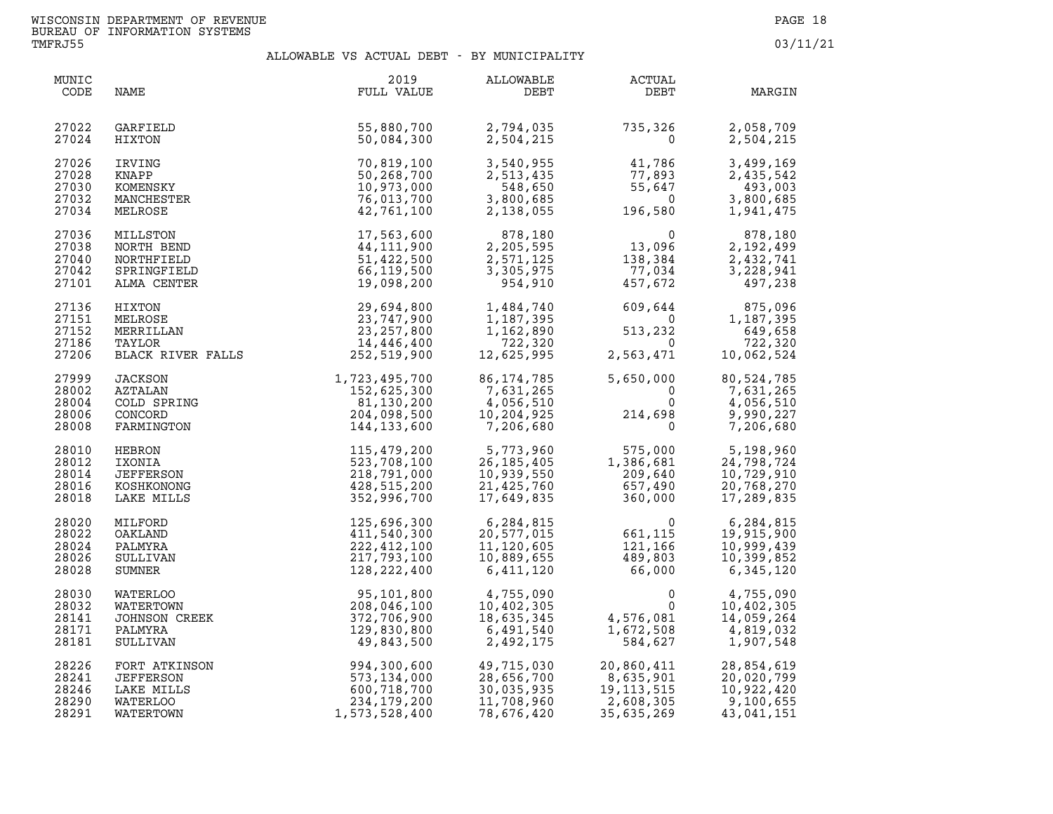WISCONSIN DEPARTMENT OF REVENUE
BUREAU OF INFORMATION SYSTEMS
TMFRJ55

03/11/21

## ALLOWABLE VS ACTUAL DEBT - BY MUNICIPALITY

| MUNIC CODE | NAME | 2019 FULL VALUE | ALLOWABLE DEBT | ACTUAL DEBT | MARGIN |
|---|---|---|---|---|---|
| 27022 | GARFIELD | 55,880,700 | 2,794,035 | 735,326 | 2,058,709 |
| 27024 | HIXTON | 50,084,300 | 2,504,215 | 0 | 2,504,215 |
| 27026 | IRVING | 70,819,100 | 3,540,955 | 41,786 | 3,499,169 |
| 27028 | KNAPP | 50,268,700 | 2,513,435 | 77,893 | 2,435,542 |
| 27030 | KOMENSKY | 10,973,000 | 548,650 | 55,647 | 493,003 |
| 27032 | MANCHESTER | 76,013,700 | 3,800,685 | 0 | 3,800,685 |
| 27034 | MELROSE | 42,761,100 | 2,138,055 | 196,580 | 1,941,475 |
| 27036 | MILLSTON | 17,563,600 | 878,180 | 0 | 878,180 |
| 27038 | NORTH BEND | 44,111,900 | 2,205,595 | 13,096 | 2,192,499 |
| 27040 | NORTHFIELD | 51,422,500 | 2,571,125 | 138,384 | 2,432,741 |
| 27042 | SPRINGFIELD | 66,119,500 | 3,305,975 | 77,034 | 3,228,941 |
| 27101 | ALMA CENTER | 19,098,200 | 954,910 | 457,672 | 497,238 |
| 27136 | HIXTON | 29,694,800 | 1,484,740 | 609,644 | 875,096 |
| 27151 | MELROSE | 23,747,900 | 1,187,395 | 0 | 1,187,395 |
| 27152 | MERRILLAN | 23,257,800 | 1,162,890 | 513,232 | 649,658 |
| 27186 | TAYLOR | 14,446,400 | 722,320 | 0 | 722,320 |
| 27206 | BLACK RIVER FALLS | 252,519,900 | 12,625,995 | 2,563,471 | 10,062,524 |
| 27999 | JACKSON | 1,723,495,700 | 86,174,785 | 5,650,000 | 80,524,785 |
| 28002 | AZTALAN | 152,625,300 | 7,631,265 | 0 | 7,631,265 |
| 28004 | COLD SPRING | 81,130,200 | 4,056,510 | 0 | 4,056,510 |
| 28006 | CONCORD | 204,098,500 | 10,204,925 | 214,698 | 9,990,227 |
| 28008 | FARMINGTON | 144,133,600 | 7,206,680 | 0 | 7,206,680 |
| 28010 | HEBRON | 115,479,200 | 5,773,960 | 575,000 | 5,198,960 |
| 28012 | IXONIA | 523,708,100 | 26,185,405 | 1,386,681 | 24,798,724 |
| 28014 | JEFFERSON | 218,791,000 | 10,939,550 | 209,640 | 10,729,910 |
| 28016 | KOSHKONONG | 428,515,200 | 21,425,760 | 657,490 | 20,768,270 |
| 28018 | LAKE MILLS | 352,996,700 | 17,649,835 | 360,000 | 17,289,835 |
| 28020 | MILFORD | 125,696,300 | 6,284,815 | 0 | 6,284,815 |
| 28022 | OAKLAND | 411,540,300 | 20,577,015 | 661,115 | 19,915,900 |
| 28024 | PALMYRA | 222,412,100 | 11,120,605 | 121,166 | 10,999,439 |
| 28026 | SULLIVAN | 217,793,100 | 10,889,655 | 489,803 | 10,399,852 |
| 28028 | SUMNER | 128,222,400 | 6,411,120 | 66,000 | 6,345,120 |
| 28030 | WATERLOO | 95,101,800 | 4,755,090 | 0 | 4,755,090 |
| 28032 | WATERTOWN | 208,046,100 | 10,402,305 | 0 | 10,402,305 |
| 28141 | JOHNSON CREEK | 372,706,900 | 18,635,345 | 4,576,081 | 14,059,264 |
| 28171 | PALMYRA | 129,830,800 | 6,491,540 | 1,672,508 | 4,819,032 |
| 28181 | SULLIVAN | 49,843,500 | 2,492,175 | 584,627 | 1,907,548 |
| 28226 | FORT ATKINSON | 994,300,600 | 49,715,030 | 20,860,411 | 28,854,619 |
| 28241 | JEFFERSON | 573,134,000 | 28,656,700 | 8,635,901 | 20,020,799 |
| 28246 | LAKE MILLS | 600,718,700 | 30,035,935 | 19,113,515 | 10,922,420 |
| 28290 | WATERLOO | 234,179,200 | 11,708,960 | 2,608,305 | 9,100,655 |
| 28291 | WATERTOWN | 1,573,528,400 | 78,676,420 | 35,635,269 | 43,041,151 |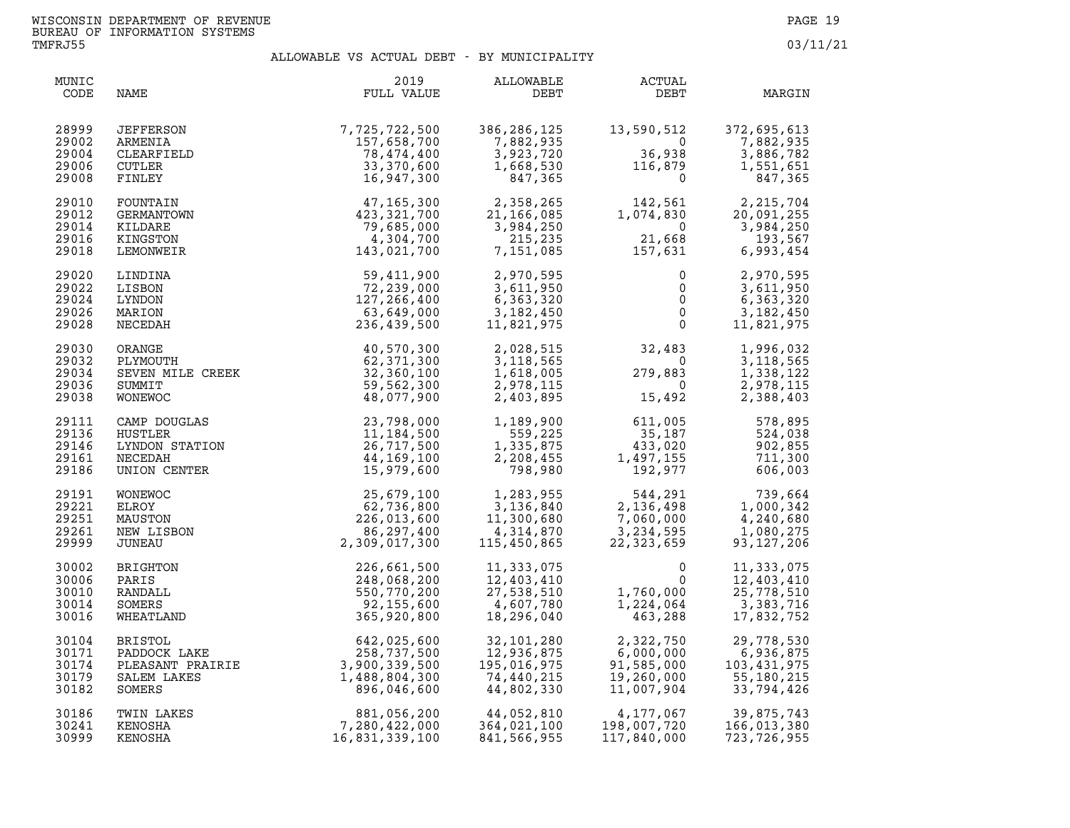WISCONSIN DEPARTMENT OF REVENUE
BUREAU OF INFORMATION SYSTEMS
TMFRJ55

03/11/21

## ALLOWABLE VS ACTUAL DEBT - BY MUNICIPALITY

| MUNIC CODE | NAME | 2019 FULL VALUE | ALLOWABLE DEBT | ACTUAL DEBT | MARGIN |
|---|---|---|---|---|---|
| 28999 | JEFFERSON | 7,725,722,500 | 386,286,125 | 13,590,512 | 372,695,613 |
| 29002 | ARMENIA | 157,658,700 | 7,882,935 | 0 | 7,882,935 |
| 29004 | CLEARFIELD | 78,474,400 | 3,923,720 | 36,938 | 3,886,782 |
| 29006 | CUTLER | 33,370,600 | 1,668,530 | 116,879 | 1,551,651 |
| 29008 | FINLEY | 16,947,300 | 847,365 | 0 | 847,365 |
| 29010 | FOUNTAIN | 47,165,300 | 2,358,265 | 142,561 | 2,215,704 |
| 29012 | GERMANTOWN | 423,321,700 | 21,166,085 | 1,074,830 | 20,091,255 |
| 29014 | KILDARE | 79,685,000 | 3,984,250 | 0 | 3,984,250 |
| 29016 | KINGSTON | 4,304,700 | 215,235 | 21,668 | 193,567 |
| 29018 | LEMONWEIR | 143,021,700 | 7,151,085 | 157,631 | 6,993,454 |
| 29020 | LINDINA | 59,411,900 | 2,970,595 | 0 | 2,970,595 |
| 29022 | LISBON | 72,239,000 | 3,611,950 | 0 | 3,611,950 |
| 29024 | LYNDON | 127,266,400 | 6,363,320 | 0 | 6,363,320 |
| 29026 | MARION | 63,649,000 | 3,182,450 | 0 | 3,182,450 |
| 29028 | NECEDAH | 236,439,500 | 11,821,975 | 0 | 11,821,975 |
| 29030 | ORANGE | 40,570,300 | 2,028,515 | 32,483 | 1,996,032 |
| 29032 | PLYMOUTH | 62,371,300 | 3,118,565 | 0 | 3,118,565 |
| 29034 | SEVEN MILE CREEK | 32,360,100 | 1,618,005 | 279,883 | 1,338,122 |
| 29036 | SUMMIT | 59,562,300 | 2,978,115 | 0 | 2,978,115 |
| 29038 | WONEWOC | 48,077,900 | 2,403,895 | 15,492 | 2,388,403 |
| 29111 | CAMP DOUGLAS | 23,798,000 | 1,189,900 | 611,005 | 578,895 |
| 29136 | HUSTLER | 11,184,500 | 559,225 | 35,187 | 524,038 |
| 29146 | LYNDON STATION | 26,717,500 | 1,335,875 | 433,020 | 902,855 |
| 29161 | NECEDAH | 44,169,100 | 2,208,455 | 1,497,155 | 711,300 |
| 29186 | UNION CENTER | 15,979,600 | 798,980 | 192,977 | 606,003 |
| 29191 | WONEWOC | 25,679,100 | 1,283,955 | 544,291 | 739,664 |
| 29221 | ELROY | 62,736,800 | 3,136,840 | 2,136,498 | 1,000,342 |
| 29251 | MAUSTON | 226,013,600 | 11,300,680 | 7,060,000 | 4,240,680 |
| 29261 | NEW LISBON | 86,297,400 | 4,314,870 | 3,234,595 | 1,080,275 |
| 29999 | JUNEAU | 2,309,017,300 | 115,450,865 | 22,323,659 | 93,127,206 |
| 30002 | BRIGHTON | 226,661,500 | 11,333,075 | 0 | 11,333,075 |
| 30006 | PARIS | 248,068,200 | 12,403,410 | 0 | 12,403,410 |
| 30010 | RANDALL | 550,770,200 | 27,538,510 | 1,760,000 | 25,778,510 |
| 30014 | SOMERS | 92,155,600 | 4,607,780 | 1,224,064 | 3,383,716 |
| 30016 | WHEATLAND | 365,920,800 | 18,296,040 | 463,288 | 17,832,752 |
| 30104 | BRISTOL | 642,025,600 | 32,101,280 | 2,322,750 | 29,778,530 |
| 30171 | PADDOCK LAKE | 258,737,500 | 12,936,875 | 6,000,000 | 6,936,875 |
| 30174 | PLEASANT PRAIRIE | 3,900,339,500 | 195,016,975 | 91,585,000 | 103,431,975 |
| 30179 | SALEM LAKES | 1,488,804,300 | 74,440,215 | 19,260,000 | 55,180,215 |
| 30182 | SOMERS | 896,046,600 | 44,802,330 | 11,007,904 | 33,794,426 |
| 30186 | TWIN LAKES | 881,056,200 | 44,052,810 | 4,177,067 | 39,875,743 |
| 30241 | KENOSHA | 7,280,422,000 | 364,021,100 | 198,007,720 | 166,013,380 |
| 30999 | KENOSHA | 16,831,339,100 | 841,566,955 | 117,840,000 | 723,726,955 |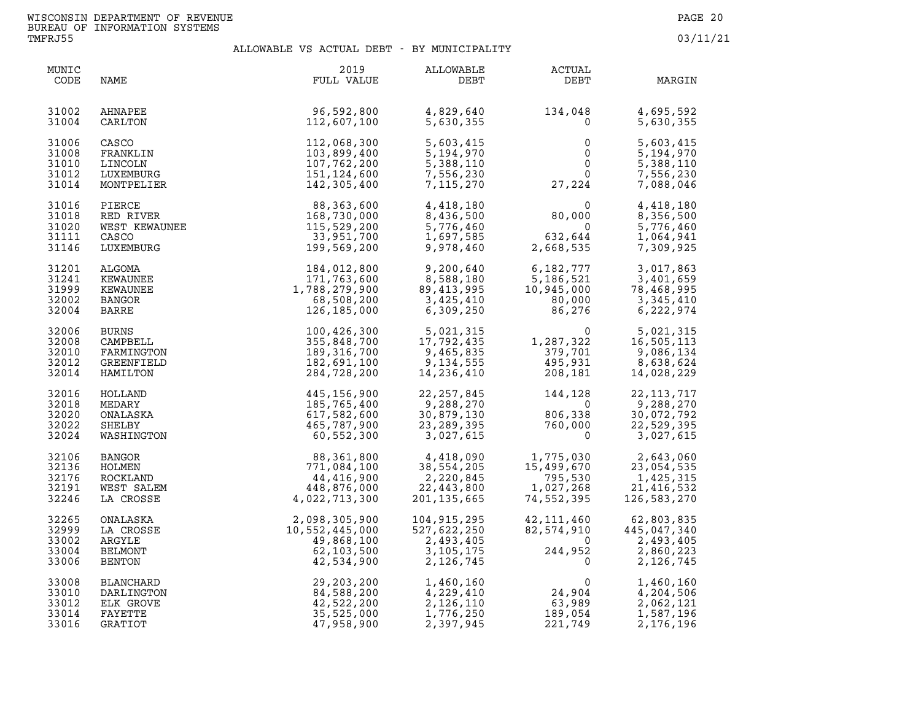WISCONSIN DEPARTMENT OF REVENUE
BUREAU OF INFORMATION SYSTEMS
TMFRJ55

03/11/21

## ALLOWABLE VS ACTUAL DEBT - BY MUNICIPALITY

| MUNIC CODE | NAME | 2019 FULL VALUE | ALLOWABLE DEBT | ACTUAL DEBT | MARGIN |
|---|---|---|---|---|---|
| 31002 | AHNAPEE | 96,592,800 | 4,829,640 | 134,048 | 4,695,592 |
| 31004 | CARLTON | 112,607,100 | 5,630,355 | 0 | 5,630,355 |
| 31006 | CASCO | 112,068,300 | 5,603,415 | 0 | 5,603,415 |
| 31008 | FRANKLIN | 103,899,400 | 5,194,970 | 0 | 5,194,970 |
| 31010 | LINCOLN | 107,762,200 | 5,388,110 | 0 | 5,388,110 |
| 31012 | LUXEMBURG | 151,124,600 | 7,556,230 | 0 | 7,556,230 |
| 31014 | MONTPELIER | 142,305,400 | 7,115,270 | 27,224 | 7,088,046 |
| 31016 | PIERCE | 88,363,600 | 4,418,180 | 0 | 4,418,180 |
| 31018 | RED RIVER | 168,730,000 | 8,436,500 | 80,000 | 8,356,500 |
| 31020 | WEST KEWAUNEE | 115,529,200 | 5,776,460 | 0 | 5,776,460 |
| 31111 | CASCO | 33,951,700 | 1,697,585 | 632,644 | 1,064,941 |
| 31146 | LUXEMBURG | 199,569,200 | 9,978,460 | 2,668,535 | 7,309,925 |
| 31201 | ALGOMA | 184,012,800 | 9,200,640 | 6,182,777 | 3,017,863 |
| 31241 | KEWAUNEE | 171,763,600 | 8,588,180 | 5,186,521 | 3,401,659 |
| 31999 | KEWAUNEE | 1,788,279,900 | 89,413,995 | 10,945,000 | 78,468,995 |
| 32002 | BANGOR | 68,508,200 | 3,425,410 | 80,000 | 3,345,410 |
| 32004 | BARRE | 126,185,000 | 6,309,250 | 86,276 | 6,222,974 |
| 32006 | BURNS | 100,426,300 | 5,021,315 | 0 | 5,021,315 |
| 32008 | CAMPBELL | 355,848,700 | 17,792,435 | 1,287,322 | 16,505,113 |
| 32010 | FARMINGTON | 189,316,700 | 9,465,835 | 379,701 | 9,086,134 |
| 32012 | GREENFIELD | 182,691,100 | 9,134,555 | 495,931 | 8,638,624 |
| 32014 | HAMILTON | 284,728,200 | 14,236,410 | 208,181 | 14,028,229 |
| 32016 | HOLLAND | 445,156,900 | 22,257,845 | 144,128 | 22,113,717 |
| 32018 | MEDARY | 185,765,400 | 9,288,270 | 0 | 9,288,270 |
| 32020 | ONALASKA | 617,582,600 | 30,879,130 | 806,338 | 30,072,792 |
| 32022 | SHELBY | 465,787,900 | 23,289,395 | 760,000 | 22,529,395 |
| 32024 | WASHINGTON | 60,552,300 | 3,027,615 | 0 | 3,027,615 |
| 32106 | BANGOR | 88,361,800 | 4,418,090 | 1,775,030 | 2,643,060 |
| 32136 | HOLMEN | 771,084,100 | 38,554,205 | 15,499,670 | 23,054,535 |
| 32176 | ROCKLAND | 44,416,900 | 2,220,845 | 795,530 | 1,425,315 |
| 32191 | WEST SALEM | 448,876,000 | 22,443,800 | 1,027,268 | 21,416,532 |
| 32246 | LA CROSSE | 4,022,713,300 | 201,135,665 | 74,552,395 | 126,583,270 |
| 32265 | ONALASKA | 2,098,305,900 | 104,915,295 | 42,111,460 | 62,803,835 |
| 32999 | LA CROSSE | 10,552,445,000 | 527,622,250 | 82,574,910 | 445,047,340 |
| 33002 | ARGYLE | 49,868,100 | 2,493,405 | 0 | 2,493,405 |
| 33004 | BELMONT | 62,103,500 | 3,105,175 | 244,952 | 2,860,223 |
| 33006 | BENTON | 42,534,900 | 2,126,745 | 0 | 2,126,745 |
| 33008 | BLANCHARD | 29,203,200 | 1,460,160 | 0 | 1,460,160 |
| 33010 | DARLINGTON | 84,588,200 | 4,229,410 | 24,904 | 4,204,506 |
| 33012 | ELK GROVE | 42,522,200 | 2,126,110 | 63,989 | 2,062,121 |
| 33014 | FAYETTE | 35,525,000 | 1,776,250 | 189,054 | 1,587,196 |
| 33016 | GRATIOT | 47,958,900 | 2,397,945 | 221,749 | 2,176,196 |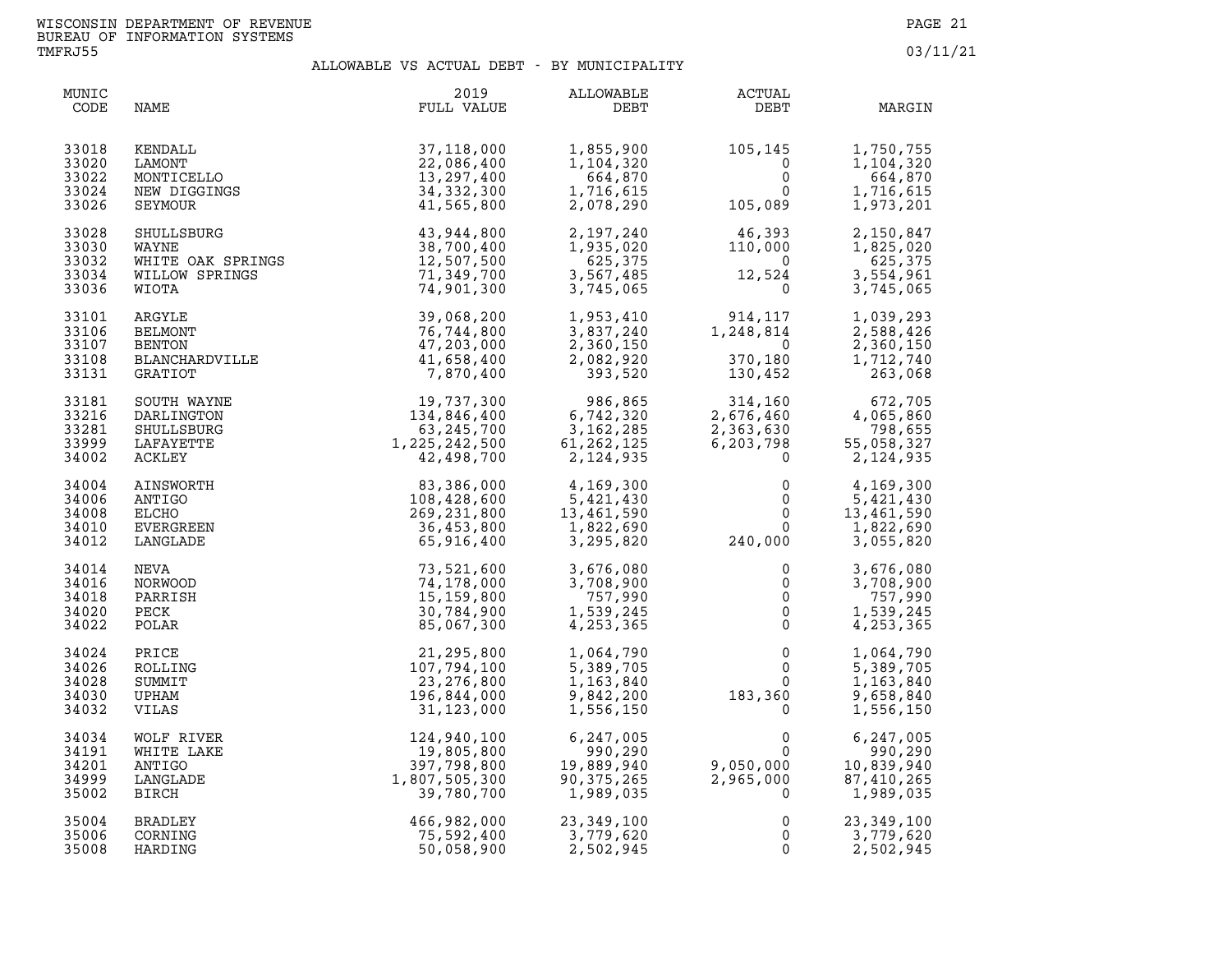WISCONSIN DEPARTMENT OF REVENUE
BUREAU OF INFORMATION SYSTEMS
TMFRJ55

03/11/21

## ALLOWABLE VS ACTUAL DEBT - BY MUNICIPALITY

| MUNIC CODE | NAME | 2019 FULL VALUE | ALLOWABLE DEBT | ACTUAL DEBT | MARGIN |
|---|---|---|---|---|---|
| 33018 | KENDALL | 37,118,000 | 1,855,900 | 105,145 | 1,750,755 |
| 33020 | LAMONT | 22,086,400 | 1,104,320 | 0 | 1,104,320 |
| 33022 | MONTICELLO | 13,297,400 | 664,870 | 0 | 664,870 |
| 33024 | NEW DIGGINGS | 34,332,300 | 1,716,615 | 0 | 1,716,615 |
| 33026 | SEYMOUR | 41,565,800 | 2,078,290 | 105,089 | 1,973,201 |
| 33028 | SHULLSBURG | 43,944,800 | 2,197,240 | 46,393 | 2,150,847 |
| 33030 | WAYNE | 38,700,400 | 1,935,020 | 110,000 | 1,825,020 |
| 33032 | WHITE OAK SPRINGS | 12,507,500 | 625,375 | 0 | 625,375 |
| 33034 | WILLOW SPRINGS | 71,349,700 | 3,567,485 | 12,524 | 3,554,961 |
| 33036 | WIOTA | 74,901,300 | 3,745,065 | 0 | 3,745,065 |
| 33101 | ARGYLE | 39,068,200 | 1,953,410 | 914,117 | 1,039,293 |
| 33106 | BELMONT | 76,744,800 | 3,837,240 | 1,248,814 | 2,588,426 |
| 33107 | BENTON | 47,203,000 | 2,360,150 | 0 | 2,360,150 |
| 33108 | BLANCHARDVILLE | 41,658,400 | 2,082,920 | 370,180 | 1,712,740 |
| 33131 | GRATIOT | 7,870,400 | 393,520 | 130,452 | 263,068 |
| 33181 | SOUTH WAYNE | 19,737,300 | 986,865 | 314,160 | 672,705 |
| 33216 | DARLINGTON | 134,846,400 | 6,742,320 | 2,676,460 | 4,065,860 |
| 33281 | SHULLSBURG | 63,245,700 | 3,162,285 | 2,363,630 | 798,655 |
| 33999 | LAFAYETTE | 1,225,242,500 | 61,262,125 | 6,203,798 | 55,058,327 |
| 34002 | ACKLEY | 42,498,700 | 2,124,935 | 0 | 2,124,935 |
| 34004 | AINSWORTH | 83,386,000 | 4,169,300 | 0 | 4,169,300 |
| 34006 | ANTIGO | 108,428,600 | 5,421,430 | 0 | 5,421,430 |
| 34008 | ELCHO | 269,231,800 | 13,461,590 | 0 | 13,461,590 |
| 34010 | EVERGREEN | 36,453,800 | 1,822,690 | 0 | 1,822,690 |
| 34012 | LANGLADE | 65,916,400 | 3,295,820 | 240,000 | 3,055,820 |
| 34014 | NEVA | 73,521,600 | 3,676,080 | 0 | 3,676,080 |
| 34016 | NORWOOD | 74,178,000 | 3,708,900 | 0 | 3,708,900 |
| 34018 | PARRISH | 15,159,800 | 757,990 | 0 | 757,990 |
| 34020 | PECK | 30,784,900 | 1,539,245 | 0 | 1,539,245 |
| 34022 | POLAR | 85,067,300 | 4,253,365 | 0 | 4,253,365 |
| 34024 | PRICE | 21,295,800 | 1,064,790 | 0 | 1,064,790 |
| 34026 | ROLLING | 107,794,100 | 5,389,705 | 0 | 5,389,705 |
| 34028 | SUMMIT | 23,276,800 | 1,163,840 | 0 | 1,163,840 |
| 34030 | UPHAM | 196,844,000 | 9,842,200 | 183,360 | 9,658,840 |
| 34032 | VILAS | 31,123,000 | 1,556,150 | 0 | 1,556,150 |
| 34034 | WOLF RIVER | 124,940,100 | 6,247,005 | 0 | 6,247,005 |
| 34191 | WHITE LAKE | 19,805,800 | 990,290 | 0 | 990,290 |
| 34201 | ANTIGO | 397,798,800 | 19,889,940 | 9,050,000 | 10,839,940 |
| 34999 | LANGLADE | 1,807,505,300 | 90,375,265 | 2,965,000 | 87,410,265 |
| 35002 | BIRCH | 39,780,700 | 1,989,035 | 0 | 1,989,035 |
| 35004 | BRADLEY | 466,982,000 | 23,349,100 | 0 | 23,349,100 |
| 35006 | CORNING | 75,592,400 | 3,779,620 | 0 | 3,779,620 |
| 35008 | HARDING | 50,058,900 | 2,502,945 | 0 | 2,502,945 |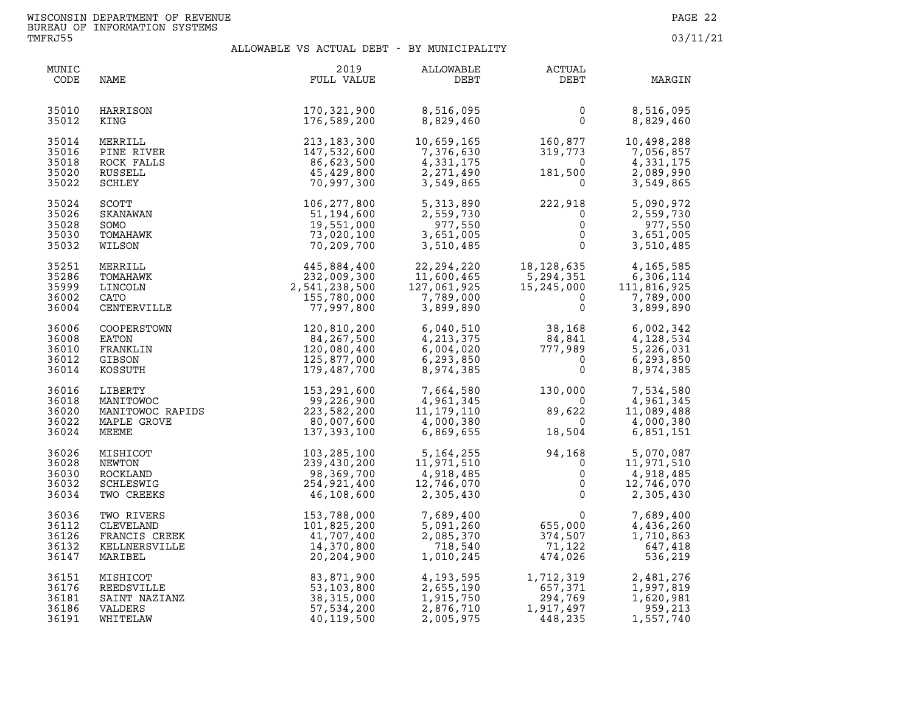WISCONSIN DEPARTMENT OF REVENUE
BUREAU OF INFORMATION SYSTEMS
TMFRJ55

03/11/21

## ALLOWABLE VS ACTUAL DEBT - BY MUNICIPALITY

| MUNIC CODE | NAME | 2019 FULL VALUE | ALLOWABLE DEBT | ACTUAL DEBT | MARGIN |
|---|---|---|---|---|---|
| 35010 | HARRISON | 170,321,900 | 8,516,095 | 0 | 8,516,095 |
| 35012 | KING | 176,589,200 | 8,829,460 | 0 | 8,829,460 |
| 35014 | MERRILL | 213,183,300 | 10,659,165 | 160,877 | 10,498,288 |
| 35016 | PINE RIVER | 147,532,600 | 7,376,630 | 319,773 | 7,056,857 |
| 35018 | ROCK FALLS | 86,623,500 | 4,331,175 | 0 | 4,331,175 |
| 35020 | RUSSELL | 45,429,800 | 2,271,490 | 181,500 | 2,089,990 |
| 35022 | SCHLEY | 70,997,300 | 3,549,865 | 0 | 3,549,865 |
| 35024 | SCOTT | 106,277,800 | 5,313,890 | 222,918 | 5,090,972 |
| 35026 | SKANAWAN | 51,194,600 | 2,559,730 | 0 | 2,559,730 |
| 35028 | SOMO | 19,551,000 | 977,550 | 0 | 977,550 |
| 35030 | TOMAHAWK | 73,020,100 | 3,651,005 | 0 | 3,651,005 |
| 35032 | WILSON | 70,209,700 | 3,510,485 | 0 | 3,510,485 |
| 35251 | MERRILL | 445,884,400 | 22,294,220 | 18,128,635 | 4,165,585 |
| 35286 | TOMAHAWK | 232,009,300 | 11,600,465 | 5,294,351 | 6,306,114 |
| 35999 | LINCOLN | 2,541,238,500 | 127,061,925 | 15,245,000 | 111,816,925 |
| 36002 | CATO | 155,780,000 | 7,789,000 | 0 | 7,789,000 |
| 36004 | CENTERVILLE | 77,997,800 | 3,899,890 | 0 | 3,899,890 |
| 36006 | COOPERSTOWN | 120,810,200 | 6,040,510 | 38,168 | 6,002,342 |
| 36008 | EATON | 84,267,500 | 4,213,375 | 84,841 | 4,128,534 |
| 36010 | FRANKLIN | 120,080,400 | 6,004,020 | 777,989 | 5,226,031 |
| 36012 | GIBSON | 125,877,000 | 6,293,850 | 0 | 6,293,850 |
| 36014 | KOSSUTH | 179,487,700 | 8,974,385 | 0 | 8,974,385 |
| 36016 | LIBERTY | 153,291,600 | 7,664,580 | 130,000 | 7,534,580 |
| 36018 | MANITOWOC | 99,226,900 | 4,961,345 | 0 | 4,961,345 |
| 36020 | MANITOWOC RAPIDS | 223,582,200 | 11,179,110 | 89,622 | 11,089,488 |
| 36022 | MAPLE GROVE | 80,007,600 | 4,000,380 | 0 | 4,000,380 |
| 36024 | MEEME | 137,393,100 | 6,869,655 | 18,504 | 6,851,151 |
| 36026 | MISHICOT | 103,285,100 | 5,164,255 | 94,168 | 5,070,087 |
| 36028 | NEWTON | 239,430,200 | 11,971,510 | 0 | 11,971,510 |
| 36030 | ROCKLAND | 98,369,700 | 4,918,485 | 0 | 4,918,485 |
| 36032 | SCHLESWIG | 254,921,400 | 12,746,070 | 0 | 12,746,070 |
| 36034 | TWO CREEKS | 46,108,600 | 2,305,430 | 0 | 2,305,430 |
| 36036 | TWO RIVERS | 153,788,000 | 7,689,400 | 0 | 7,689,400 |
| 36112 | CLEVELAND | 101,825,200 | 5,091,260 | 655,000 | 4,436,260 |
| 36126 | FRANCIS CREEK | 41,707,400 | 2,085,370 | 374,507 | 1,710,863 |
| 36132 | KELLNERSVILLE | 14,370,800 | 718,540 | 71,122 | 647,418 |
| 36147 | MARIBEL | 20,204,900 | 1,010,245 | 474,026 | 536,219 |
| 36151 | MISHICOT | 83,871,900 | 4,193,595 | 1,712,319 | 2,481,276 |
| 36176 | REEDSVILLE | 53,103,800 | 2,655,190 | 657,371 | 1,997,819 |
| 36181 | SAINT NAZIANZ | 38,315,000 | 1,915,750 | 294,769 | 1,620,981 |
| 36186 | VALDERS | 57,534,200 | 2,876,710 | 1,917,497 | 959,213 |
| 36191 | WHITELAW | 40,119,500 | 2,005,975 | 448,235 | 1,557,740 |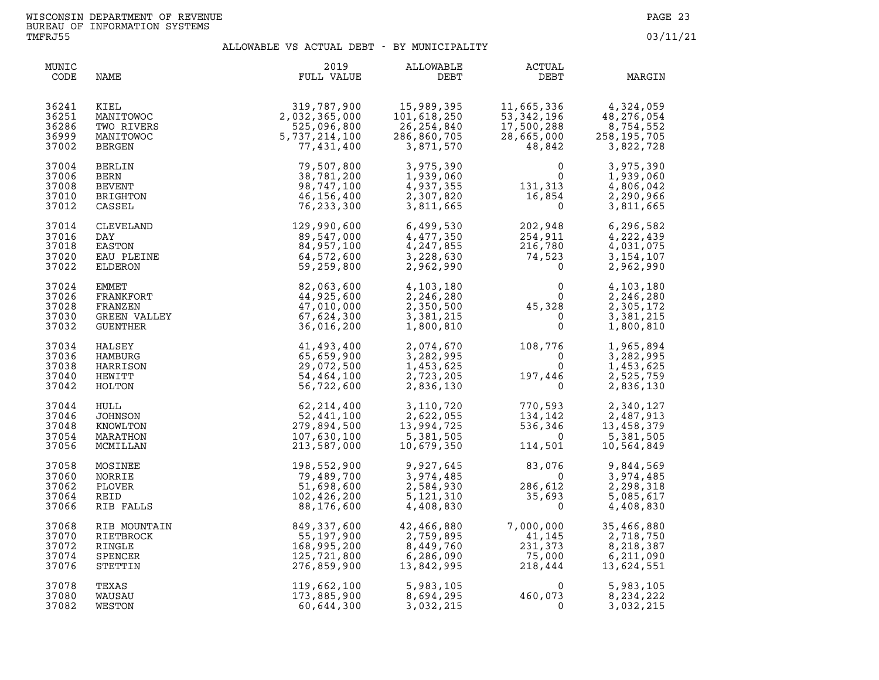WISCONSIN DEPARTMENT OF REVENUE
BUREAU OF INFORMATION SYSTEMS
TMFRJ55

03/11/21

## ALLOWABLE VS ACTUAL DEBT - BY MUNICIPALITY

| MUNIC CODE | NAME | 2019 FULL VALUE | ALLOWABLE DEBT | ACTUAL DEBT | MARGIN |
|---|---|---|---|---|---|
| 36241 | KIEL | 319,787,900 | 15,989,395 | 11,665,336 | 4,324,059 |
| 36251 | MANITOWOC | 2,032,365,000 | 101,618,250 | 53,342,196 | 48,276,054 |
| 36286 | TWO RIVERS | 525,096,800 | 26,254,840 | 17,500,288 | 8,754,552 |
| 36999 | MANITOWOC | 5,737,214,100 | 286,860,705 | 28,665,000 | 258,195,705 |
| 37002 | BERGEN | 77,431,400 | 3,871,570 | 48,842 | 3,822,728 |
| 37004 | BERLIN | 79,507,800 | 3,975,390 | 0 | 3,975,390 |
| 37006 | BERN | 38,781,200 | 1,939,060 | 0 | 1,939,060 |
| 37008 | BEVENT | 98,747,100 | 4,937,355 | 131,313 | 4,806,042 |
| 37010 | BRIGHTON | 46,156,400 | 2,307,820 | 16,854 | 2,290,966 |
| 37012 | CASSEL | 76,233,300 | 3,811,665 | 0 | 3,811,665 |
| 37014 | CLEVELAND | 129,990,600 | 6,499,530 | 202,948 | 6,296,582 |
| 37016 | DAY | 89,547,000 | 4,477,350 | 254,911 | 4,222,439 |
| 37018 | EASTON | 84,957,100 | 4,247,855 | 216,780 | 4,031,075 |
| 37020 | EAU PLEINE | 64,572,600 | 3,228,630 | 74,523 | 3,154,107 |
| 37022 | ELDERON | 59,259,800 | 2,962,990 | 0 | 2,962,990 |
| 37024 | EMMET | 82,063,600 | 4,103,180 | 0 | 4,103,180 |
| 37026 | FRANKFORT | 44,925,600 | 2,246,280 | 0 | 2,246,280 |
| 37028 | FRANZEN | 47,010,000 | 2,350,500 | 45,328 | 2,305,172 |
| 37030 | GREEN VALLEY | 67,624,300 | 3,381,215 | 0 | 3,381,215 |
| 37032 | GUENTHER | 36,016,200 | 1,800,810 | 0 | 1,800,810 |
| 37034 | HALSEY | 41,493,400 | 2,074,670 | 108,776 | 1,965,894 |
| 37036 | HAMBURG | 65,659,900 | 3,282,995 | 0 | 3,282,995 |
| 37038 | HARRISON | 29,072,500 | 1,453,625 | 0 | 1,453,625 |
| 37040 | HEWITT | 54,464,100 | 2,723,205 | 197,446 | 2,525,759 |
| 37042 | HOLTON | 56,722,600 | 2,836,130 | 0 | 2,836,130 |
| 37044 | HULL | 62,214,400 | 3,110,720 | 770,593 | 2,340,127 |
| 37046 | JOHNSON | 52,441,100 | 2,622,055 | 134,142 | 2,487,913 |
| 37048 | KNOWLTON | 279,894,500 | 13,994,725 | 536,346 | 13,458,379 |
| 37054 | MARATHON | 107,630,100 | 5,381,505 | 0 | 5,381,505 |
| 37056 | MCMILLAN | 213,587,000 | 10,679,350 | 114,501 | 10,564,849 |
| 37058 | MOSINEE | 198,552,900 | 9,927,645 | 83,076 | 9,844,569 |
| 37060 | NORRIE | 79,489,700 | 3,974,485 | 0 | 3,974,485 |
| 37062 | PLOVER | 51,698,600 | 2,584,930 | 286,612 | 2,298,318 |
| 37064 | REID | 102,426,200 | 5,121,310 | 35,693 | 5,085,617 |
| 37066 | RIB FALLS | 88,176,600 | 4,408,830 | 0 | 4,408,830 |
| 37068 | RIB MOUNTAIN | 849,337,600 | 42,466,880 | 7,000,000 | 35,466,880 |
| 37070 | RIETBROCK | 55,197,900 | 2,759,895 | 41,145 | 2,718,750 |
| 37072 | RINGLE | 168,995,200 | 8,449,760 | 231,373 | 8,218,387 |
| 37074 | SPENCER | 125,721,800 | 6,286,090 | 75,000 | 6,211,090 |
| 37076 | STETTIN | 276,859,900 | 13,842,995 | 218,444 | 13,624,551 |
| 37078 | TEXAS | 119,662,100 | 5,983,105 | 0 | 5,983,105 |
| 37080 | WAUSAU | 173,885,900 | 8,694,295 | 460,073 | 8,234,222 |
| 37082 | WESTON | 60,644,300 | 3,032,215 | 0 | 3,032,215 |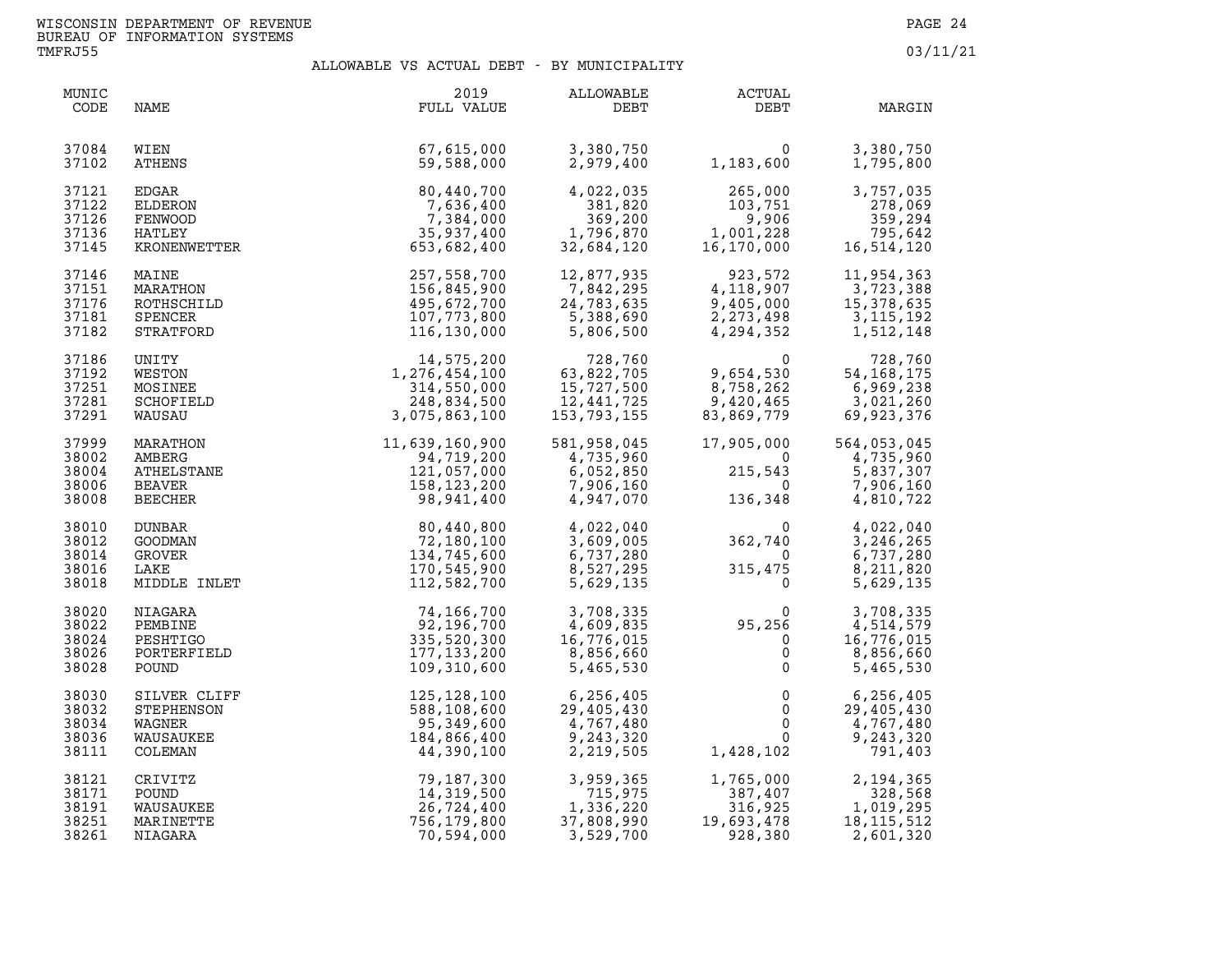WISCONSIN DEPARTMENT OF REVENUE
BUREAU OF INFORMATION SYSTEMS
TMFRJ55

03/11/21

## ALLOWABLE VS ACTUAL DEBT - BY MUNICIPALITY

| MUNIC CODE | NAME | 2019 FULL VALUE | ALLOWABLE DEBT | ACTUAL DEBT | MARGIN |
|---|---|---|---|---|---|
| 37084 | WIEN | 67,615,000 | 3,380,750 | 0 | 3,380,750 |
| 37102 | ATHENS | 59,588,000 | 2,979,400 | 1,183,600 | 1,795,800 |
| 37121 | EDGAR | 80,440,700 | 4,022,035 | 265,000 | 3,757,035 |
| 37122 | ELDERON | 7,636,400 | 381,820 | 103,751 | 278,069 |
| 37126 | FENWOOD | 7,384,000 | 369,200 | 9,906 | 359,294 |
| 37136 | HATLEY | 35,937,400 | 1,796,870 | 1,001,228 | 795,642 |
| 37145 | KRONENWETTER | 653,682,400 | 32,684,120 | 16,170,000 | 16,514,120 |
| 37146 | MAINE | 257,558,700 | 12,877,935 | 923,572 | 11,954,363 |
| 37151 | MARATHON | 156,845,900 | 7,842,295 | 4,118,907 | 3,723,388 |
| 37176 | ROTHSCHILD | 495,672,700 | 24,783,635 | 9,405,000 | 15,378,635 |
| 37181 | SPENCER | 107,773,800 | 5,388,690 | 2,273,498 | 3,115,192 |
| 37182 | STRATFORD | 116,130,000 | 5,806,500 | 4,294,352 | 1,512,148 |
| 37186 | UNITY | 14,575,200 | 728,760 | 0 | 728,760 |
| 37192 | WESTON | 1,276,454,100 | 63,822,705 | 9,654,530 | 54,168,175 |
| 37251 | MOSINEE | 314,550,000 | 15,727,500 | 8,758,262 | 6,969,238 |
| 37281 | SCHOFIELD | 248,834,500 | 12,441,725 | 9,420,465 | 3,021,260 |
| 37291 | WAUSAU | 3,075,863,100 | 153,793,155 | 83,869,779 | 69,923,376 |
| 37999 | MARATHON | 11,639,160,900 | 581,958,045 | 17,905,000 | 564,053,045 |
| 38002 | AMBERG | 94,719,200 | 4,735,960 | 0 | 4,735,960 |
| 38004 | ATHELSTANE | 121,057,000 | 6,052,850 | 215,543 | 5,837,307 |
| 38006 | BEAVER | 158,123,200 | 7,906,160 | 0 | 7,906,160 |
| 38008 | BEECHER | 98,941,400 | 4,947,070 | 136,348 | 4,810,722 |
| 38010 | DUNBAR | 80,440,800 | 4,022,040 | 0 | 4,022,040 |
| 38012 | GOODMAN | 72,180,100 | 3,609,005 | 362,740 | 3,246,265 |
| 38014 | GROVER | 134,745,600 | 6,737,280 | 0 | 6,737,280 |
| 38016 | LAKE | 170,545,900 | 8,527,295 | 315,475 | 8,211,820 |
| 38018 | MIDDLE INLET | 112,582,700 | 5,629,135 | 0 | 5,629,135 |
| 38020 | NIAGARA | 74,166,700 | 3,708,335 | 0 | 3,708,335 |
| 38022 | PEMBINE | 92,196,700 | 4,609,835 | 95,256 | 4,514,579 |
| 38024 | PESHTIGO | 335,520,300 | 16,776,015 | 0 | 16,776,015 |
| 38026 | PORTERFIELD | 177,133,200 | 8,856,660 | 0 | 8,856,660 |
| 38028 | POUND | 109,310,600 | 5,465,530 | 0 | 5,465,530 |
| 38030 | SILVER CLIFF | 125,128,100 | 6,256,405 | 0 | 6,256,405 |
| 38032 | STEPHENSON | 588,108,600 | 29,405,430 | 0 | 29,405,430 |
| 38034 | WAGNER | 95,349,600 | 4,767,480 | 0 | 4,767,480 |
| 38036 | WAUSAUKEE | 184,866,400 | 9,243,320 | 0 | 9,243,320 |
| 38111 | COLEMAN | 44,390,100 | 2,219,505 | 1,428,102 | 791,403 |
| 38121 | CRIVITZ | 79,187,300 | 3,959,365 | 1,765,000 | 2,194,365 |
| 38171 | POUND | 14,319,500 | 715,975 | 387,407 | 328,568 |
| 38191 | WAUSAUKEE | 26,724,400 | 1,336,220 | 316,925 | 1,019,295 |
| 38251 | MARINETTE | 756,179,800 | 37,808,990 | 19,693,478 | 18,115,512 |
| 38261 | NIAGARA | 70,594,000 | 3,529,700 | 928,380 | 2,601,320 |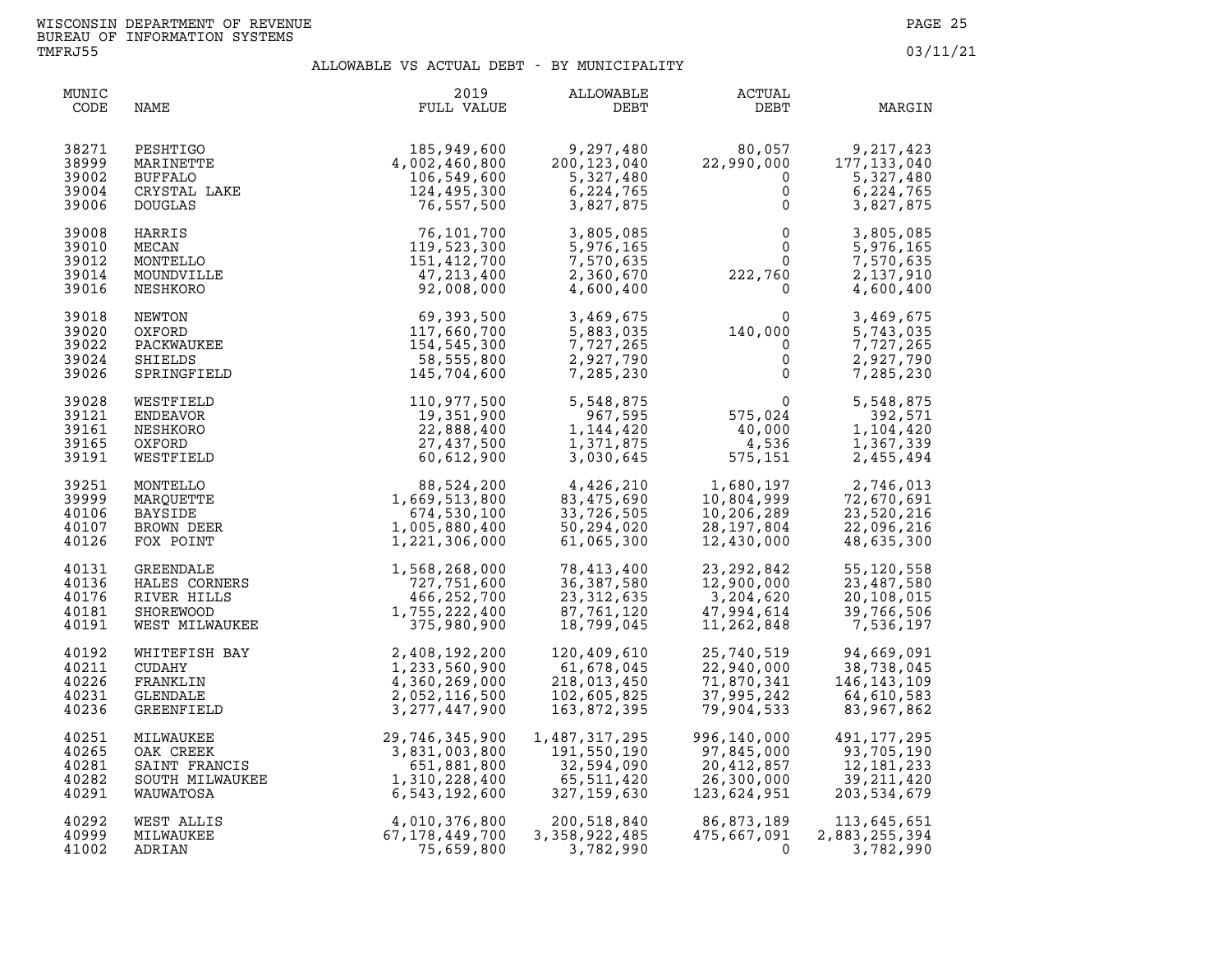WISCONSIN DEPARTMENT OF REVENUE
BUREAU OF INFORMATION SYSTEMS
TMFRJ55

03/11/21

## ALLOWABLE VS ACTUAL DEBT - BY MUNICIPALITY

| MUNIC CODE | NAME | 2019 FULL VALUE | ALLOWABLE DEBT | ACTUAL DEBT | MARGIN |
|---|---|---|---|---|---|
| 38271 | PESHTIGO | 185,949,600 | 9,297,480 | 80,057 | 9,217,423 |
| 38999 | MARINETTE | 4,002,460,800 | 200,123,040 | 22,990,000 | 177,133,040 |
| 39002 | BUFFALO | 106,549,600 | 5,327,480 | 0 | 5,327,480 |
| 39004 | CRYSTAL LAKE | 124,495,300 | 6,224,765 | 0 | 6,224,765 |
| 39006 | DOUGLAS | 76,557,500 | 3,827,875 | 0 | 3,827,875 |
| 39008 | HARRIS | 76,101,700 | 3,805,085 | 0 | 3,805,085 |
| 39010 | MECAN | 119,523,300 | 5,976,165 | 0 | 5,976,165 |
| 39012 | MONTELLO | 151,412,700 | 7,570,635 | 0 | 7,570,635 |
| 39014 | MOUNDVILLE | 47,213,400 | 2,360,670 | 222,760 | 2,137,910 |
| 39016 | NESHKORO | 92,008,000 | 4,600,400 | 0 | 4,600,400 |
| 39018 | NEWTON | 69,393,500 | 3,469,675 | 0 | 3,469,675 |
| 39020 | OXFORD | 117,660,700 | 5,883,035 | 140,000 | 5,743,035 |
| 39022 | PACKWAUKEE | 154,545,300 | 7,727,265 | 0 | 7,727,265 |
| 39024 | SHIELDS | 58,555,800 | 2,927,790 | 0 | 2,927,790 |
| 39026 | SPRINGFIELD | 145,704,600 | 7,285,230 | 0 | 7,285,230 |
| 39028 | WESTFIELD | 110,977,500 | 5,548,875 | 0 | 5,548,875 |
| 39121 | ENDEAVOR | 19,351,900 | 967,595 | 575,024 | 392,571 |
| 39161 | NESHKORO | 22,888,400 | 1,144,420 | 40,000 | 1,104,420 |
| 39165 | OXFORD | 27,437,500 | 1,371,875 | 4,536 | 1,367,339 |
| 39191 | WESTFIELD | 60,612,900 | 3,030,645 | 575,151 | 2,455,494 |
| 39251 | MONTELLO | 88,524,200 | 4,426,210 | 1,680,197 | 2,746,013 |
| 39999 | MARQUETTE | 1,669,513,800 | 83,475,690 | 10,804,999 | 72,670,691 |
| 40106 | BAYSIDE | 674,530,100 | 33,726,505 | 10,206,289 | 23,520,216 |
| 40107 | BROWN DEER | 1,005,880,400 | 50,294,020 | 28,197,804 | 22,096,216 |
| 40126 | FOX POINT | 1,221,306,000 | 61,065,300 | 12,430,000 | 48,635,300 |
| 40131 | GREENDALE | 1,568,268,000 | 78,413,400 | 23,292,842 | 55,120,558 |
| 40136 | HALES CORNERS | 727,751,600 | 36,387,580 | 12,900,000 | 23,487,580 |
| 40176 | RIVER HILLS | 466,252,700 | 23,312,635 | 3,204,620 | 20,108,015 |
| 40181 | SHOREWOOD | 1,755,222,400 | 87,761,120 | 47,994,614 | 39,766,506 |
| 40191 | WEST MILWAUKEE | 375,980,900 | 18,799,045 | 11,262,848 | 7,536,197 |
| 40192 | WHITEFISH BAY | 2,408,192,200 | 120,409,610 | 25,740,519 | 94,669,091 |
| 40211 | CUDAHY | 1,233,560,900 | 61,678,045 | 22,940,000 | 38,738,045 |
| 40226 | FRANKLIN | 4,360,269,000 | 218,013,450 | 71,870,341 | 146,143,109 |
| 40231 | GLENDALE | 2,052,116,500 | 102,605,825 | 37,995,242 | 64,610,583 |
| 40236 | GREENFIELD | 3,277,447,900 | 163,872,395 | 79,904,533 | 83,967,862 |
| 40251 | MILWAUKEE | 29,746,345,900 | 1,487,317,295 | 996,140,000 | 491,177,295 |
| 40265 | OAK CREEK | 3,831,003,800 | 191,550,190 | 97,845,000 | 93,705,190 |
| 40281 | SAINT FRANCIS | 651,881,800 | 32,594,090 | 20,412,857 | 12,181,233 |
| 40282 | SOUTH MILWAUKEE | 1,310,228,400 | 65,511,420 | 26,300,000 | 39,211,420 |
| 40291 | WAUWATOSA | 6,543,192,600 | 327,159,630 | 123,624,951 | 203,534,679 |
| 40292 | WEST ALLIS | 4,010,376,800 | 200,518,840 | 86,873,189 | 113,645,651 |
| 40999 | MILWAUKEE | 67,178,449,700 | 3,358,922,485 | 475,667,091 | 2,883,255,394 |
| 41002 | ADRIAN | 75,659,800 | 3,782,990 | 0 | 3,782,990 |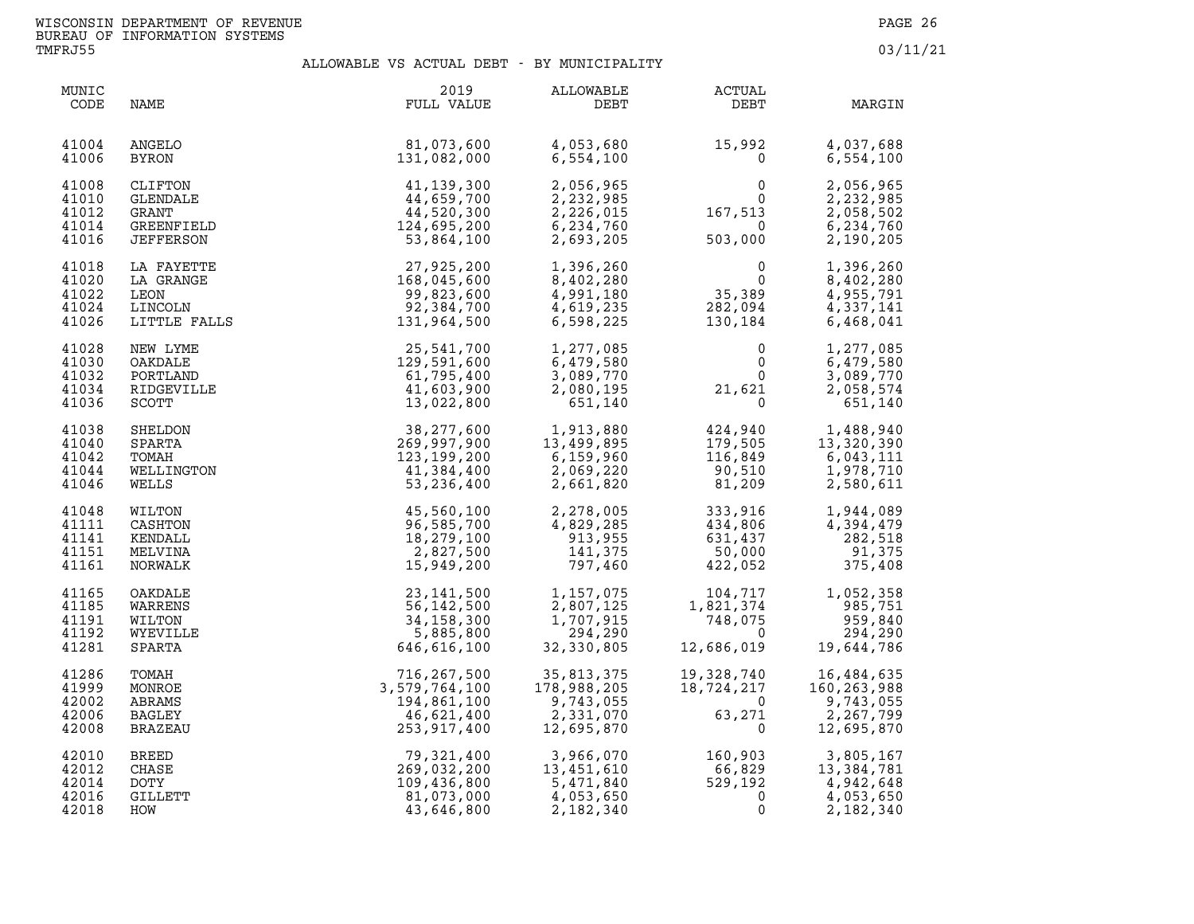WISCONSIN DEPARTMENT OF REVENUE
BUREAU OF INFORMATION SYSTEMS
TMFRJ55

03/11/21

## ALLOWABLE VS ACTUAL DEBT - BY MUNICIPALITY

| MUNIC CODE | NAME | 2019 FULL VALUE | ALLOWABLE DEBT | ACTUAL DEBT | MARGIN |
|---|---|---|---|---|---|
| 41004 | ANGELO | 81,073,600 | 4,053,680 | 15,992 | 4,037,688 |
| 41006 | BYRON | 131,082,000 | 6,554,100 | 0 | 6,554,100 |
| 41008 | CLIFTON | 41,139,300 | 2,056,965 | 0 | 2,056,965 |
| 41010 | GLENDALE | 44,659,700 | 2,232,985 | 0 | 2,232,985 |
| 41012 | GRANT | 44,520,300 | 2,226,015 | 167,513 | 2,058,502 |
| 41014 | GREENFIELD | 124,695,200 | 6,234,760 | 0 | 6,234,760 |
| 41016 | JEFFERSON | 53,864,100 | 2,693,205 | 503,000 | 2,190,205 |
| 41018 | LA FAYETTE | 27,925,200 | 1,396,260 | 0 | 1,396,260 |
| 41020 | LA GRANGE | 168,045,600 | 8,402,280 | 0 | 8,402,280 |
| 41022 | LEON | 99,823,600 | 4,991,180 | 35,389 | 4,955,791 |
| 41024 | LINCOLN | 92,384,700 | 4,619,235 | 282,094 | 4,337,141 |
| 41026 | LITTLE FALLS | 131,964,500 | 6,598,225 | 130,184 | 6,468,041 |
| 41028 | NEW LYME | 25,541,700 | 1,277,085 | 0 | 1,277,085 |
| 41030 | OAKDALE | 129,591,600 | 6,479,580 | 0 | 6,479,580 |
| 41032 | PORTLAND | 61,795,400 | 3,089,770 | 0 | 3,089,770 |
| 41034 | RIDGEVILLE | 41,603,900 | 2,080,195 | 21,621 | 2,058,574 |
| 41036 | SCOTT | 13,022,800 | 651,140 | 0 | 651,140 |
| 41038 | SHELDON | 38,277,600 | 1,913,880 | 424,940 | 1,488,940 |
| 41040 | SPARTA | 269,997,900 | 13,499,895 | 179,505 | 13,320,390 |
| 41042 | TOMAH | 123,199,200 | 6,159,960 | 116,849 | 6,043,111 |
| 41044 | WELLINGTON | 41,384,400 | 2,069,220 | 90,510 | 1,978,710 |
| 41046 | WELLS | 53,236,400 | 2,661,820 | 81,209 | 2,580,611 |
| 41048 | WILTON | 45,560,100 | 2,278,005 | 333,916 | 1,944,089 |
| 41111 | CASHTON | 96,585,700 | 4,829,285 | 434,806 | 4,394,479 |
| 41141 | KENDALL | 18,279,100 | 913,955 | 631,437 | 282,518 |
| 41151 | MELVINA | 2,827,500 | 141,375 | 50,000 | 91,375 |
| 41161 | NORWALK | 15,949,200 | 797,460 | 422,052 | 375,408 |
| 41165 | OAKDALE | 23,141,500 | 1,157,075 | 104,717 | 1,052,358 |
| 41185 | WARRENS | 56,142,500 | 2,807,125 | 1,821,374 | 985,751 |
| 41191 | WILTON | 34,158,300 | 1,707,915 | 748,075 | 959,840 |
| 41192 | WYEVILLE | 5,885,800 | 294,290 | 0 | 294,290 |
| 41281 | SPARTA | 646,616,100 | 32,330,805 | 12,686,019 | 19,644,786 |
| 41286 | TOMAH | 716,267,500 | 35,813,375 | 19,328,740 | 16,484,635 |
| 41999 | MONROE | 3,579,764,100 | 178,988,205 | 18,724,217 | 160,263,988 |
| 42002 | ABRAMS | 194,861,100 | 9,743,055 | 0 | 9,743,055 |
| 42006 | BAGLEY | 46,621,400 | 2,331,070 | 63,271 | 2,267,799 |
| 42008 | BRAZEAU | 253,917,400 | 12,695,870 | 0 | 12,695,870 |
| 42010 | BREED | 79,321,400 | 3,966,070 | 160,903 | 3,805,167 |
| 42012 | CHASE | 269,032,200 | 13,451,610 | 66,829 | 13,384,781 |
| 42014 | DOTY | 109,436,800 | 5,471,840 | 529,192 | 4,942,648 |
| 42016 | GILLETT | 81,073,000 | 4,053,650 | 0 | 4,053,650 |
| 42018 | HOW | 43,646,800 | 2,182,340 | 0 | 2,182,340 |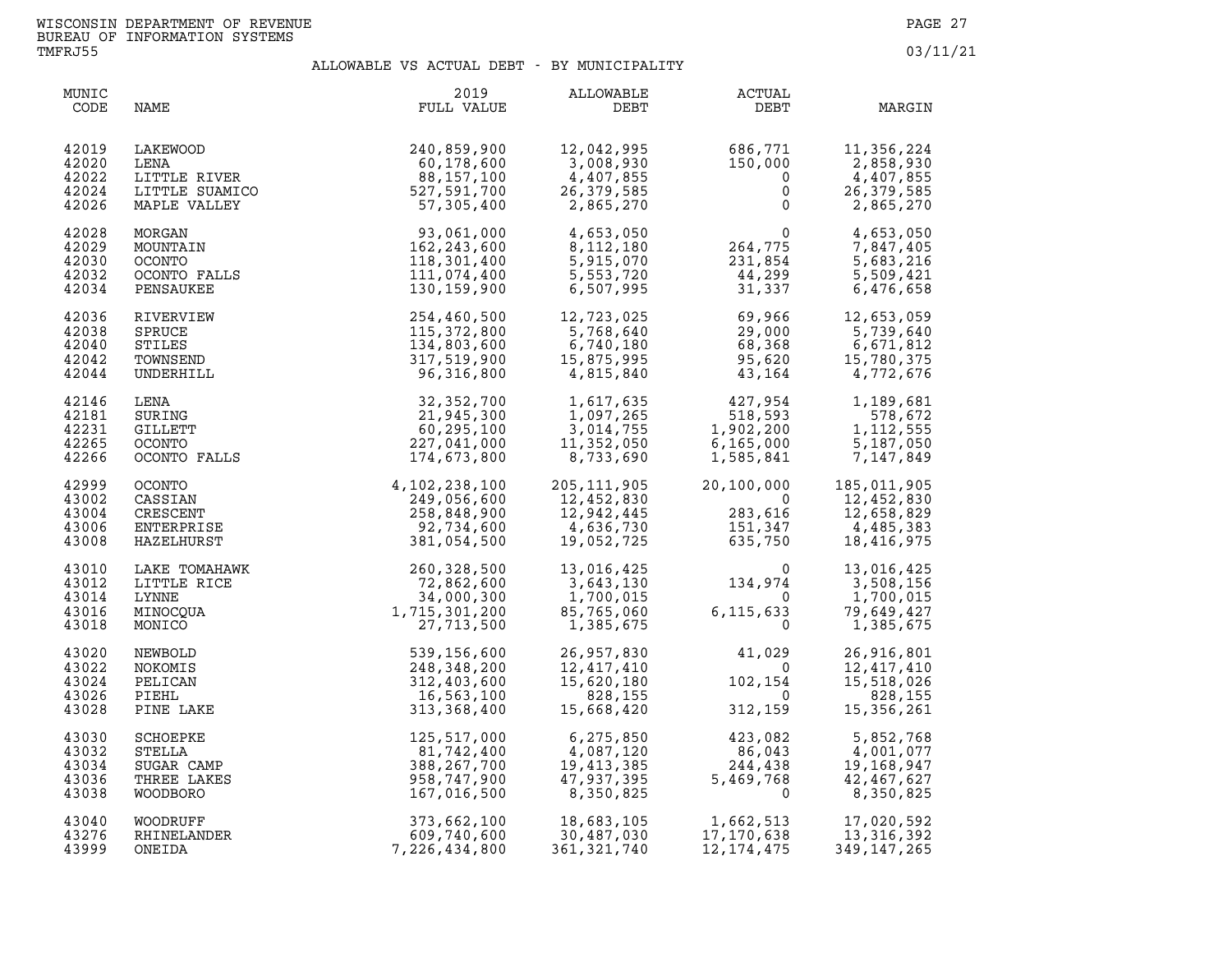WISCONSIN DEPARTMENT OF REVENUE
BUREAU OF INFORMATION SYSTEMS
TMFRJ55

03/11/21

## ALLOWABLE VS ACTUAL DEBT - BY MUNICIPALITY

| MUNIC CODE | NAME | 2019 FULL VALUE | ALLOWABLE DEBT | ACTUAL DEBT | MARGIN |
|---|---|---|---|---|---|
| 42019 | LAKEWOOD | 240,859,900 | 12,042,995 | 686,771 | 11,356,224 |
| 42020 | LENA | 60,178,600 | 3,008,930 | 150,000 | 2,858,930 |
| 42022 | LITTLE RIVER | 88,157,100 | 4,407,855 | 0 | 4,407,855 |
| 42024 | LITTLE SUAMICO | 527,591,700 | 26,379,585 | 0 | 26,379,585 |
| 42026 | MAPLE VALLEY | 57,305,400 | 2,865,270 | 0 | 2,865,270 |
| 42028 | MORGAN | 93,061,000 | 4,653,050 | 0 | 4,653,050 |
| 42029 | MOUNTAIN | 162,243,600 | 8,112,180 | 264,775 | 7,847,405 |
| 42030 | OCONTO | 118,301,400 | 5,915,070 | 231,854 | 5,683,216 |
| 42032 | OCONTO FALLS | 111,074,400 | 5,553,720 | 44,299 | 5,509,421 |
| 42034 | PENSAUKEE | 130,159,900 | 6,507,995 | 31,337 | 6,476,658 |
| 42036 | RIVERVIEW | 254,460,500 | 12,723,025 | 69,966 | 12,653,059 |
| 42038 | SPRUCE | 115,372,800 | 5,768,640 | 29,000 | 5,739,640 |
| 42040 | STILES | 134,803,600 | 6,740,180 | 68,368 | 6,671,812 |
| 42042 | TOWNSEND | 317,519,900 | 15,875,995 | 95,620 | 15,780,375 |
| 42044 | UNDERHILL | 96,316,800 | 4,815,840 | 43,164 | 4,772,676 |
| 42146 | LENA | 32,352,700 | 1,617,635 | 427,954 | 1,189,681 |
| 42181 | SURING | 21,945,300 | 1,097,265 | 518,593 | 578,672 |
| 42231 | GILLETT | 60,295,100 | 3,014,755 | 1,902,200 | 1,112,555 |
| 42265 | OCONTO | 227,041,000 | 11,352,050 | 6,165,000 | 5,187,050 |
| 42266 | OCONTO FALLS | 174,673,800 | 8,733,690 | 1,585,841 | 7,147,849 |
| 42999 | OCONTO | 4,102,238,100 | 205,111,905 | 20,100,000 | 185,011,905 |
| 43002 | CASSIAN | 249,056,600 | 12,452,830 | 0 | 12,452,830 |
| 43004 | CRESCENT | 258,848,900 | 12,942,445 | 283,616 | 12,658,829 |
| 43006 | ENTERPRISE | 92,734,600 | 4,636,730 | 151,347 | 4,485,383 |
| 43008 | HAZELHURST | 381,054,500 | 19,052,725 | 635,750 | 18,416,975 |
| 43010 | LAKE TOMAHAWK | 260,328,500 | 13,016,425 | 0 | 13,016,425 |
| 43012 | LITTLE RICE | 72,862,600 | 3,643,130 | 134,974 | 3,508,156 |
| 43014 | LYNNE | 34,000,300 | 1,700,015 | 0 | 1,700,015 |
| 43016 | MINOCQUA | 1,715,301,200 | 85,765,060 | 6,115,633 | 79,649,427 |
| 43018 | MONICO | 27,713,500 | 1,385,675 | 0 | 1,385,675 |
| 43020 | NEWBOLD | 539,156,600 | 26,957,830 | 41,029 | 26,916,801 |
| 43022 | NOKOMIS | 248,348,200 | 12,417,410 | 0 | 12,417,410 |
| 43024 | PELICAN | 312,403,600 | 15,620,180 | 102,154 | 15,518,026 |
| 43026 | PIEHL | 16,563,100 | 828,155 | 0 | 828,155 |
| 43028 | PINE LAKE | 313,368,400 | 15,668,420 | 312,159 | 15,356,261 |
| 43030 | SCHOEPKE | 125,517,000 | 6,275,850 | 423,082 | 5,852,768 |
| 43032 | STELLA | 81,742,400 | 4,087,120 | 86,043 | 4,001,077 |
| 43034 | SUGAR CAMP | 388,267,700 | 19,413,385 | 244,438 | 19,168,947 |
| 43036 | THREE LAKES | 958,747,900 | 47,937,395 | 5,469,768 | 42,467,627 |
| 43038 | WOODBORO | 167,016,500 | 8,350,825 | 0 | 8,350,825 |
| 43040 | WOODRUFF | 373,662,100 | 18,683,105 | 1,662,513 | 17,020,592 |
| 43276 | RHINELANDER | 609,740,600 | 30,487,030 | 17,170,638 | 13,316,392 |
| 43999 | ONEIDA | 7,226,434,800 | 361,321,740 | 12,174,475 | 349,147,265 |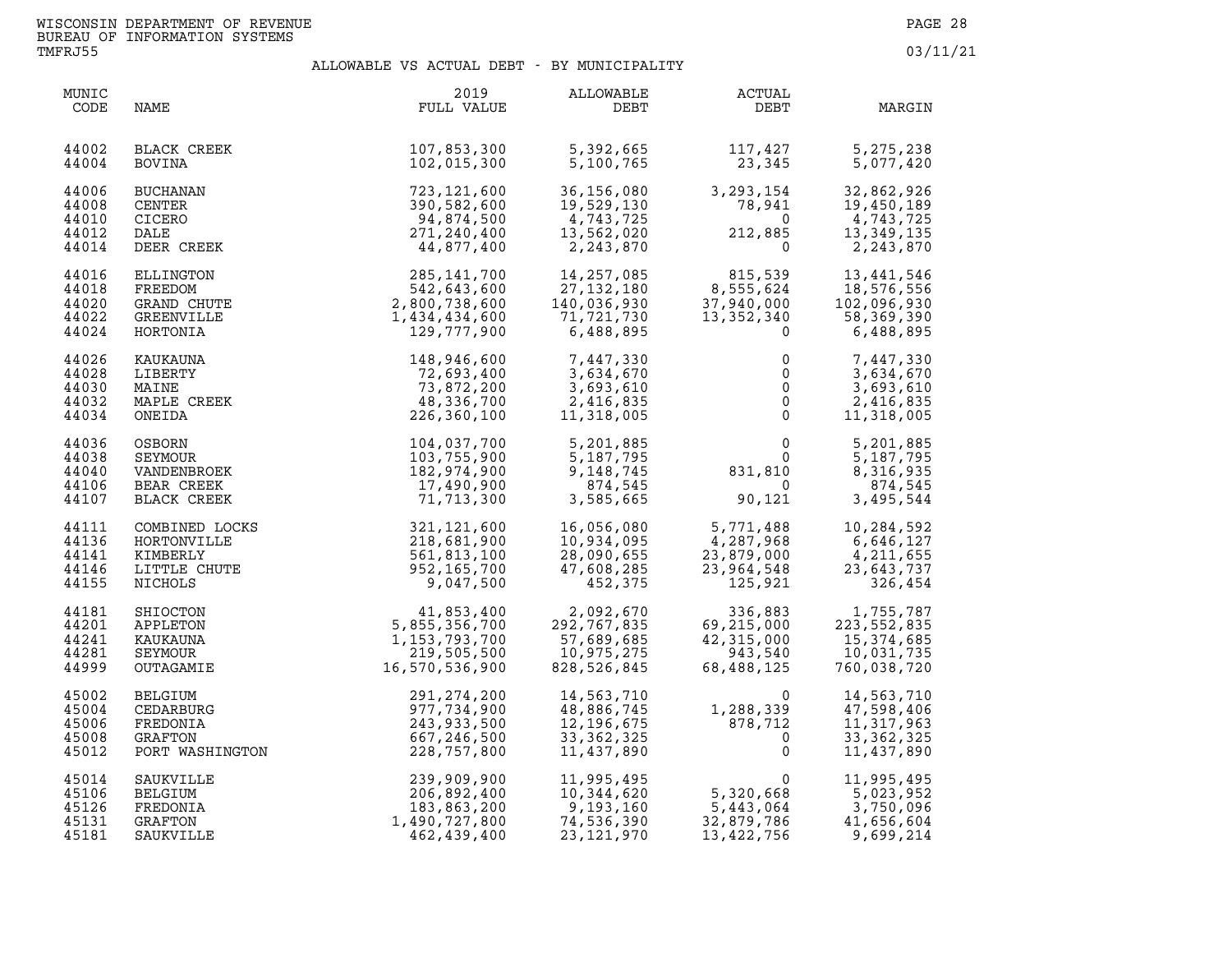WISCONSIN DEPARTMENT OF REVENUE
BUREAU OF INFORMATION SYSTEMS
TMFRJ55

03/11/21

## ALLOWABLE VS ACTUAL DEBT - BY MUNICIPALITY

| MUNIC CODE | NAME | 2019 FULL VALUE | ALLOWABLE DEBT | ACTUAL DEBT | MARGIN |
|---|---|---|---|---|---|
| 44002 | BLACK CREEK | 107,853,300 | 5,392,665 | 117,427 | 5,275,238 |
| 44004 | BOVINA | 102,015,300 | 5,100,765 | 23,345 | 5,077,420 |
| 44006 | BUCHANAN | 723,121,600 | 36,156,080 | 3,293,154 | 32,862,926 |
| 44008 | CENTER | 390,582,600 | 19,529,130 | 78,941 | 19,450,189 |
| 44010 | CICERO | 94,874,500 | 4,743,725 | 0 | 4,743,725 |
| 44012 | DALE | 271,240,400 | 13,562,020 | 212,885 | 13,349,135 |
| 44014 | DEER CREEK | 44,877,400 | 2,243,870 | 0 | 2,243,870 |
| 44016 | ELLINGTON | 285,141,700 | 14,257,085 | 815,539 | 13,441,546 |
| 44018 | FREEDOM | 542,643,600 | 27,132,180 | 8,555,624 | 18,576,556 |
| 44020 | GRAND CHUTE | 2,800,738,600 | 140,036,930 | 37,940,000 | 102,096,930 |
| 44022 | GREENVILLE | 1,434,434,600 | 71,721,730 | 13,352,340 | 58,369,390 |
| 44024 | HORTONIA | 129,777,900 | 6,488,895 | 0 | 6,488,895 |
| 44026 | KAUKAUNA | 148,946,600 | 7,447,330 | 0 | 7,447,330 |
| 44028 | LIBERTY | 72,693,400 | 3,634,670 | 0 | 3,634,670 |
| 44030 | MAINE | 73,872,200 | 3,693,610 | 0 | 3,693,610 |
| 44032 | MAPLE CREEK | 48,336,700 | 2,416,835 | 0 | 2,416,835 |
| 44034 | ONEIDA | 226,360,100 | 11,318,005 | 0 | 11,318,005 |
| 44036 | OSBORN | 104,037,700 | 5,201,885 | 0 | 5,201,885 |
| 44038 | SEYMOUR | 103,755,900 | 5,187,795 | 0 | 5,187,795 |
| 44040 | VANDENBROEK | 182,974,900 | 9,148,745 | 831,810 | 8,316,935 |
| 44106 | BEAR CREEK | 17,490,900 | 874,545 | 0 | 874,545 |
| 44107 | BLACK CREEK | 71,713,300 | 3,585,665 | 90,121 | 3,495,544 |
| 44111 | COMBINED LOCKS | 321,121,600 | 16,056,080 | 5,771,488 | 10,284,592 |
| 44136 | HORTONVILLE | 218,681,900 | 10,934,095 | 4,287,968 | 6,646,127 |
| 44141 | KIMBERLY | 561,813,100 | 28,090,655 | 23,879,000 | 4,211,655 |
| 44146 | LITTLE CHUTE | 952,165,700 | 47,608,285 | 23,964,548 | 23,643,737 |
| 44155 | NICHOLS | 9,047,500 | 452,375 | 125,921 | 326,454 |
| 44181 | SHIOCTON | 41,853,400 | 2,092,670 | 336,883 | 1,755,787 |
| 44201 | APPLETON | 5,855,356,700 | 292,767,835 | 69,215,000 | 223,552,835 |
| 44241 | KAUKAUNA | 1,153,793,700 | 57,689,685 | 42,315,000 | 15,374,685 |
| 44281 | SEYMOUR | 219,505,500 | 10,975,275 | 943,540 | 10,031,735 |
| 44999 | OUTAGAMIE | 16,570,536,900 | 828,526,845 | 68,488,125 | 760,038,720 |
| 45002 | BELGIUM | 291,274,200 | 14,563,710 | 0 | 14,563,710 |
| 45004 | CEDARBURG | 977,734,900 | 48,886,745 | 1,288,339 | 47,598,406 |
| 45006 | FREDONIA | 243,933,500 | 12,196,675 | 878,712 | 11,317,963 |
| 45008 | GRAFTON | 667,246,500 | 33,362,325 | 0 | 33,362,325 |
| 45012 | PORT WASHINGTON | 228,757,800 | 11,437,890 | 0 | 11,437,890 |
| 45014 | SAUKVILLE | 239,909,900 | 11,995,495 | 0 | 11,995,495 |
| 45106 | BELGIUM | 206,892,400 | 10,344,620 | 5,320,668 | 5,023,952 |
| 45126 | FREDONIA | 183,863,200 | 9,193,160 | 5,443,064 | 3,750,096 |
| 45131 | GRAFTON | 1,490,727,800 | 74,536,390 | 32,879,786 | 41,656,604 |
| 45181 | SAUKVILLE | 462,439,400 | 23,121,970 | 13,422,756 | 9,699,214 |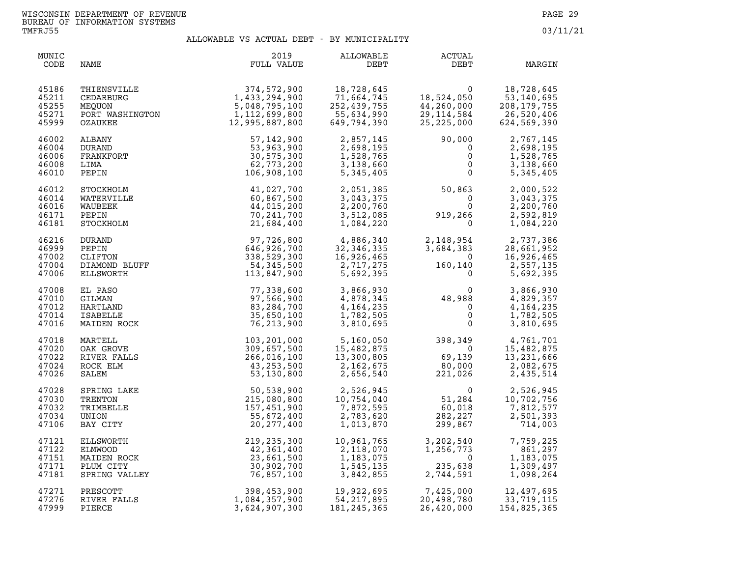WISCONSIN DEPARTMENT OF REVENUE
BUREAU OF INFORMATION SYSTEMS
TMFRJ55

03/11/21

## ALLOWABLE VS ACTUAL DEBT - BY MUNICIPALITY

| MUNIC CODE | NAME | 2019 FULL VALUE | ALLOWABLE DEBT | ACTUAL DEBT | MARGIN |
|---|---|---|---|---|---|
| 45186 | THIENSVILLE | 374,572,900 | 18,728,645 | 0 | 18,728,645 |
| 45211 | CEDARBURG | 1,433,294,900 | 71,664,745 | 18,524,050 | 53,140,695 |
| 45255 | MEQUON | 5,048,795,100 | 252,439,755 | 44,260,000 | 208,179,755 |
| 45271 | PORT WASHINGTON | 1,112,699,800 | 55,634,990 | 29,114,584 | 26,520,406 |
| 45999 | OZAUKEE | 12,995,887,800 | 649,794,390 | 25,225,000 | 624,569,390 |
| 46002 | ALBANY | 57,142,900 | 2,857,145 | 90,000 | 2,767,145 |
| 46004 | DURAND | 53,963,900 | 2,698,195 | 0 | 2,698,195 |
| 46006 | FRANKFORT | 30,575,300 | 1,528,765 | 0 | 1,528,765 |
| 46008 | LIMA | 62,773,200 | 3,138,660 | 0 | 3,138,660 |
| 46010 | PEPIN | 106,908,100 | 5,345,405 | 0 | 5,345,405 |
| 46012 | STOCKHOLM | 41,027,700 | 2,051,385 | 50,863 | 2,000,522 |
| 46014 | WATERVILLE | 60,867,500 | 3,043,375 | 0 | 3,043,375 |
| 46016 | WAUBEEK | 44,015,200 | 2,200,760 | 0 | 2,200,760 |
| 46171 | PEPIN | 70,241,700 | 3,512,085 | 919,266 | 2,592,819 |
| 46181 | STOCKHOLM | 21,684,400 | 1,084,220 | 0 | 1,084,220 |
| 46216 | DURAND | 97,726,800 | 4,886,340 | 2,148,954 | 2,737,386 |
| 46999 | PEPIN | 646,926,700 | 32,346,335 | 3,684,383 | 28,661,952 |
| 47002 | CLIFTON | 338,529,300 | 16,926,465 | 0 | 16,926,465 |
| 47004 | DIAMOND BLUFF | 54,345,500 | 2,717,275 | 160,140 | 2,557,135 |
| 47006 | ELLSWORTH | 113,847,900 | 5,692,395 | 0 | 5,692,395 |
| 47008 | EL PASO | 77,338,600 | 3,866,930 | 0 | 3,866,930 |
| 47010 | GILMAN | 97,566,900 | 4,878,345 | 48,988 | 4,829,357 |
| 47012 | HARTLAND | 83,284,700 | 4,164,235 | 0 | 4,164,235 |
| 47014 | ISABELLE | 35,650,100 | 1,782,505 | 0 | 1,782,505 |
| 47016 | MAIDEN ROCK | 76,213,900 | 3,810,695 | 0 | 3,810,695 |
| 47018 | MARTELL | 103,201,000 | 5,160,050 | 398,349 | 4,761,701 |
| 47020 | OAK GROVE | 309,657,500 | 15,482,875 | 0 | 15,482,875 |
| 47022 | RIVER FALLS | 266,016,100 | 13,300,805 | 69,139 | 13,231,666 |
| 47024 | ROCK ELM | 43,253,500 | 2,162,675 | 80,000 | 2,082,675 |
| 47026 | SALEM | 53,130,800 | 2,656,540 | 221,026 | 2,435,514 |
| 47028 | SPRING LAKE | 50,538,900 | 2,526,945 | 0 | 2,526,945 |
| 47030 | TRENTON | 215,080,800 | 10,754,040 | 51,284 | 10,702,756 |
| 47032 | TRIMBELLE | 157,451,900 | 7,872,595 | 60,018 | 7,812,577 |
| 47034 | UNION | 55,672,400 | 2,783,620 | 282,227 | 2,501,393 |
| 47106 | BAY CITY | 20,277,400 | 1,013,870 | 299,867 | 714,003 |
| 47121 | ELLSWORTH | 219,235,300 | 10,961,765 | 3,202,540 | 7,759,225 |
| 47122 | ELMWOOD | 42,361,400 | 2,118,070 | 1,256,773 | 861,297 |
| 47151 | MAIDEN ROCK | 23,661,500 | 1,183,075 | 0 | 1,183,075 |
| 47171 | PLUM CITY | 30,902,700 | 1,545,135 | 235,638 | 1,309,497 |
| 47181 | SPRING VALLEY | 76,857,100 | 3,842,855 | 2,744,591 | 1,098,264 |
| 47271 | PRESCOTT | 398,453,900 | 19,922,695 | 7,425,000 | 12,497,695 |
| 47276 | RIVER FALLS | 1,084,357,900 | 54,217,895 | 20,498,780 | 33,719,115 |
| 47999 | PIERCE | 3,624,907,300 | 181,245,365 | 26,420,000 | 154,825,365 |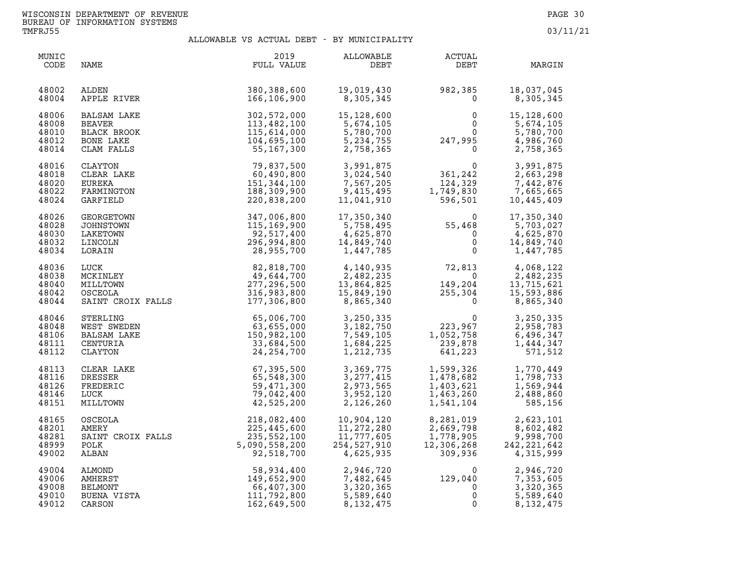WISCONSIN DEPARTMENT OF REVENUE
BUREAU OF INFORMATION SYSTEMS
TMFRJ55

03/11/21

# ALLOWABLE VS ACTUAL DEBT - BY MUNICIPALITY

| MUNIC CODE | NAME | 2019 FULL VALUE | ALLOWABLE DEBT | ACTUAL DEBT | MARGIN |
|---|---|---|---|---|---|
| 48002 | ALDEN | 380,388,600 | 19,019,430 | 982,385 | 18,037,045 |
| 48004 | APPLE RIVER | 166,106,900 | 8,305,345 | 0 | 8,305,345 |
| 48006 | BALSAM LAKE | 302,572,000 | 15,128,600 | 0 | 15,128,600 |
| 48008 | BEAVER | 113,482,100 | 5,674,105 | 0 | 5,674,105 |
| 48010 | BLACK BROOK | 115,614,000 | 5,780,700 | 0 | 5,780,700 |
| 48012 | BONE LAKE | 104,695,100 | 5,234,755 | 247,995 | 4,986,760 |
| 48014 | CLAM FALLS | 55,167,300 | 2,758,365 | 0 | 2,758,365 |
| 48016 | CLAYTON | 79,837,500 | 3,991,875 | 0 | 3,991,875 |
| 48018 | CLEAR LAKE | 60,490,800 | 3,024,540 | 361,242 | 2,663,298 |
| 48020 | EUREKA | 151,344,100 | 7,567,205 | 124,329 | 7,442,876 |
| 48022 | FARMINGTON | 188,309,900 | 9,415,495 | 1,749,830 | 7,665,665 |
| 48024 | GARFIELD | 220,838,200 | 11,041,910 | 596,501 | 10,445,409 |
| 48026 | GEORGETOWN | 347,006,800 | 17,350,340 | 0 | 17,350,340 |
| 48028 | JOHNSTOWN | 115,169,900 | 5,758,495 | 55,468 | 5,703,027 |
| 48030 | LAKETOWN | 92,517,400 | 4,625,870 | 0 | 4,625,870 |
| 48032 | LINCOLN | 296,994,800 | 14,849,740 | 0 | 14,849,740 |
| 48034 | LORAIN | 28,955,700 | 1,447,785 | 0 | 1,447,785 |
| 48036 | LUCK | 82,818,700 | 4,140,935 | 72,813 | 4,068,122 |
| 48038 | MCKINLEY | 49,644,700 | 2,482,235 | 0 | 2,482,235 |
| 48040 | MILLTOWN | 277,296,500 | 13,864,825 | 149,204 | 13,715,621 |
| 48042 | OSCEOLA | 316,983,800 | 15,849,190 | 255,304 | 15,593,886 |
| 48044 | SAINT CROIX FALLS | 177,306,800 | 8,865,340 | 0 | 8,865,340 |
| 48046 | STERLING | 65,006,700 | 3,250,335 | 0 | 3,250,335 |
| 48048 | WEST SWEDEN | 63,655,000 | 3,182,750 | 223,967 | 2,958,783 |
| 48106 | BALSAM LAKE | 150,982,100 | 7,549,105 | 1,052,758 | 6,496,347 |
| 48111 | CENTURIA | 33,684,500 | 1,684,225 | 239,878 | 1,444,347 |
| 48112 | CLAYTON | 24,254,700 | 1,212,735 | 641,223 | 571,512 |
| 48113 | CLEAR LAKE | 67,395,500 | 3,369,775 | 1,599,326 | 1,770,449 |
| 48116 | DRESSER | 65,548,300 | 3,277,415 | 1,478,682 | 1,798,733 |
| 48126 | FREDERIC | 59,471,300 | 2,973,565 | 1,403,621 | 1,569,944 |
| 48146 | LUCK | 79,042,400 | 3,952,120 | 1,463,260 | 2,488,860 |
| 48151 | MILLTOWN | 42,525,200 | 2,126,260 | 1,541,104 | 585,156 |
| 48165 | OSCEOLA | 218,082,400 | 10,904,120 | 8,281,019 | 2,623,101 |
| 48201 | AMERY | 225,445,600 | 11,272,280 | 2,669,798 | 8,602,482 |
| 48281 | SAINT CROIX FALLS | 235,552,100 | 11,777,605 | 1,778,905 | 9,998,700 |
| 48999 | POLK | 5,090,558,200 | 254,527,910 | 12,306,268 | 242,221,642 |
| 49002 | ALBAN | 92,518,700 | 4,625,935 | 309,936 | 4,315,999 |
| 49004 | ALMOND | 58,934,400 | 2,946,720 | 0 | 2,946,720 |
| 49006 | AMHERST | 149,652,900 | 7,482,645 | 129,040 | 7,353,605 |
| 49008 | BELMONT | 66,407,300 | 3,320,365 | 0 | 3,320,365 |
| 49010 | BUENA VISTA | 111,792,800 | 5,589,640 | 0 | 5,589,640 |
| 49012 | CARSON | 162,649,500 | 8,132,475 | 0 | 8,132,475 |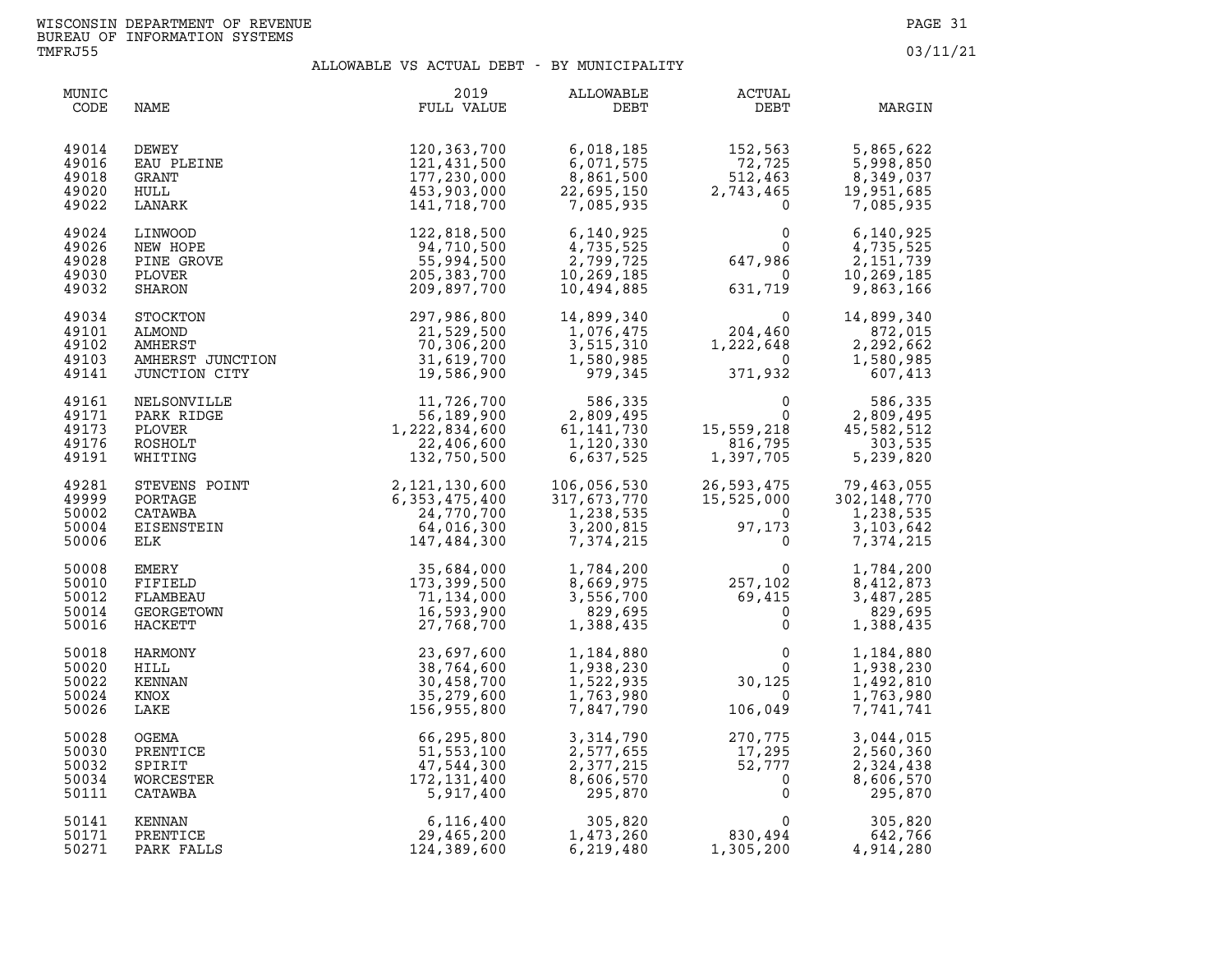WISCONSIN DEPARTMENT OF REVENUE
BUREAU OF INFORMATION SYSTEMS
TMFRJ55

03/11/21

## ALLOWABLE VS ACTUAL DEBT - BY MUNICIPALITY

| MUNIC CODE | NAME | 2019 FULL VALUE | ALLOWABLE DEBT | ACTUAL DEBT | MARGIN |
|---|---|---|---|---|---|
| 49014 | DEWEY | 120,363,700 | 6,018,185 | 152,563 | 5,865,622 |
| 49016 | EAU PLEINE | 121,431,500 | 6,071,575 | 72,725 | 5,998,850 |
| 49018 | GRANT | 177,230,000 | 8,861,500 | 512,463 | 8,349,037 |
| 49020 | HULL | 453,903,000 | 22,695,150 | 2,743,465 | 19,951,685 |
| 49022 | LANARK | 141,718,700 | 7,085,935 | 0 | 7,085,935 |
| 49024 | LINWOOD | 122,818,500 | 6,140,925 | 0 | 6,140,925 |
| 49026 | NEW HOPE | 94,710,500 | 4,735,525 | 0 | 4,735,525 |
| 49028 | PINE GROVE | 55,994,500 | 2,799,725 | 647,986 | 2,151,739 |
| 49030 | PLOVER | 205,383,700 | 10,269,185 | 0 | 10,269,185 |
| 49032 | SHARON | 209,897,700 | 10,494,885 | 631,719 | 9,863,166 |
| 49034 | STOCKTON | 297,986,800 | 14,899,340 | 0 | 14,899,340 |
| 49101 | ALMOND | 21,529,500 | 1,076,475 | 204,460 | 872,015 |
| 49102 | AMHERST | 70,306,200 | 3,515,310 | 1,222,648 | 2,292,662 |
| 49103 | AMHERST JUNCTION | 31,619,700 | 1,580,985 | 0 | 1,580,985 |
| 49141 | JUNCTION CITY | 19,586,900 | 979,345 | 371,932 | 607,413 |
| 49161 | NELSONVILLE | 11,726,700 | 586,335 | 0 | 586,335 |
| 49171 | PARK RIDGE | 56,189,900 | 2,809,495 | 0 | 2,809,495 |
| 49173 | PLOVER | 1,222,834,600 | 61,141,730 | 15,559,218 | 45,582,512 |
| 49176 | ROSHOLT | 22,406,600 | 1,120,330 | 816,795 | 303,535 |
| 49191 | WHITING | 132,750,500 | 6,637,525 | 1,397,705 | 5,239,820 |
| 49281 | STEVENS POINT | 2,121,130,600 | 106,056,530 | 26,593,475 | 79,463,055 |
| 49999 | PORTAGE | 6,353,475,400 | 317,673,770 | 15,525,000 | 302,148,770 |
| 50002 | CATAWBA | 24,770,700 | 1,238,535 | 0 | 1,238,535 |
| 50004 | EISENSTEIN | 64,016,300 | 3,200,815 | 97,173 | 3,103,642 |
| 50006 | ELK | 147,484,300 | 7,374,215 | 0 | 7,374,215 |
| 50008 | EMERY | 35,684,000 | 1,784,200 | 0 | 1,784,200 |
| 50010 | FIFIELD | 173,399,500 | 8,669,975 | 257,102 | 8,412,873 |
| 50012 | FLAMBEAU | 71,134,000 | 3,556,700 | 69,415 | 3,487,285 |
| 50014 | GEORGETOWN | 16,593,900 | 829,695 | 0 | 829,695 |
| 50016 | HACKETT | 27,768,700 | 1,388,435 | 0 | 1,388,435 |
| 50018 | HARMONY | 23,697,600 | 1,184,880 | 0 | 1,184,880 |
| 50020 | HILL | 38,764,600 | 1,938,230 | 0 | 1,938,230 |
| 50022 | KENNAN | 30,458,700 | 1,522,935 | 30,125 | 1,492,810 |
| 50024 | KNOX | 35,279,600 | 1,763,980 | 0 | 1,763,980 |
| 50026 | LAKE | 156,955,800 | 7,847,790 | 106,049 | 7,741,741 |
| 50028 | OGEMA | 66,295,800 | 3,314,790 | 270,775 | 3,044,015 |
| 50030 | PRENTICE | 51,553,100 | 2,577,655 | 17,295 | 2,560,360 |
| 50032 | SPIRIT | 47,544,300 | 2,377,215 | 52,777 | 2,324,438 |
| 50034 | WORCESTER | 172,131,400 | 8,606,570 | 0 | 8,606,570 |
| 50111 | CATAWBA | 5,917,400 | 295,870 | 0 | 295,870 |
| 50141 | KENNAN | 6,116,400 | 305,820 | 0 | 305,820 |
| 50171 | PRENTICE | 29,465,200 | 1,473,260 | 830,494 | 642,766 |
| 50271 | PARK FALLS | 124,389,600 | 6,219,480 | 1,305,200 | 4,914,280 |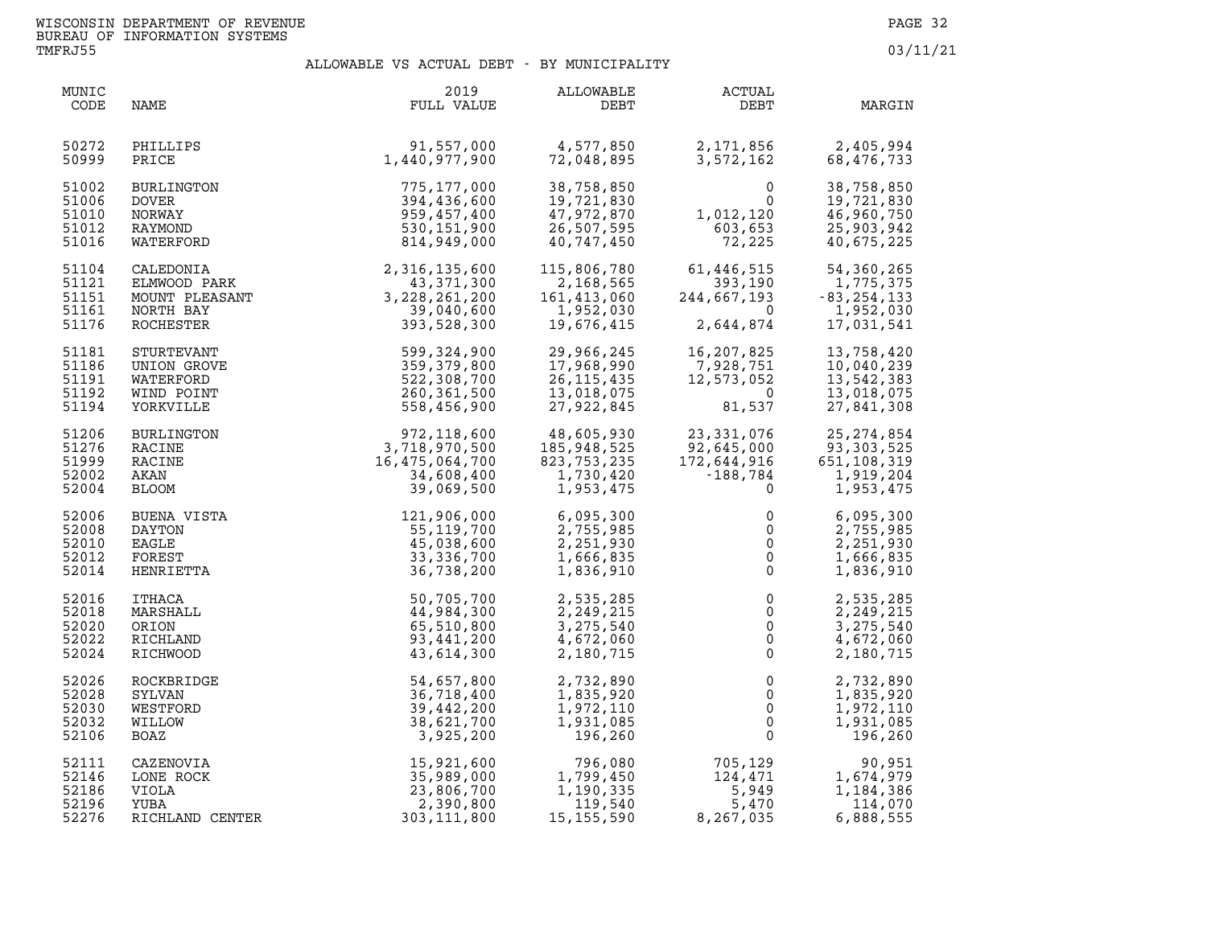WISCONSIN DEPARTMENT OF REVENUE
BUREAU OF INFORMATION SYSTEMS
TMFRJ55

03/11/21

## ALLOWABLE VS ACTUAL DEBT - BY MUNICIPALITY

| MUNIC CODE | NAME | 2019 FULL VALUE | ALLOWABLE DEBT | ACTUAL DEBT | MARGIN |
|---|---|---|---|---|---|
| 50272 | PHILLIPS | 91,557,000 | 4,577,850 | 2,171,856 | 2,405,994 |
| 50999 | PRICE | 1,440,977,900 | 72,048,895 | 3,572,162 | 68,476,733 |
| 51002 | BURLINGTON | 775,177,000 | 38,758,850 | 0 | 38,758,850 |
| 51006 | DOVER | 394,436,600 | 19,721,830 | 0 | 19,721,830 |
| 51010 | NORWAY | 959,457,400 | 47,972,870 | 1,012,120 | 46,960,750 |
| 51012 | RAYMOND | 530,151,900 | 26,507,595 | 603,653 | 25,903,942 |
| 51016 | WATERFORD | 814,949,000 | 40,747,450 | 72,225 | 40,675,225 |
| 51104 | CALEDONIA | 2,316,135,600 | 115,806,780 | 61,446,515 | 54,360,265 |
| 51121 | ELMWOOD PARK | 43,371,300 | 2,168,565 | 393,190 | 1,775,375 |
| 51151 | MOUNT PLEASANT | 3,228,261,200 | 161,413,060 | 244,667,193 | -83,254,133 |
| 51161 | NORTH BAY | 39,040,600 | 1,952,030 | 0 | 1,952,030 |
| 51176 | ROCHESTER | 393,528,300 | 19,676,415 | 2,644,874 | 17,031,541 |
| 51181 | STURTEVANT | 599,324,900 | 29,966,245 | 16,207,825 | 13,758,420 |
| 51186 | UNION GROVE | 359,379,800 | 17,968,990 | 7,928,751 | 10,040,239 |
| 51191 | WATERFORD | 522,308,700 | 26,115,435 | 12,573,052 | 13,542,383 |
| 51192 | WIND POINT | 260,361,500 | 13,018,075 | 0 | 13,018,075 |
| 51194 | YORKVILLE | 558,456,900 | 27,922,845 | 81,537 | 27,841,308 |
| 51206 | BURLINGTON | 972,118,600 | 48,605,930 | 23,331,076 | 25,274,854 |
| 51276 | RACINE | 3,718,970,500 | 185,948,525 | 92,645,000 | 93,303,525 |
| 51999 | RACINE | 16,475,064,700 | 823,753,235 | 172,644,916 | 651,108,319 |
| 52002 | AKAN | 34,608,400 | 1,730,420 | -188,784 | 1,919,204 |
| 52004 | BLOOM | 39,069,500 | 1,953,475 | 0 | 1,953,475 |
| 52006 | BUENA VISTA | 121,906,000 | 6,095,300 | 0 | 6,095,300 |
| 52008 | DAYTON | 55,119,700 | 2,755,985 | 0 | 2,755,985 |
| 52010 | EAGLE | 45,038,600 | 2,251,930 | 0 | 2,251,930 |
| 52012 | FOREST | 33,336,700 | 1,666,835 | 0 | 1,666,835 |
| 52014 | HENRIETTA | 36,738,200 | 1,836,910 | 0 | 1,836,910 |
| 52016 | ITHACA | 50,705,700 | 2,535,285 | 0 | 2,535,285 |
| 52018 | MARSHALL | 44,984,300 | 2,249,215 | 0 | 2,249,215 |
| 52020 | ORION | 65,510,800 | 3,275,540 | 0 | 3,275,540 |
| 52022 | RICHLAND | 93,441,200 | 4,672,060 | 0 | 4,672,060 |
| 52024 | RICHWOOD | 43,614,300 | 2,180,715 | 0 | 2,180,715 |
| 52026 | ROCKBRIDGE | 54,657,800 | 2,732,890 | 0 | 2,732,890 |
| 52028 | SYLVAN | 36,718,400 | 1,835,920 | 0 | 1,835,920 |
| 52030 | WESTFORD | 39,442,200 | 1,972,110 | 0 | 1,972,110 |
| 52032 | WILLOW | 38,621,700 | 1,931,085 | 0 | 1,931,085 |
| 52106 | BOAZ | 3,925,200 | 196,260 | 0 | 196,260 |
| 52111 | CAZENOVIA | 15,921,600 | 796,080 | 705,129 | 90,951 |
| 52146 | LONE ROCK | 35,989,000 | 1,799,450 | 124,471 | 1,674,979 |
| 52186 | VIOLA | 23,806,700 | 1,190,335 | 5,949 | 1,184,386 |
| 52196 | YUBA | 2,390,800 | 119,540 | 5,470 | 114,070 |
| 52276 | RICHLAND CENTER | 303,111,800 | 15,155,590 | 8,267,035 | 6,888,555 |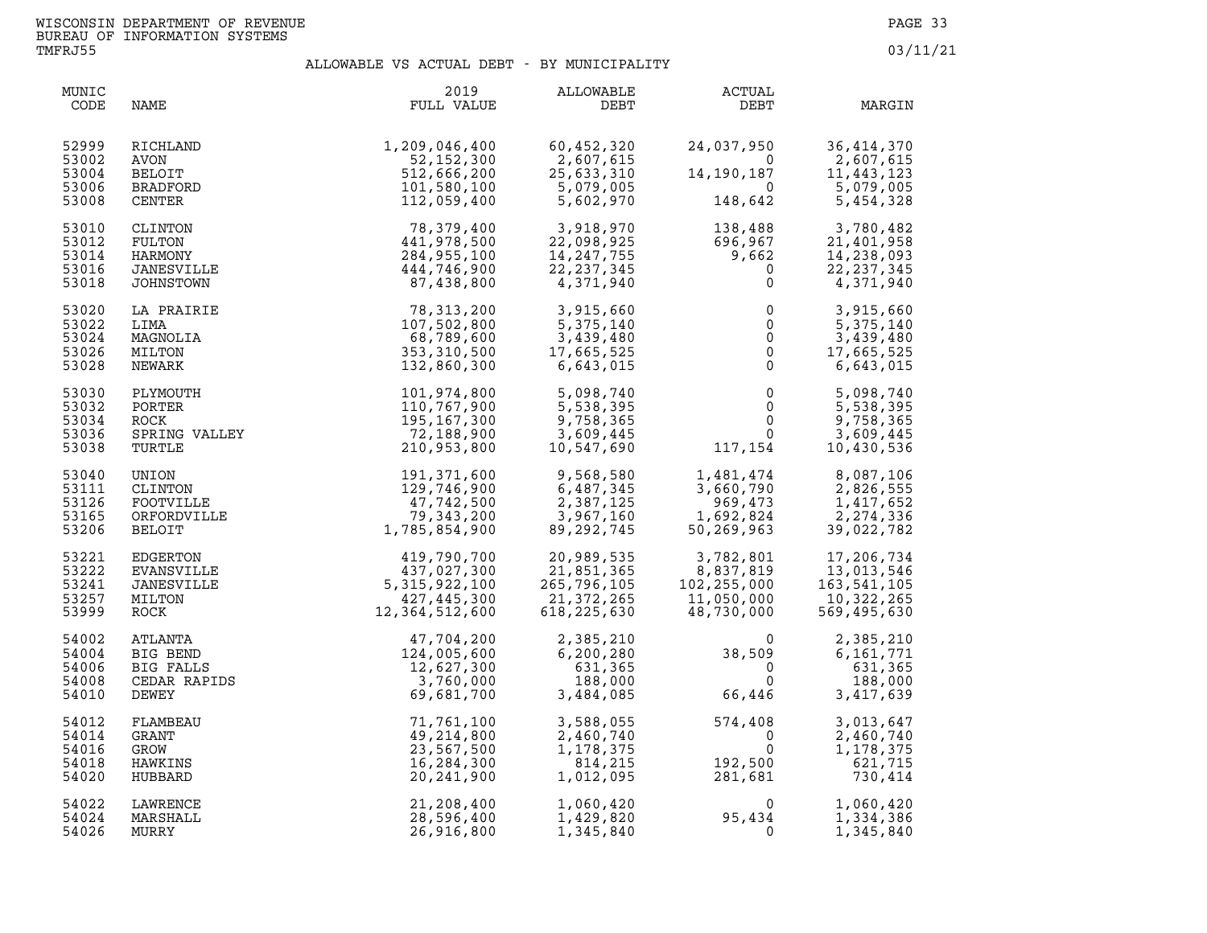WISCONSIN DEPARTMENT OF REVENUE
BUREAU OF INFORMATION SYSTEMS
TMFRJ55

03/11/21

## ALLOWABLE VS ACTUAL DEBT - BY MUNICIPALITY

| MUNIC CODE | NAME | 2019 FULL VALUE | ALLOWABLE DEBT | ACTUAL DEBT | MARGIN |
|---|---|---|---|---|---|
| 52999 | RICHLAND | 1,209,046,400 | 60,452,320 | 24,037,950 | 36,414,370 |
| 53002 | AVON | 52,152,300 | 2,607,615 | 0 | 2,607,615 |
| 53004 | BELOIT | 512,666,200 | 25,633,310 | 14,190,187 | 11,443,123 |
| 53006 | BRADFORD | 101,580,100 | 5,079,005 | 0 | 5,079,005 |
| 53008 | CENTER | 112,059,400 | 5,602,970 | 148,642 | 5,454,328 |
| 53010 | CLINTON | 78,379,400 | 3,918,970 | 138,488 | 3,780,482 |
| 53012 | FULTON | 441,978,500 | 22,098,925 | 696,967 | 21,401,958 |
| 53014 | HARMONY | 284,955,100 | 14,247,755 | 9,662 | 14,238,093 |
| 53016 | JANESVILLE | 444,746,900 | 22,237,345 | 0 | 22,237,345 |
| 53018 | JOHNSTOWN | 87,438,800 | 4,371,940 | 0 | 4,371,940 |
| 53020 | LA PRAIRIE | 78,313,200 | 3,915,660 | 0 | 3,915,660 |
| 53022 | LIMA | 107,502,800 | 5,375,140 | 0 | 5,375,140 |
| 53024 | MAGNOLIA | 68,789,600 | 3,439,480 | 0 | 3,439,480 |
| 53026 | MILTON | 353,310,500 | 17,665,525 | 0 | 17,665,525 |
| 53028 | NEWARK | 132,860,300 | 6,643,015 | 0 | 6,643,015 |
| 53030 | PLYMOUTH | 101,974,800 | 5,098,740 | 0 | 5,098,740 |
| 53032 | PORTER | 110,767,900 | 5,538,395 | 0 | 5,538,395 |
| 53034 | ROCK | 195,167,300 | 9,758,365 | 0 | 9,758,365 |
| 53036 | SPRING VALLEY | 72,188,900 | 3,609,445 | 0 | 3,609,445 |
| 53038 | TURTLE | 210,953,800 | 10,547,690 | 117,154 | 10,430,536 |
| 53040 | UNION | 191,371,600 | 9,568,580 | 1,481,474 | 8,087,106 |
| 53111 | CLINTON | 129,746,900 | 6,487,345 | 3,660,790 | 2,826,555 |
| 53126 | FOOTVILLE | 47,742,500 | 2,387,125 | 969,473 | 1,417,652 |
| 53165 | ORFORDVILLE | 79,343,200 | 3,967,160 | 1,692,824 | 2,274,336 |
| 53206 | BELOIT | 1,785,854,900 | 89,292,745 | 50,269,963 | 39,022,782 |
| 53221 | EDGERTON | 419,790,700 | 20,989,535 | 3,782,801 | 17,206,734 |
| 53222 | EVANSVILLE | 437,027,300 | 21,851,365 | 8,837,819 | 13,013,546 |
| 53241 | JANESVILLE | 5,315,922,100 | 265,796,105 | 102,255,000 | 163,541,105 |
| 53257 | MILTON | 427,445,300 | 21,372,265 | 11,050,000 | 10,322,265 |
| 53999 | ROCK | 12,364,512,600 | 618,225,630 | 48,730,000 | 569,495,630 |
| 54002 | ATLANTA | 47,704,200 | 2,385,210 | 0 | 2,385,210 |
| 54004 | BIG BEND | 124,005,600 | 6,200,280 | 38,509 | 6,161,771 |
| 54006 | BIG FALLS | 12,627,300 | 631,365 | 0 | 631,365 |
| 54008 | CEDAR RAPIDS | 3,760,000 | 188,000 | 0 | 188,000 |
| 54010 | DEWEY | 69,681,700 | 3,484,085 | 66,446 | 3,417,639 |
| 54012 | FLAMBEAU | 71,761,100 | 3,588,055 | 574,408 | 3,013,647 |
| 54014 | GRANT | 49,214,800 | 2,460,740 | 0 | 2,460,740 |
| 54016 | GROW | 23,567,500 | 1,178,375 | 0 | 1,178,375 |
| 54018 | HAWKINS | 16,284,300 | 814,215 | 192,500 | 621,715 |
| 54020 | HUBBARD | 20,241,900 | 1,012,095 | 281,681 | 730,414 |
| 54022 | LAWRENCE | 21,208,400 | 1,060,420 | 0 | 1,060,420 |
| 54024 | MARSHALL | 28,596,400 | 1,429,820 | 95,434 | 1,334,386 |
| 54026 | MURRY | 26,916,800 | 1,345,840 | 0 | 1,345,840 |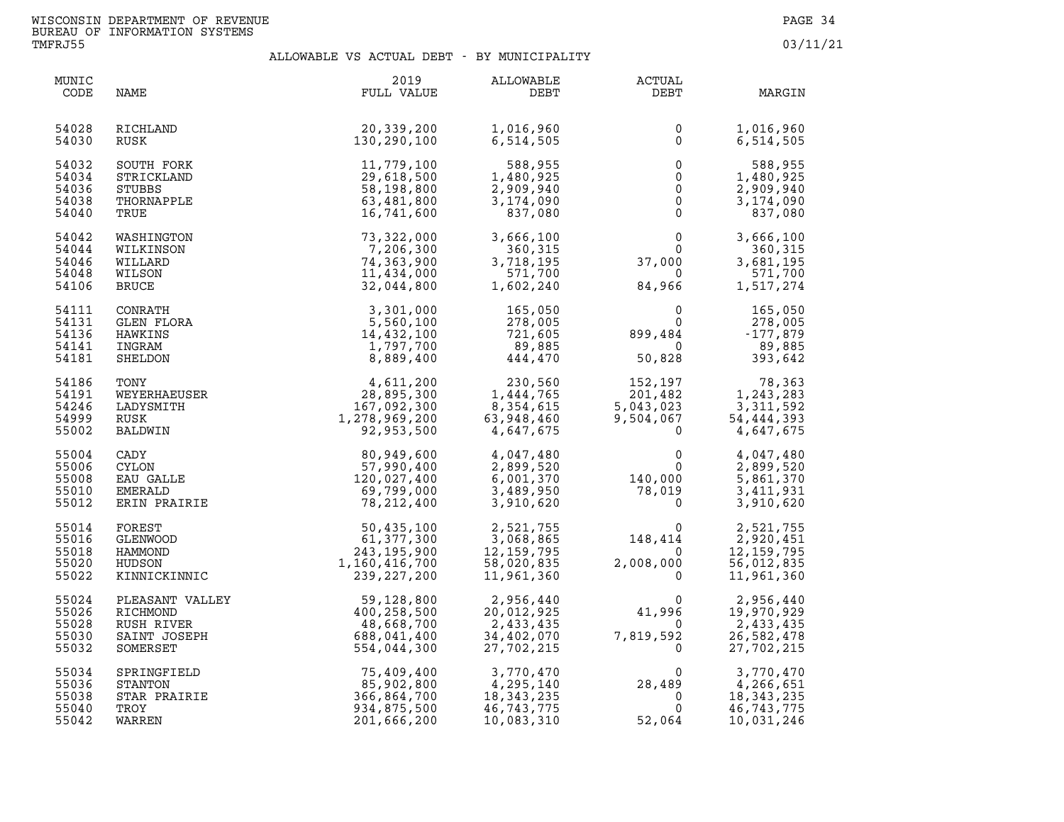WISCONSIN DEPARTMENT OF REVENUE
BUREAU OF INFORMATION SYSTEMS
TMFRJ55

03/11/21

## ALLOWABLE VS ACTUAL DEBT - BY MUNICIPALITY

| MUNIC CODE | NAME | 2019 FULL VALUE | ALLOWABLE DEBT | ACTUAL DEBT | MARGIN |
|---|---|---|---|---|---|
| 54028 | RICHLAND | 20,339,200 | 1,016,960 | 0 | 1,016,960 |
| 54030 | RUSK | 130,290,100 | 6,514,505 | 0 | 6,514,505 |
| 54032 | SOUTH FORK | 11,779,100 | 588,955 | 0 | 588,955 |
| 54034 | STRICKLAND | 29,618,500 | 1,480,925 | 0 | 1,480,925 |
| 54036 | STUBBS | 58,198,800 | 2,909,940 | 0 | 2,909,940 |
| 54038 | THORNAPPLE | 63,481,800 | 3,174,090 | 0 | 3,174,090 |
| 54040 | TRUE | 16,741,600 | 837,080 | 0 | 837,080 |
| 54042 | WASHINGTON | 73,322,000 | 3,666,100 | 0 | 3,666,100 |
| 54044 | WILKINSON | 7,206,300 | 360,315 | 0 | 360,315 |
| 54046 | WILLARD | 74,363,900 | 3,718,195 | 37,000 | 3,681,195 |
| 54048 | WILSON | 11,434,000 | 571,700 | 0 | 571,700 |
| 54106 | BRUCE | 32,044,800 | 1,602,240 | 84,966 | 1,517,274 |
| 54111 | CONRATH | 3,301,000 | 165,050 | 0 | 165,050 |
| 54131 | GLEN FLORA | 5,560,100 | 278,005 | 0 | 278,005 |
| 54136 | HAWKINS | 14,432,100 | 721,605 | 899,484 | -177,879 |
| 54141 | INGRAM | 1,797,700 | 89,885 | 0 | 89,885 |
| 54181 | SHELDON | 8,889,400 | 444,470 | 50,828 | 393,642 |
| 54186 | TONY | 4,611,200 | 230,560 | 152,197 | 78,363 |
| 54191 | WEYERHAEUSER | 28,895,300 | 1,444,765 | 201,482 | 1,243,283 |
| 54246 | LADYSMITH | 167,092,300 | 8,354,615 | 5,043,023 | 3,311,592 |
| 54999 | RUSK | 1,278,969,200 | 63,948,460 | 9,504,067 | 54,444,393 |
| 55002 | BALDWIN | 92,953,500 | 4,647,675 | 0 | 4,647,675 |
| 55004 | CADY | 80,949,600 | 4,047,480 | 0 | 4,047,480 |
| 55006 | CYLON | 57,990,400 | 2,899,520 | 0 | 2,899,520 |
| 55008 | EAU GALLE | 120,027,400 | 6,001,370 | 140,000 | 5,861,370 |
| 55010 | EMERALD | 69,799,000 | 3,489,950 | 78,019 | 3,411,931 |
| 55012 | ERIN PRAIRIE | 78,212,400 | 3,910,620 | 0 | 3,910,620 |
| 55014 | FOREST | 50,435,100 | 2,521,755 | 0 | 2,521,755 |
| 55016 | GLENWOOD | 61,377,300 | 3,068,865 | 148,414 | 2,920,451 |
| 55018 | HAMMOND | 243,195,900 | 12,159,795 | 0 | 12,159,795 |
| 55020 | HUDSON | 1,160,416,700 | 58,020,835 | 2,008,000 | 56,012,835 |
| 55022 | KINNICKINNIC | 239,227,200 | 11,961,360 | 0 | 11,961,360 |
| 55024 | PLEASANT VALLEY | 59,128,800 | 2,956,440 | 0 | 2,956,440 |
| 55026 | RICHMOND | 400,258,500 | 20,012,925 | 41,996 | 19,970,929 |
| 55028 | RUSH RIVER | 48,668,700 | 2,433,435 | 0 | 2,433,435 |
| 55030 | SAINT JOSEPH | 688,041,400 | 34,402,070 | 7,819,592 | 26,582,478 |
| 55032 | SOMERSET | 554,044,300 | 27,702,215 | 0 | 27,702,215 |
| 55034 | SPRINGFIELD | 75,409,400 | 3,770,470 | 0 | 3,770,470 |
| 55036 | STANTON | 85,902,800 | 4,295,140 | 28,489 | 4,266,651 |
| 55038 | STAR PRAIRIE | 366,864,700 | 18,343,235 | 0 | 18,343,235 |
| 55040 | TROY | 934,875,500 | 46,743,775 | 0 | 46,743,775 |
| 55042 | WARREN | 201,666,200 | 10,083,310 | 52,064 | 10,031,246 |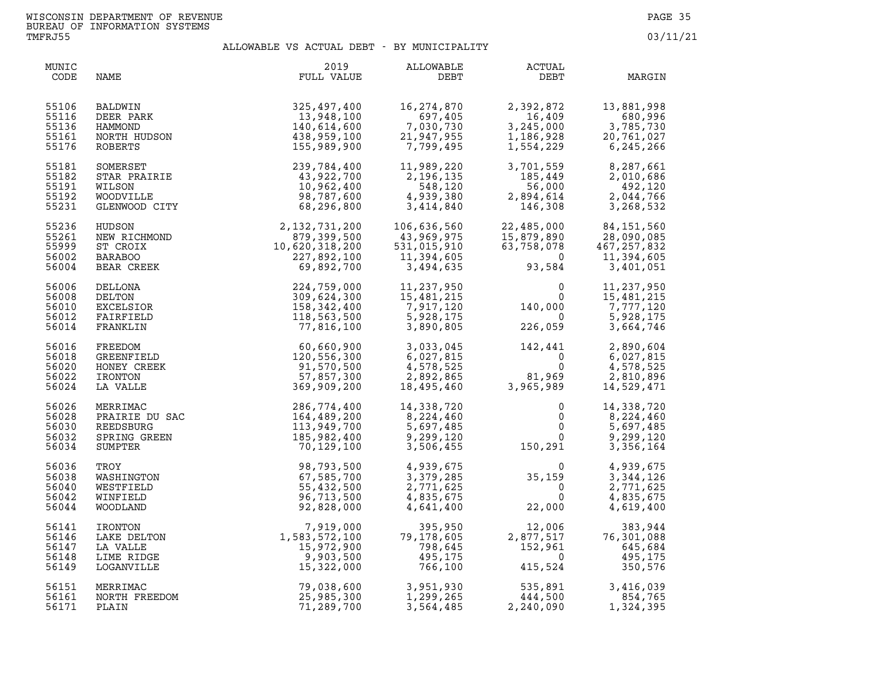WISCONSIN DEPARTMENT OF REVENUE
BUREAU OF INFORMATION SYSTEMS
TMFRJ55

03/11/21

## ALLOWABLE VS ACTUAL DEBT - BY MUNICIPALITY

| MUNIC CODE | NAME | 2019 FULL VALUE | ALLOWABLE DEBT | ACTUAL DEBT | MARGIN |
|---|---|---|---|---|---|
| 55106 | BALDWIN | 325,497,400 | 16,274,870 | 2,392,872 | 13,881,998 |
| 55116 | DEER PARK | 13,948,100 | 697,405 | 16,409 | 680,996 |
| 55136 | HAMMOND | 140,614,600 | 7,030,730 | 3,245,000 | 3,785,730 |
| 55161 | NORTH HUDSON | 438,959,100 | 21,947,955 | 1,186,928 | 20,761,027 |
| 55176 | ROBERTS | 155,989,900 | 7,799,495 | 1,554,229 | 6,245,266 |
| 55181 | SOMERSET | 239,784,400 | 11,989,220 | 3,701,559 | 8,287,661 |
| 55182 | STAR PRAIRIE | 43,922,700 | 2,196,135 | 185,449 | 2,010,686 |
| 55191 | WILSON | 10,962,400 | 548,120 | 56,000 | 492,120 |
| 55192 | WOODVILLE | 98,787,600 | 4,939,380 | 2,894,614 | 2,044,766 |
| 55231 | GLENWOOD CITY | 68,296,800 | 3,414,840 | 146,308 | 3,268,532 |
| 55236 | HUDSON | 2,132,731,200 | 106,636,560 | 22,485,000 | 84,151,560 |
| 55261 | NEW RICHMOND | 879,399,500 | 43,969,975 | 15,879,890 | 28,090,085 |
| 55999 | ST CROIX | 10,620,318,200 | 531,015,910 | 63,758,078 | 467,257,832 |
| 56002 | BARABOO | 227,892,100 | 11,394,605 | 0 | 11,394,605 |
| 56004 | BEAR CREEK | 69,892,700 | 3,494,635 | 93,584 | 3,401,051 |
| 56006 | DELLONA | 224,759,000 | 11,237,950 | 0 | 11,237,950 |
| 56008 | DELTON | 309,624,300 | 15,481,215 | 0 | 15,481,215 |
| 56010 | EXCELSIOR | 158,342,400 | 7,917,120 | 140,000 | 7,777,120 |
| 56012 | FAIRFIELD | 118,563,500 | 5,928,175 | 0 | 5,928,175 |
| 56014 | FRANKLIN | 77,816,100 | 3,890,805 | 226,059 | 3,664,746 |
| 56016 | FREEDOM | 60,660,900 | 3,033,045 | 142,441 | 2,890,604 |
| 56018 | GREENFIELD | 120,556,300 | 6,027,815 | 0 | 6,027,815 |
| 56020 | HONEY CREEK | 91,570,500 | 4,578,525 | 0 | 4,578,525 |
| 56022 | IRONTON | 57,857,300 | 2,892,865 | 81,969 | 2,810,896 |
| 56024 | LA VALLE | 369,909,200 | 18,495,460 | 3,965,989 | 14,529,471 |
| 56026 | MERRIMAC | 286,774,400 | 14,338,720 | 0 | 14,338,720 |
| 56028 | PRAIRIE DU SAC | 164,489,200 | 8,224,460 | 0 | 8,224,460 |
| 56030 | REEDSBURG | 113,949,700 | 5,697,485 | 0 | 5,697,485 |
| 56032 | SPRING GREEN | 185,982,400 | 9,299,120 | 0 | 9,299,120 |
| 56034 | SUMPTER | 70,129,100 | 3,506,455 | 150,291 | 3,356,164 |
| 56036 | TROY | 98,793,500 | 4,939,675 | 0 | 4,939,675 |
| 56038 | WASHINGTON | 67,585,700 | 3,379,285 | 35,159 | 3,344,126 |
| 56040 | WESTFIELD | 55,432,500 | 2,771,625 | 0 | 2,771,625 |
| 56042 | WINFIELD | 96,713,500 | 4,835,675 | 0 | 4,835,675 |
| 56044 | WOODLAND | 92,828,000 | 4,641,400 | 22,000 | 4,619,400 |
| 56141 | IRONTON | 7,919,000 | 395,950 | 12,006 | 383,944 |
| 56146 | LAKE DELTON | 1,583,572,100 | 79,178,605 | 2,877,517 | 76,301,088 |
| 56147 | LA VALLE | 15,972,900 | 798,645 | 152,961 | 645,684 |
| 56148 | LIME RIDGE | 9,903,500 | 495,175 | 0 | 495,175 |
| 56149 | LOGANVILLE | 15,322,000 | 766,100 | 415,524 | 350,576 |
| 56151 | MERRIMAC | 79,038,600 | 3,951,930 | 535,891 | 3,416,039 |
| 56161 | NORTH FREEDOM | 25,985,300 | 1,299,265 | 444,500 | 854,765 |
| 56171 | PLAIN | 71,289,700 | 3,564,485 | 2,240,090 | 1,324,395 |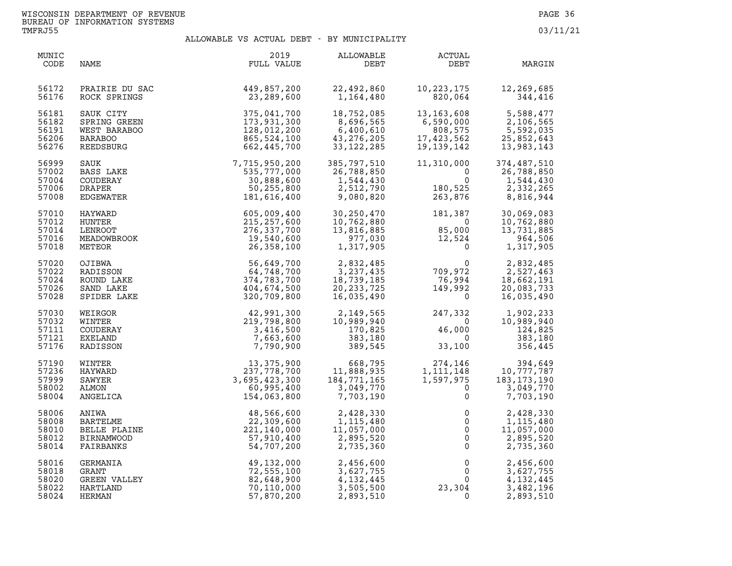WISCONSIN DEPARTMENT OF REVENUE
BUREAU OF INFORMATION SYSTEMS
TMFRJ55

03/11/21

## ALLOWABLE VS ACTUAL DEBT - BY MUNICIPALITY

| MUNIC CODE | NAME | 2019 FULL VALUE | ALLOWABLE DEBT | ACTUAL DEBT | MARGIN |
|---|---|---|---|---|---|
| 56172 | PRAIRIE DU SAC | 449,857,200 | 22,492,860 | 10,223,175 | 12,269,685 |
| 56176 | ROCK SPRINGS | 23,289,600 | 1,164,480 | 820,064 | 344,416 |
| 56181 | SAUK CITY | 375,041,700 | 18,752,085 | 13,163,608 | 5,588,477 |
| 56182 | SPRING GREEN | 173,931,300 | 8,696,565 | 6,590,000 | 2,106,565 |
| 56191 | WEST BARABOO | 128,012,200 | 6,400,610 | 808,575 | 5,592,035 |
| 56206 | BARABOO | 865,524,100 | 43,276,205 | 17,423,562 | 25,852,643 |
| 56276 | REEDSBURG | 662,445,700 | 33,122,285 | 19,139,142 | 13,983,143 |
| 56999 | SAUK | 7,715,950,200 | 385,797,510 | 11,310,000 | 374,487,510 |
| 57002 | BASS LAKE | 535,777,000 | 26,788,850 | 0 | 26,788,850 |
| 57004 | COUDERAY | 30,888,600 | 1,544,430 | 0 | 1,544,430 |
| 57006 | DRAPER | 50,255,800 | 2,512,790 | 180,525 | 2,332,265 |
| 57008 | EDGEWATER | 181,616,400 | 9,080,820 | 263,876 | 8,816,944 |
| 57010 | HAYWARD | 605,009,400 | 30,250,470 | 181,387 | 30,069,083 |
| 57012 | HUNTER | 215,257,600 | 10,762,880 | 0 | 10,762,880 |
| 57014 | LENROOT | 276,337,700 | 13,816,885 | 85,000 | 13,731,885 |
| 57016 | MEADOWBROOK | 19,540,600 | 977,030 | 12,524 | 964,506 |
| 57018 | METEOR | 26,358,100 | 1,317,905 | 0 | 1,317,905 |
| 57020 | OJIBWA | 56,649,700 | 2,832,485 | 0 | 2,832,485 |
| 57022 | RADISSON | 64,748,700 | 3,237,435 | 709,972 | 2,527,463 |
| 57024 | ROUND LAKE | 374,783,700 | 18,739,185 | 76,994 | 18,662,191 |
| 57026 | SAND LAKE | 404,674,500 | 20,233,725 | 149,992 | 20,083,733 |
| 57028 | SPIDER LAKE | 320,709,800 | 16,035,490 | 0 | 16,035,490 |
| 57030 | WEIRGOR | 42,991,300 | 2,149,565 | 247,332 | 1,902,233 |
| 57032 | WINTER | 219,798,800 | 10,989,940 | 0 | 10,989,940 |
| 57111 | COUDERAY | 3,416,500 | 170,825 | 46,000 | 124,825 |
| 57121 | EXELAND | 7,663,600 | 383,180 | 0 | 383,180 |
| 57176 | RADISSON | 7,790,900 | 389,545 | 33,100 | 356,445 |
| 57190 | WINTER | 13,375,900 | 668,795 | 274,146 | 394,649 |
| 57236 | HAYWARD | 237,778,700 | 11,888,935 | 1,111,148 | 10,777,787 |
| 57999 | SAWYER | 3,695,423,300 | 184,771,165 | 1,597,975 | 183,173,190 |
| 58002 | ALMON | 60,995,400 | 3,049,770 | 0 | 3,049,770 |
| 58004 | ANGELICA | 154,063,800 | 7,703,190 | 0 | 7,703,190 |
| 58006 | ANIWA | 48,566,600 | 2,428,330 | 0 | 2,428,330 |
| 58008 | BARTELME | 22,309,600 | 1,115,480 | 0 | 1,115,480 |
| 58010 | BELLE PLAINE | 221,140,000 | 11,057,000 | 0 | 11,057,000 |
| 58012 | BIRNAMWOOD | 57,910,400 | 2,895,520 | 0 | 2,895,520 |
| 58014 | FAIRBANKS | 54,707,200 | 2,735,360 | 0 | 2,735,360 |
| 58016 | GERMANIA | 49,132,000 | 2,456,600 | 0 | 2,456,600 |
| 58018 | GRANT | 72,555,100 | 3,627,755 | 0 | 3,627,755 |
| 58020 | GREEN VALLEY | 82,648,900 | 4,132,445 | 0 | 4,132,445 |
| 58022 | HARTLAND | 70,110,000 | 3,505,500 | 23,304 | 3,482,196 |
| 58024 | HERMAN | 57,870,200 | 2,893,510 | 0 | 2,893,510 |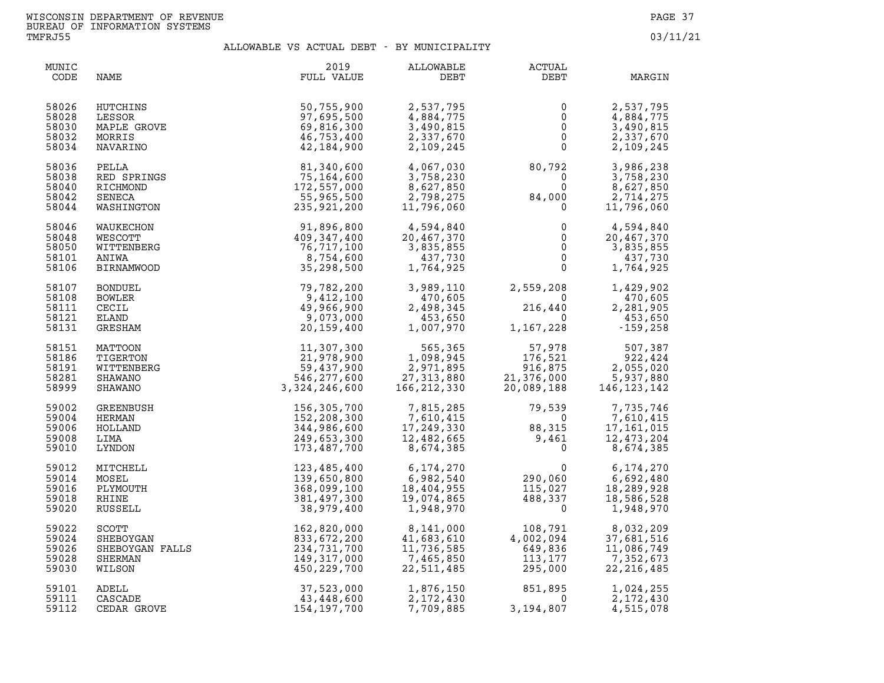WISCONSIN DEPARTMENT OF REVENUE
BUREAU OF INFORMATION SYSTEMS
TMFRJ55

03/11/21

## ALLOWABLE VS ACTUAL DEBT - BY MUNICIPALITY

| MUNIC CODE | NAME | 2019 FULL VALUE | ALLOWABLE DEBT | ACTUAL DEBT | MARGIN |
|---|---|---|---|---|---|
| 58026 | HUTCHINS | 50,755,900 | 2,537,795 | 0 | 2,537,795 |
| 58028 | LESSOR | 97,695,500 | 4,884,775 | 0 | 4,884,775 |
| 58030 | MAPLE GROVE | 69,816,300 | 3,490,815 | 0 | 3,490,815 |
| 58032 | MORRIS | 46,753,400 | 2,337,670 | 0 | 2,337,670 |
| 58034 | NAVARINO | 42,184,900 | 2,109,245 | 0 | 2,109,245 |
| 58036 | PELLA | 81,340,600 | 4,067,030 | 80,792 | 3,986,238 |
| 58038 | RED SPRINGS | 75,164,600 | 3,758,230 | 0 | 3,758,230 |
| 58040 | RICHMOND | 172,557,000 | 8,627,850 | 0 | 8,627,850 |
| 58042 | SENECA | 55,965,500 | 2,798,275 | 84,000 | 2,714,275 |
| 58044 | WASHINGTON | 235,921,200 | 11,796,060 | 0 | 11,796,060 |
| 58046 | WAUKECHON | 91,896,800 | 4,594,840 | 0 | 4,594,840 |
| 58048 | WESCOTT | 409,347,400 | 20,467,370 | 0 | 20,467,370 |
| 58050 | WITTENBERG | 76,717,100 | 3,835,855 | 0 | 3,835,855 |
| 58101 | ANIWA | 8,754,600 | 437,730 | 0 | 437,730 |
| 58106 | BIRNAMWOOD | 35,298,500 | 1,764,925 | 0 | 1,764,925 |
| 58107 | BONDUEL | 79,782,200 | 3,989,110 | 2,559,208 | 1,429,902 |
| 58108 | BOWLER | 9,412,100 | 470,605 | 0 | 470,605 |
| 58111 | CECIL | 49,966,900 | 2,498,345 | 216,440 | 2,281,905 |
| 58121 | ELAND | 9,073,000 | 453,650 | 0 | 453,650 |
| 58131 | GRESHAM | 20,159,400 | 1,007,970 | 1,167,228 | -159,258 |
| 58151 | MATTOON | 11,307,300 | 565,365 | 57,978 | 507,387 |
| 58186 | TIGERTON | 21,978,900 | 1,098,945 | 176,521 | 922,424 |
| 58191 | WITTENBERG | 59,437,900 | 2,971,895 | 916,875 | 2,055,020 |
| 58281 | SHAWANO | 546,277,600 | 27,313,880 | 21,376,000 | 5,937,880 |
| 58999 | SHAWANO | 3,324,246,600 | 166,212,330 | 20,089,188 | 146,123,142 |
| 59002 | GREENBUSH | 156,305,700 | 7,815,285 | 79,539 | 7,735,746 |
| 59004 | HERMAN | 152,208,300 | 7,610,415 | 0 | 7,610,415 |
| 59006 | HOLLAND | 344,986,600 | 17,249,330 | 88,315 | 17,161,015 |
| 59008 | LIMA | 249,653,300 | 12,482,665 | 9,461 | 12,473,204 |
| 59010 | LYNDON | 173,487,700 | 8,674,385 | 0 | 8,674,385 |
| 59012 | MITCHELL | 123,485,400 | 6,174,270 | 0 | 6,174,270 |
| 59014 | MOSEL | 139,650,800 | 6,982,540 | 290,060 | 6,692,480 |
| 59016 | PLYMOUTH | 368,099,100 | 18,404,955 | 115,027 | 18,289,928 |
| 59018 | RHINE | 381,497,300 | 19,074,865 | 488,337 | 18,586,528 |
| 59020 | RUSSELL | 38,979,400 | 1,948,970 | 0 | 1,948,970 |
| 59022 | SCOTT | 162,820,000 | 8,141,000 | 108,791 | 8,032,209 |
| 59024 | SHEBOYGAN | 833,672,200 | 41,683,610 | 4,002,094 | 37,681,516 |
| 59026 | SHEBOYGAN FALLS | 234,731,700 | 11,736,585 | 649,836 | 11,086,749 |
| 59028 | SHERMAN | 149,317,000 | 7,465,850 | 113,177 | 7,352,673 |
| 59030 | WILSON | 450,229,700 | 22,511,485 | 295,000 | 22,216,485 |
| 59101 | ADELL | 37,523,000 | 1,876,150 | 851,895 | 1,024,255 |
| 59111 | CASCADE | 43,448,600 | 2,172,430 | 0 | 2,172,430 |
| 59112 | CEDAR GROVE | 154,197,700 | 7,709,885 | 3,194,807 | 4,515,078 |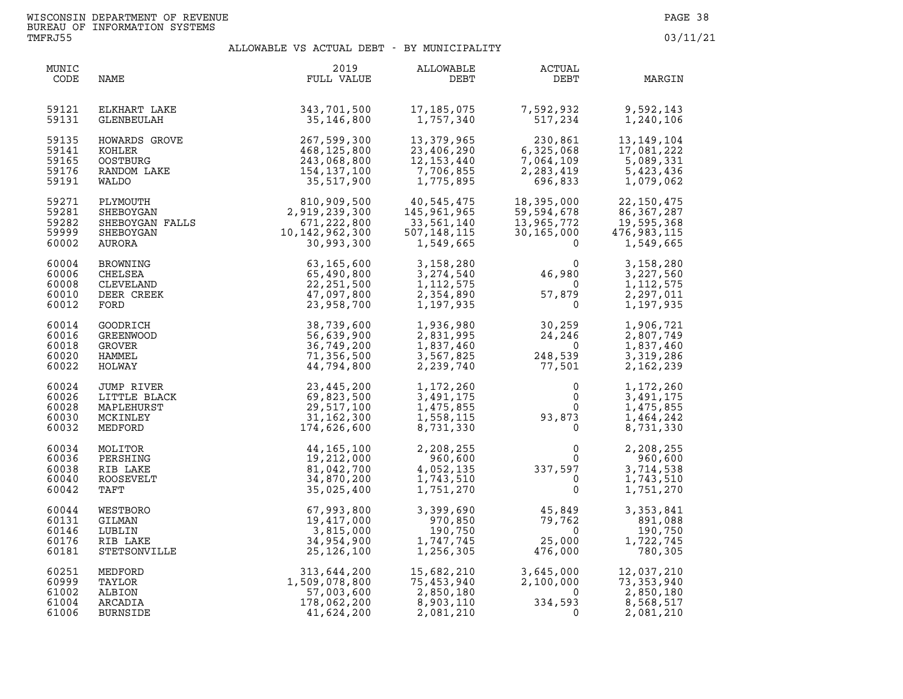WISCONSIN DEPARTMENT OF REVENUE
BUREAU OF INFORMATION SYSTEMS
TMFRJ55

03/11/21

## ALLOWABLE VS ACTUAL DEBT - BY MUNICIPALITY

| MUNIC CODE | NAME | 2019 FULL VALUE | ALLOWABLE DEBT | ACTUAL DEBT | MARGIN |
|---|---|---|---|---|---|
| 59121 | ELKHART LAKE | 343,701,500 | 17,185,075 | 7,592,932 | 9,592,143 |
| 59131 | GLENBEULAH | 35,146,800 | 1,757,340 | 517,234 | 1,240,106 |
| 59135 | HOWARDS GROVE | 267,599,300 | 13,379,965 | 230,861 | 13,149,104 |
| 59141 | KOHLER | 468,125,800 | 23,406,290 | 6,325,068 | 17,081,222 |
| 59165 | OOSTBURG | 243,068,800 | 12,153,440 | 7,064,109 | 5,089,331 |
| 59176 | RANDOM LAKE | 154,137,100 | 7,706,855 | 2,283,419 | 5,423,436 |
| 59191 | WALDO | 35,517,900 | 1,775,895 | 696,833 | 1,079,062 |
| 59271 | PLYMOUTH | 810,909,500 | 40,545,475 | 18,395,000 | 22,150,475 |
| 59281 | SHEBOYGAN | 2,919,239,300 | 145,961,965 | 59,594,678 | 86,367,287 |
| 59282 | SHEBOYGAN FALLS | 671,222,800 | 33,561,140 | 13,965,772 | 19,595,368 |
| 59999 | SHEBOYGAN | 10,142,962,300 | 507,148,115 | 30,165,000 | 476,983,115 |
| 60002 | AURORA | 30,993,300 | 1,549,665 | 0 | 1,549,665 |
| 60004 | BROWNING | 63,165,600 | 3,158,280 | 0 | 3,158,280 |
| 60006 | CHELSEA | 65,490,800 | 3,274,540 | 46,980 | 3,227,560 |
| 60008 | CLEVELAND | 22,251,500 | 1,112,575 | 0 | 1,112,575 |
| 60010 | DEER CREEK | 47,097,800 | 2,354,890 | 57,879 | 2,297,011 |
| 60012 | FORD | 23,958,700 | 1,197,935 | 0 | 1,197,935 |
| 60014 | GOODRICH | 38,739,600 | 1,936,980 | 30,259 | 1,906,721 |
| 60016 | GREENWOOD | 56,639,900 | 2,831,995 | 24,246 | 2,807,749 |
| 60018 | GROVER | 36,749,200 | 1,837,460 | 0 | 1,837,460 |
| 60020 | HAMMEL | 71,356,500 | 3,567,825 | 248,539 | 3,319,286 |
| 60022 | HOLWAY | 44,794,800 | 2,239,740 | 77,501 | 2,162,239 |
| 60024 | JUMP RIVER | 23,445,200 | 1,172,260 | 0 | 1,172,260 |
| 60026 | LITTLE BLACK | 69,823,500 | 3,491,175 | 0 | 3,491,175 |
| 60028 | MAPLEHURST | 29,517,100 | 1,475,855 | 0 | 1,475,855 |
| 60030 | MCKINLEY | 31,162,300 | 1,558,115 | 93,873 | 1,464,242 |
| 60032 | MEDFORD | 174,626,600 | 8,731,330 | 0 | 8,731,330 |
| 60034 | MOLITOR | 44,165,100 | 2,208,255 | 0 | 2,208,255 |
| 60036 | PERSHING | 19,212,000 | 960,600 | 0 | 960,600 |
| 60038 | RIB LAKE | 81,042,700 | 4,052,135 | 337,597 | 3,714,538 |
| 60040 | ROOSEVELT | 34,870,200 | 1,743,510 | 0 | 1,743,510 |
| 60042 | TAFT | 35,025,400 | 1,751,270 | 0 | 1,751,270 |
| 60044 | WESTBORO | 67,993,800 | 3,399,690 | 45,849 | 3,353,841 |
| 60131 | GILMAN | 19,417,000 | 970,850 | 79,762 | 891,088 |
| 60146 | LUBLIN | 3,815,000 | 190,750 | 0 | 190,750 |
| 60176 | RIB LAKE | 34,954,900 | 1,747,745 | 25,000 | 1,722,745 |
| 60181 | STETSONVILLE | 25,126,100 | 1,256,305 | 476,000 | 780,305 |
| 60251 | MEDFORD | 313,644,200 | 15,682,210 | 3,645,000 | 12,037,210 |
| 60999 | TAYLOR | 1,509,078,800 | 75,453,940 | 2,100,000 | 73,353,940 |
| 61002 | ALBION | 57,003,600 | 2,850,180 | 0 | 2,850,180 |
| 61004 | ARCADIA | 178,062,200 | 8,903,110 | 334,593 | 8,568,517 |
| 61006 | BURNSIDE | 41,624,200 | 2,081,210 | 0 | 2,081,210 |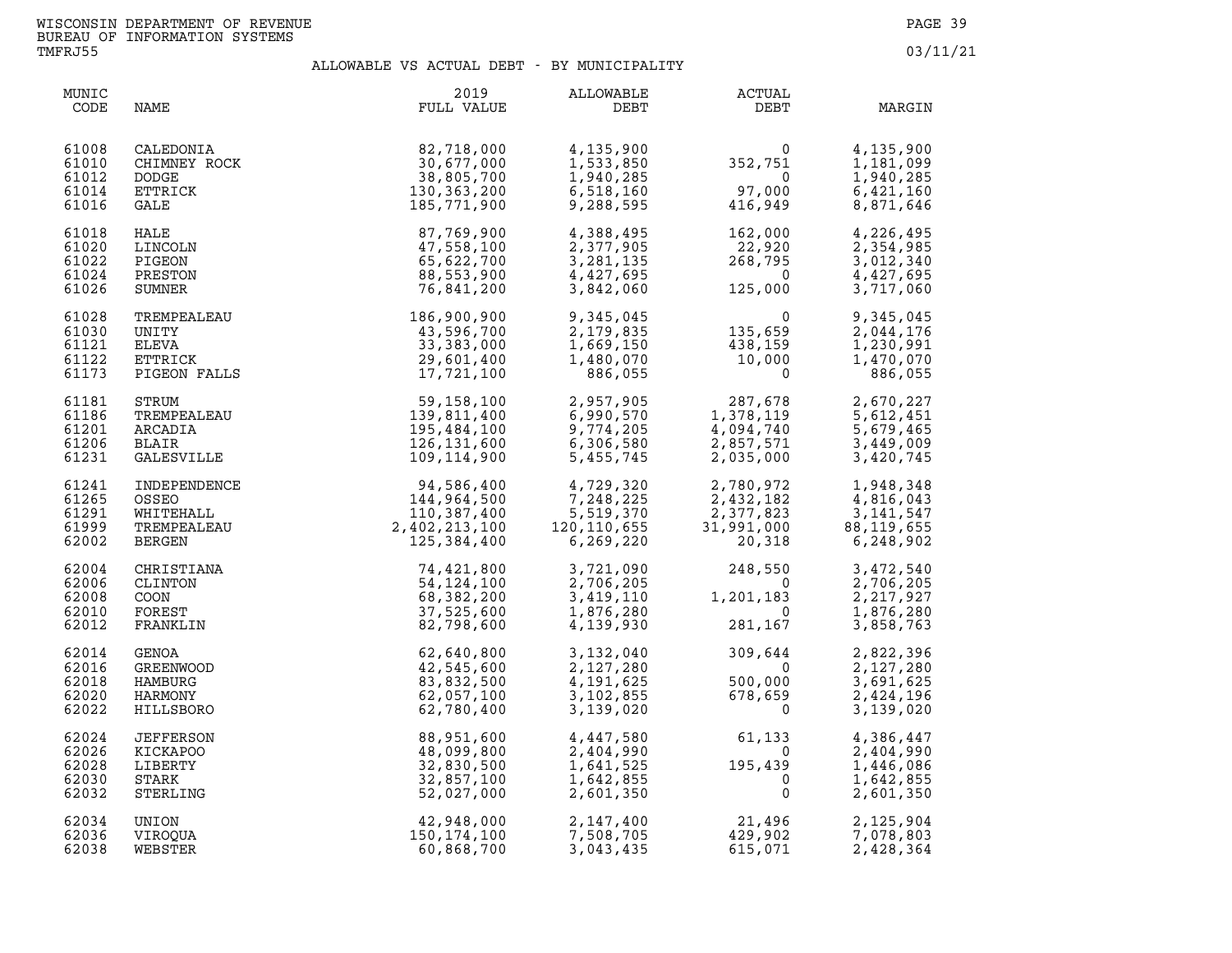# ALLOWABLE VS ACTUAL DEBT - BY MUNICIPALITY

| MUNIC CODE | NAME | 2019 FULL VALUE | ALLOWABLE DEBT | ACTUAL DEBT | MARGIN |
|---|---|---|---|---|---|
| 61008 | CALEDONIA | 82,718,000 | 4,135,900 | 0 | 4,135,900 |
| 61010 | CHIMNEY ROCK | 30,677,000 | 1,533,850 | 352,751 | 1,181,099 |
| 61012 | DODGE | 38,805,700 | 1,940,285 | 0 | 1,940,285 |
| 61014 | ETTRICK | 130,363,200 | 6,518,160 | 97,000 | 6,421,160 |
| 61016 | GALE | 185,771,900 | 9,288,595 | 416,949 | 8,871,646 |
| 61018 | HALE | 87,769,900 | 4,388,495 | 162,000 | 4,226,495 |
| 61020 | LINCOLN | 47,558,100 | 2,377,905 | 22,920 | 2,354,985 |
| 61022 | PIGEON | 65,622,700 | 3,281,135 | 268,795 | 3,012,340 |
| 61024 | PRESTON | 88,553,900 | 4,427,695 | 0 | 4,427,695 |
| 61026 | SUMNER | 76,841,200 | 3,842,060 | 125,000 | 3,717,060 |
| 61028 | TREMPEALEAU | 186,900,900 | 9,345,045 | 0 | 9,345,045 |
| 61030 | UNITY | 43,596,700 | 2,179,835 | 135,659 | 2,044,176 |
| 61121 | ELEVA | 33,383,000 | 1,669,150 | 438,159 | 1,230,991 |
| 61122 | ETTRICK | 29,601,400 | 1,480,070 | 10,000 | 1,470,070 |
| 61173 | PIGEON FALLS | 17,721,100 | 886,055 | 0 | 886,055 |
| 61181 | STRUM | 59,158,100 | 2,957,905 | 287,678 | 2,670,227 |
| 61186 | TREMPEALEAU | 139,811,400 | 6,990,570 | 1,378,119 | 5,612,451 |
| 61201 | ARCADIA | 195,484,100 | 9,774,205 | 4,094,740 | 5,679,465 |
| 61206 | BLAIR | 126,131,600 | 6,306,580 | 2,857,571 | 3,449,009 |
| 61231 | GALESVILLE | 109,114,900 | 5,455,745 | 2,035,000 | 3,420,745 |
| 61241 | INDEPENDENCE | 94,586,400 | 4,729,320 | 2,780,972 | 1,948,348 |
| 61265 | OSSEO | 144,964,500 | 7,248,225 | 2,432,182 | 4,816,043 |
| 61291 | WHITEHALL | 110,387,400 | 5,519,370 | 2,377,823 | 3,141,547 |
| 61999 | TREMPEALEAU | 2,402,213,100 | 120,110,655 | 31,991,000 | 88,119,655 |
| 62002 | BERGEN | 125,384,400 | 6,269,220 | 20,318 | 6,248,902 |
| 62004 | CHRISTIANA | 74,421,800 | 3,721,090 | 248,550 | 3,472,540 |
| 62006 | CLINTON | 54,124,100 | 2,706,205 | 0 | 2,706,205 |
| 62008 | COON | 68,382,200 | 3,419,110 | 1,201,183 | 2,217,927 |
| 62010 | FOREST | 37,525,600 | 1,876,280 | 0 | 1,876,280 |
| 62012 | FRANKLIN | 82,798,600 | 4,139,930 | 281,167 | 3,858,763 |
| 62014 | GENOA | 62,640,800 | 3,132,040 | 309,644 | 2,822,396 |
| 62016 | GREENWOOD | 42,545,600 | 2,127,280 | 0 | 2,127,280 |
| 62018 | HAMBURG | 83,832,500 | 4,191,625 | 500,000 | 3,691,625 |
| 62020 | HARMONY | 62,057,100 | 3,102,855 | 678,659 | 2,424,196 |
| 62022 | HILLSBORO | 62,780,400 | 3,139,020 | 0 | 3,139,020 |
| 62024 | JEFFERSON | 88,951,600 | 4,447,580 | 61,133 | 4,386,447 |
| 62026 | KICKAPOO | 48,099,800 | 2,404,990 | 0 | 2,404,990 |
| 62028 | LIBERTY | 32,830,500 | 1,641,525 | 195,439 | 1,446,086 |
| 62030 | STARK | 32,857,100 | 1,642,855 | 0 | 1,642,855 |
| 62032 | STERLING | 52,027,000 | 2,601,350 | 0 | 2,601,350 |
| 62034 | UNION | 42,948,000 | 2,147,400 | 21,496 | 2,125,904 |
| 62036 | VIROQUA | 150,174,100 | 7,508,705 | 429,902 | 7,078,803 |
| 62038 | WEBSTER | 60,868,700 | 3,043,435 | 615,071 | 2,428,364 |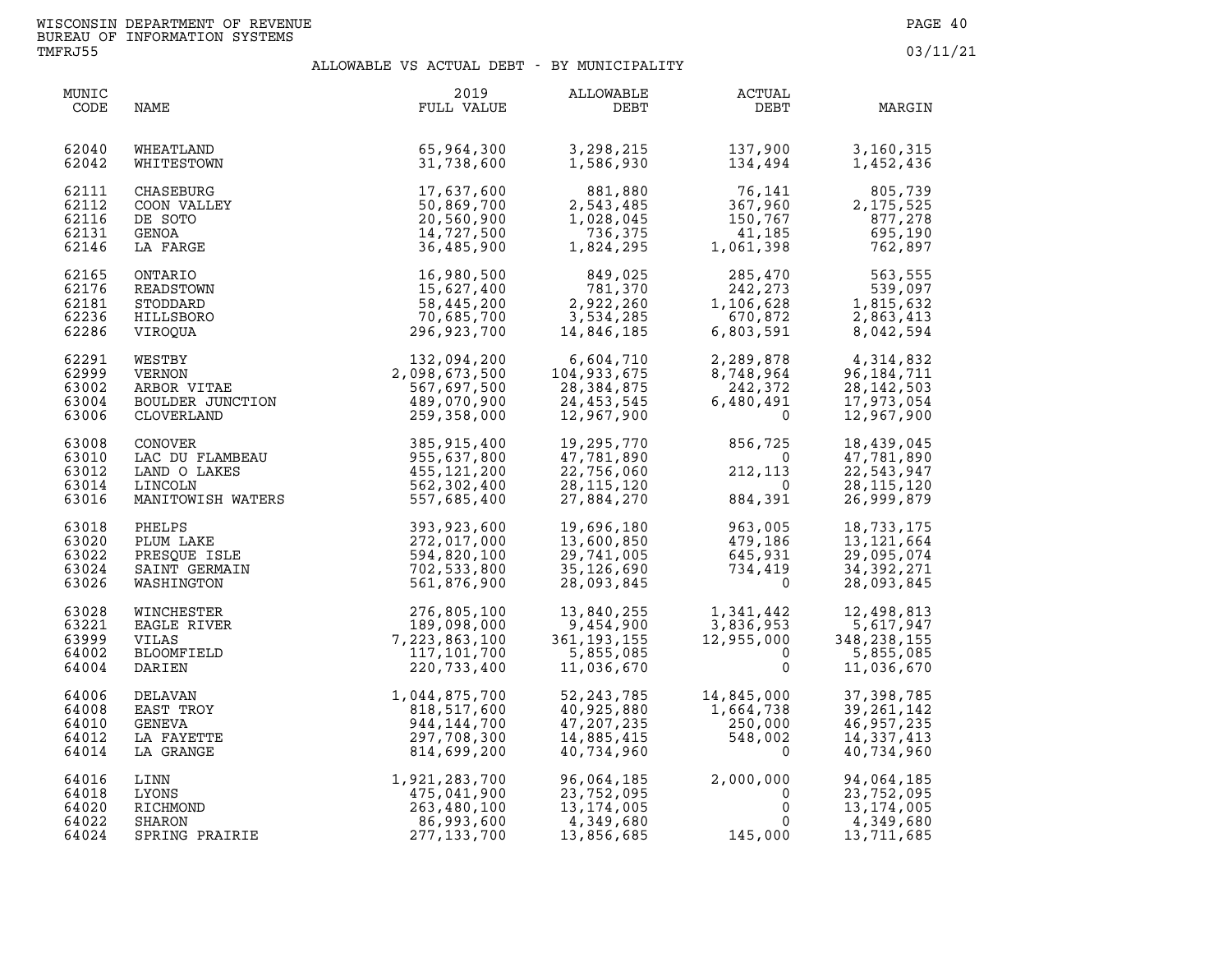WISCONSIN DEPARTMENT OF REVENUE
BUREAU OF INFORMATION SYSTEMS
TMFRJ55

03/11/21

## ALLOWABLE VS ACTUAL DEBT - BY MUNICIPALITY

| MUNIC CODE | NAME | 2019 FULL VALUE | ALLOWABLE DEBT | ACTUAL DEBT | MARGIN |
|---|---|---|---|---|---|
| 62040 | WHEATLAND | 65,964,300 | 3,298,215 | 137,900 | 3,160,315 |
| 62042 | WHITESTOWN | 31,738,600 | 1,586,930 | 134,494 | 1,452,436 |
| 62111 | CHASEBURG | 17,637,600 | 881,880 | 76,141 | 805,739 |
| 62112 | COON VALLEY | 50,869,700 | 2,543,485 | 367,960 | 2,175,525 |
| 62116 | DE SOTO | 20,560,900 | 1,028,045 | 150,767 | 877,278 |
| 62131 | GENOA | 14,727,500 | 736,375 | 41,185 | 695,190 |
| 62146 | LA FARGE | 36,485,900 | 1,824,295 | 1,061,398 | 762,897 |
| 62165 | ONTARIO | 16,980,500 | 849,025 | 285,470 | 563,555 |
| 62176 | READSTOWN | 15,627,400 | 781,370 | 242,273 | 539,097 |
| 62181 | STODDARD | 58,445,200 | 2,922,260 | 1,106,628 | 1,815,632 |
| 62236 | HILLSBORO | 70,685,700 | 3,534,285 | 670,872 | 2,863,413 |
| 62286 | VIROQUA | 296,923,700 | 14,846,185 | 6,803,591 | 8,042,594 |
| 62291 | WESTBY | 132,094,200 | 6,604,710 | 2,289,878 | 4,314,832 |
| 62999 | VERNON | 2,098,673,500 | 104,933,675 | 8,748,964 | 96,184,711 |
| 63002 | ARBOR VITAE | 567,697,500 | 28,384,875 | 242,372 | 28,142,503 |
| 63004 | BOULDER JUNCTION | 489,070,900 | 24,453,545 | 6,480,491 | 17,973,054 |
| 63006 | CLOVERLAND | 259,358,000 | 12,967,900 | 0 | 12,967,900 |
| 63008 | CONOVER | 385,915,400 | 19,295,770 | 856,725 | 18,439,045 |
| 63010 | LAC DU FLAMBEAU | 955,637,800 | 47,781,890 | 0 | 47,781,890 |
| 63012 | LAND O LAKES | 455,121,200 | 22,756,060 | 212,113 | 22,543,947 |
| 63014 | LINCOLN | 562,302,400 | 28,115,120 | 0 | 28,115,120 |
| 63016 | MANITOWISH WATERS | 557,685,400 | 27,884,270 | 884,391 | 26,999,879 |
| 63018 | PHELPS | 393,923,600 | 19,696,180 | 963,005 | 18,733,175 |
| 63020 | PLUM LAKE | 272,017,000 | 13,600,850 | 479,186 | 13,121,664 |
| 63022 | PRESQUE ISLE | 594,820,100 | 29,741,005 | 645,931 | 29,095,074 |
| 63024 | SAINT GERMAIN | 702,533,800 | 35,126,690 | 734,419 | 34,392,271 |
| 63026 | WASHINGTON | 561,876,900 | 28,093,845 | 0 | 28,093,845 |
| 63028 | WINCHESTER | 276,805,100 | 13,840,255 | 1,341,442 | 12,498,813 |
| 63221 | EAGLE RIVER | 189,098,000 | 9,454,900 | 3,836,953 | 5,617,947 |
| 63999 | VILAS | 7,223,863,100 | 361,193,155 | 12,955,000 | 348,238,155 |
| 64002 | BLOOMFIELD | 117,101,700 | 5,855,085 | 0 | 5,855,085 |
| 64004 | DARIEN | 220,733,400 | 11,036,670 | 0 | 11,036,670 |
| 64006 | DELAVAN | 1,044,875,700 | 52,243,785 | 14,845,000 | 37,398,785 |
| 64008 | EAST TROY | 818,517,600 | 40,925,880 | 1,664,738 | 39,261,142 |
| 64010 | GENEVA | 944,144,700 | 47,207,235 | 250,000 | 46,957,235 |
| 64012 | LA FAYETTE | 297,708,300 | 14,885,415 | 548,002 | 14,337,413 |
| 64014 | LA GRANGE | 814,699,200 | 40,734,960 | 0 | 40,734,960 |
| 64016 | LINN | 1,921,283,700 | 96,064,185 | 2,000,000 | 94,064,185 |
| 64018 | LYONS | 475,041,900 | 23,752,095 | 0 | 23,752,095 |
| 64020 | RICHMOND | 263,480,100 | 13,174,005 | 0 | 13,174,005 |
| 64022 | SHARON | 86,993,600 | 4,349,680 | 0 | 4,349,680 |
| 64024 | SPRING PRAIRIE | 277,133,700 | 13,856,685 | 145,000 | 13,711,685 |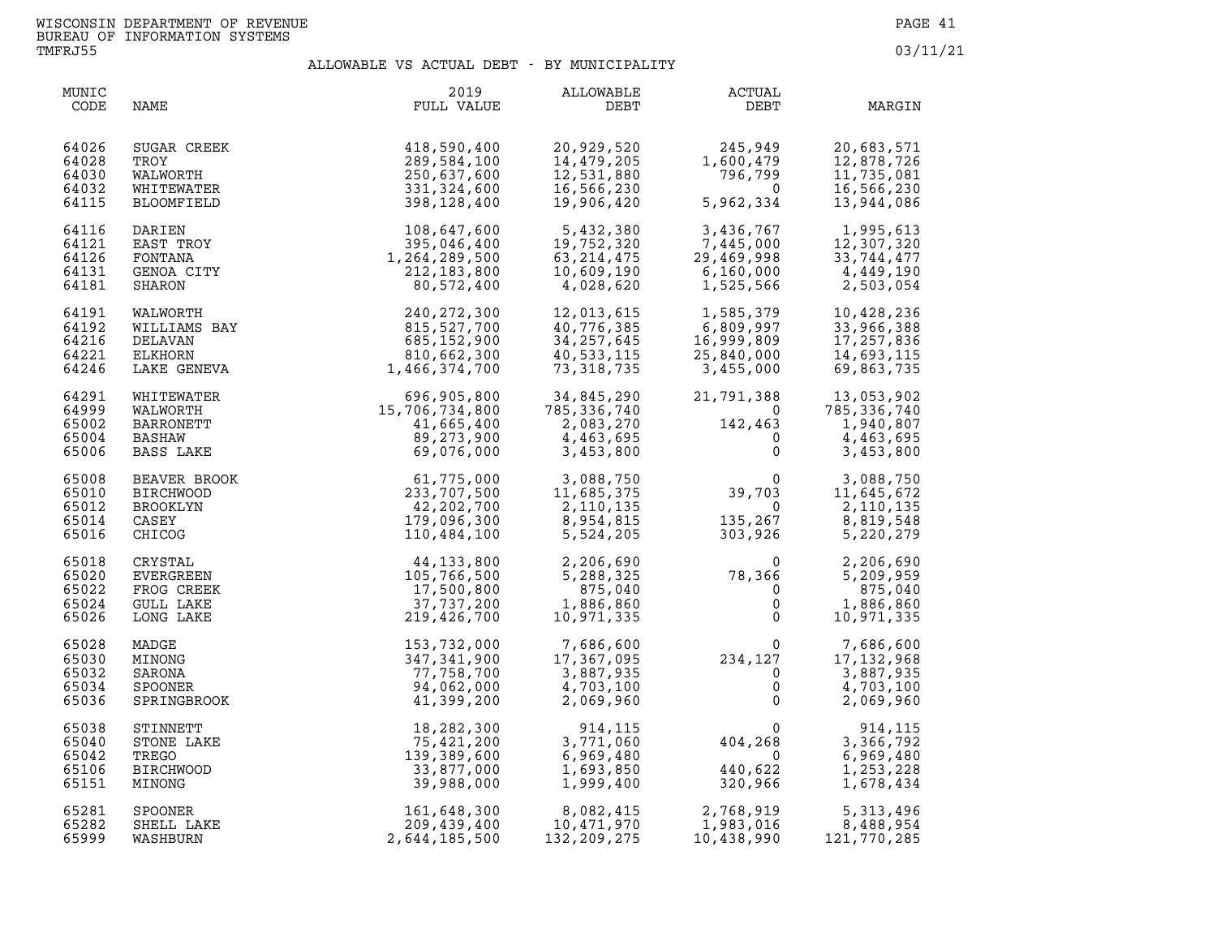WISCONSIN DEPARTMENT OF REVENUE
BUREAU OF INFORMATION SYSTEMS
TMFRJ55

03/11/21

## ALLOWABLE VS ACTUAL DEBT - BY MUNICIPALITY

| MUNIC CODE | NAME | 2019 FULL VALUE | ALLOWABLE DEBT | ACTUAL DEBT | MARGIN |
|---|---|---|---|---|---|
| 64026 | SUGAR CREEK | 418,590,400 | 20,929,520 | 245,949 | 20,683,571 |
| 64028 | TROY | 289,584,100 | 14,479,205 | 1,600,479 | 12,878,726 |
| 64030 | WALWORTH | 250,637,600 | 12,531,880 | 796,799 | 11,735,081 |
| 64032 | WHITEWATER | 331,324,600 | 16,566,230 | 0 | 16,566,230 |
| 64115 | BLOOMFIELD | 398,128,400 | 19,906,420 | 5,962,334 | 13,944,086 |
| 64116 | DARIEN | 108,647,600 | 5,432,380 | 3,436,767 | 1,995,613 |
| 64121 | EAST TROY | 395,046,400 | 19,752,320 | 7,445,000 | 12,307,320 |
| 64126 | FONTANA | 1,264,289,500 | 63,214,475 | 29,469,998 | 33,744,477 |
| 64131 | GENOA CITY | 212,183,800 | 10,609,190 | 6,160,000 | 4,449,190 |
| 64181 | SHARON | 80,572,400 | 4,028,620 | 1,525,566 | 2,503,054 |
| 64191 | WALWORTH | 240,272,300 | 12,013,615 | 1,585,379 | 10,428,236 |
| 64192 | WILLIAMS BAY | 815,527,700 | 40,776,385 | 6,809,997 | 33,966,388 |
| 64216 | DELAVAN | 685,152,900 | 34,257,645 | 16,999,809 | 17,257,836 |
| 64221 | ELKHORN | 810,662,300 | 40,533,115 | 25,840,000 | 14,693,115 |
| 64246 | LAKE GENEVA | 1,466,374,700 | 73,318,735 | 3,455,000 | 69,863,735 |
| 64291 | WHITEWATER | 696,905,800 | 34,845,290 | 21,791,388 | 13,053,902 |
| 64999 | WALWORTH | 15,706,734,800 | 785,336,740 | 0 | 785,336,740 |
| 65002 | BARRONETT | 41,665,400 | 2,083,270 | 142,463 | 1,940,807 |
| 65004 | BASHAW | 89,273,900 | 4,463,695 | 0 | 4,463,695 |
| 65006 | BASS LAKE | 69,076,000 | 3,453,800 | 0 | 3,453,800 |
| 65008 | BEAVER BROOK | 61,775,000 | 3,088,750 | 0 | 3,088,750 |
| 65010 | BIRCHWOOD | 233,707,500 | 11,685,375 | 39,703 | 11,645,672 |
| 65012 | BROOKLYN | 42,202,700 | 2,110,135 | 0 | 2,110,135 |
| 65014 | CASEY | 179,096,300 | 8,954,815 | 135,267 | 8,819,548 |
| 65016 | CHICOG | 110,484,100 | 5,524,205 | 303,926 | 5,220,279 |
| 65018 | CRYSTAL | 44,133,800 | 2,206,690 | 0 | 2,206,690 |
| 65020 | EVERGREEN | 105,766,500 | 5,288,325 | 78,366 | 5,209,959 |
| 65022 | FROG CREEK | 17,500,800 | 875,040 | 0 | 875,040 |
| 65024 | GULL LAKE | 37,737,200 | 1,886,860 | 0 | 1,886,860 |
| 65026 | LONG LAKE | 219,426,700 | 10,971,335 | 0 | 10,971,335 |
| 65028 | MADGE | 153,732,000 | 7,686,600 | 0 | 7,686,600 |
| 65030 | MINONG | 347,341,900 | 17,367,095 | 234,127 | 17,132,968 |
| 65032 | SARONA | 77,758,700 | 3,887,935 | 0 | 3,887,935 |
| 65034 | SPOONER | 94,062,000 | 4,703,100 | 0 | 4,703,100 |
| 65036 | SPRINGBROOK | 41,399,200 | 2,069,960 | 0 | 2,069,960 |
| 65038 | STINNETT | 18,282,300 | 914,115 | 0 | 914,115 |
| 65040 | STONE LAKE | 75,421,200 | 3,771,060 | 404,268 | 3,366,792 |
| 65042 | TREGO | 139,389,600 | 6,969,480 | 0 | 6,969,480 |
| 65106 | BIRCHWOOD | 33,877,000 | 1,693,850 | 440,622 | 1,253,228 |
| 65151 | MINONG | 39,988,000 | 1,999,400 | 320,966 | 1,678,434 |
| 65281 | SPOONER | 161,648,300 | 8,082,415 | 2,768,919 | 5,313,496 |
| 65282 | SHELL LAKE | 209,439,400 | 10,471,970 | 1,983,016 | 8,488,954 |
| 65999 | WASHBURN | 2,644,185,500 | 132,209,275 | 10,438,990 | 121,770,285 |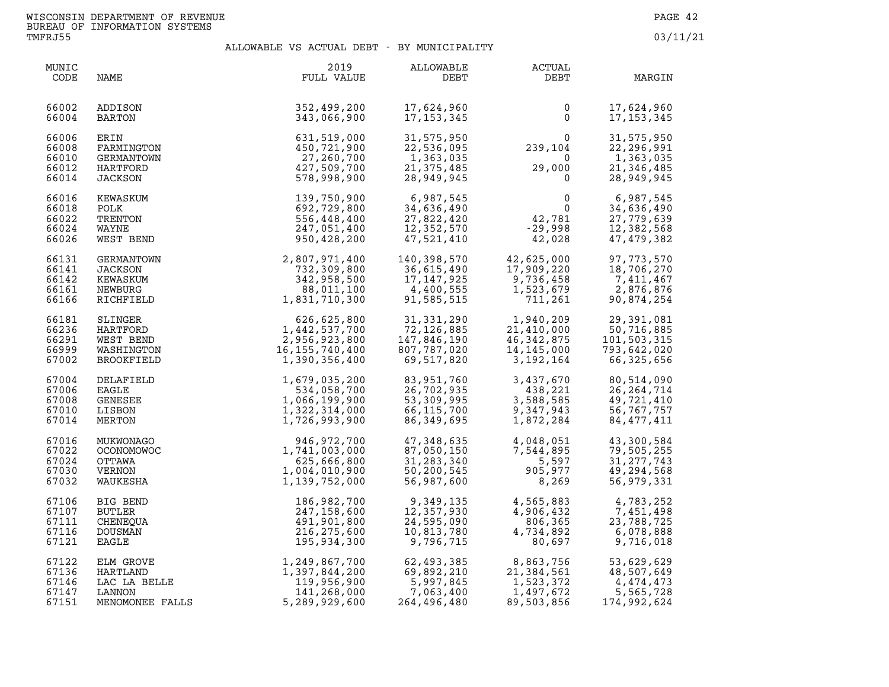WISCONSIN DEPARTMENT OF REVENUE
BUREAU OF INFORMATION SYSTEMS
TMFRJ55

03/11/21

## ALLOWABLE VS ACTUAL DEBT - BY MUNICIPALITY

| MUNIC CODE | NAME | 2019 FULL VALUE | ALLOWABLE DEBT | ACTUAL DEBT | MARGIN |
|---|---|---|---|---|---|
| 66002 | ADDISON | 352,499,200 | 17,624,960 | 0 | 17,624,960 |
| 66004 | BARTON | 343,066,900 | 17,153,345 | 0 | 17,153,345 |
| 66006 | ERIN | 631,519,000 | 31,575,950 | 0 | 31,575,950 |
| 66008 | FARMINGTON | 450,721,900 | 22,536,095 | 239,104 | 22,296,991 |
| 66010 | GERMANTOWN | 27,260,700 | 1,363,035 | 0 | 1,363,035 |
| 66012 | HARTFORD | 427,509,700 | 21,375,485 | 29,000 | 21,346,485 |
| 66014 | JACKSON | 578,998,900 | 28,949,945 | 0 | 28,949,945 |
| 66016 | KEWASKUM | 139,750,900 | 6,987,545 | 0 | 6,987,545 |
| 66018 | POLK | 692,729,800 | 34,636,490 | 0 | 34,636,490 |
| 66022 | TRENTON | 556,448,400 | 27,822,420 | 42,781 | 27,779,639 |
| 66024 | WAYNE | 247,051,400 | 12,352,570 | -29,998 | 12,382,568 |
| 66026 | WEST BEND | 950,428,200 | 47,521,410 | 42,028 | 47,479,382 |
| 66131 | GERMANTOWN | 2,807,971,400 | 140,398,570 | 42,625,000 | 97,773,570 |
| 66141 | JACKSON | 732,309,800 | 36,615,490 | 17,909,220 | 18,706,270 |
| 66142 | KEWASKUM | 342,958,500 | 17,147,925 | 9,736,458 | 7,411,467 |
| 66161 | NEWBURG | 88,011,100 | 4,400,555 | 1,523,679 | 2,876,876 |
| 66166 | RICHFIELD | 1,831,710,300 | 91,585,515 | 711,261 | 90,874,254 |
| 66181 | SLINGER | 626,625,800 | 31,331,290 | 1,940,209 | 29,391,081 |
| 66236 | HARTFORD | 1,442,537,700 | 72,126,885 | 21,410,000 | 50,716,885 |
| 66291 | WEST BEND | 2,956,923,800 | 147,846,190 | 46,342,875 | 101,503,315 |
| 66999 | WASHINGTON | 16,155,740,400 | 807,787,020 | 14,145,000 | 793,642,020 |
| 67002 | BROOKFIELD | 1,390,356,400 | 69,517,820 | 3,192,164 | 66,325,656 |
| 67004 | DELAFIELD | 1,679,035,200 | 83,951,760 | 3,437,670 | 80,514,090 |
| 67006 | EAGLE | 534,058,700 | 26,702,935 | 438,221 | 26,264,714 |
| 67008 | GENESEE | 1,066,199,900 | 53,309,995 | 3,588,585 | 49,721,410 |
| 67010 | LISBON | 1,322,314,000 | 66,115,700 | 9,347,943 | 56,767,757 |
| 67014 | MERTON | 1,726,993,900 | 86,349,695 | 1,872,284 | 84,477,411 |
| 67016 | MUKWONAGO | 946,972,700 | 47,348,635 | 4,048,051 | 43,300,584 |
| 67022 | OCONOMOWOC | 1,741,003,000 | 87,050,150 | 7,544,895 | 79,505,255 |
| 67024 | OTTAWA | 625,666,800 | 31,283,340 | 5,597 | 31,277,743 |
| 67030 | VERNON | 1,004,010,900 | 50,200,545 | 905,977 | 49,294,568 |
| 67032 | WAUKESHA | 1,139,752,000 | 56,987,600 | 8,269 | 56,979,331 |
| 67106 | BIG BEND | 186,982,700 | 9,349,135 | 4,565,883 | 4,783,252 |
| 67107 | BUTLER | 247,158,600 | 12,357,930 | 4,906,432 | 7,451,498 |
| 67111 | CHENEQUA | 491,901,800 | 24,595,090 | 806,365 | 23,788,725 |
| 67116 | DOUSMAN | 216,275,600 | 10,813,780 | 4,734,892 | 6,078,888 |
| 67121 | EAGLE | 195,934,300 | 9,796,715 | 80,697 | 9,716,018 |
| 67122 | ELM GROVE | 1,249,867,700 | 62,493,385 | 8,863,756 | 53,629,629 |
| 67136 | HARTLAND | 1,397,844,200 | 69,892,210 | 21,384,561 | 48,507,649 |
| 67146 | LAC LA BELLE | 119,956,900 | 5,997,845 | 1,523,372 | 4,474,473 |
| 67147 | LANNON | 141,268,000 | 7,063,400 | 1,497,672 | 5,565,728 |
| 67151 | MENOMONEE FALLS | 5,289,929,600 | 264,496,480 | 89,503,856 | 174,992,624 |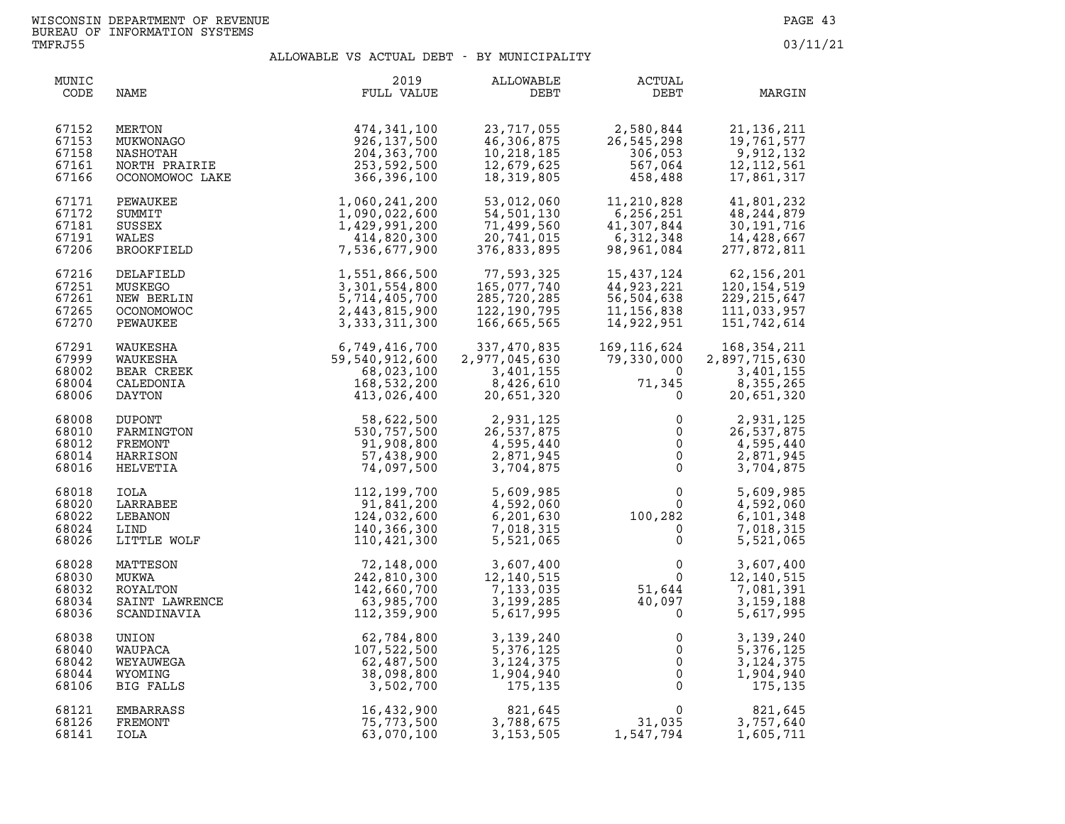WISCONSIN DEPARTMENT OF REVENUE
BUREAU OF INFORMATION SYSTEMS
TMFRJ55

03/11/21

## ALLOWABLE VS ACTUAL DEBT - BY MUNICIPALITY

| MUNIC CODE | NAME | 2019 FULL VALUE | ALLOWABLE DEBT | ACTUAL DEBT | MARGIN |
|---|---|---|---|---|---|
| 67152 | MERTON | 474,341,100 | 23,717,055 | 2,580,844 | 21,136,211 |
| 67153 | MUKWONAGO | 926,137,500 | 46,306,875 | 26,545,298 | 19,761,577 |
| 67158 | NASHOTAH | 204,363,700 | 10,218,185 | 306,053 | 9,912,132 |
| 67161 | NORTH PRAIRIE | 253,592,500 | 12,679,625 | 567,064 | 12,112,561 |
| 67166 | OCONOMOWOC LAKE | 366,396,100 | 18,319,805 | 458,488 | 17,861,317 |
| 67171 | PEWAUKEE | 1,060,241,200 | 53,012,060 | 11,210,828 | 41,801,232 |
| 67172 | SUMMIT | 1,090,022,600 | 54,501,130 | 6,256,251 | 48,244,879 |
| 67181 | SUSSEX | 1,429,991,200 | 71,499,560 | 41,307,844 | 30,191,716 |
| 67191 | WALES | 414,820,300 | 20,741,015 | 6,312,348 | 14,428,667 |
| 67206 | BROOKFIELD | 7,536,677,900 | 376,833,895 | 98,961,084 | 277,872,811 |
| 67216 | DELAFIELD | 1,551,866,500 | 77,593,325 | 15,437,124 | 62,156,201 |
| 67251 | MUSKEGO | 3,301,554,800 | 165,077,740 | 44,923,221 | 120,154,519 |
| 67261 | NEW BERLIN | 5,714,405,700 | 285,720,285 | 56,504,638 | 229,215,647 |
| 67265 | OCONOMOWOC | 2,443,815,900 | 122,190,795 | 11,156,838 | 111,033,957 |
| 67270 | PEWAUKEE | 3,333,311,300 | 166,665,565 | 14,922,951 | 151,742,614 |
| 67291 | WAUKESHA | 6,749,416,700 | 337,470,835 | 169,116,624 | 168,354,211 |
| 67999 | WAUKESHA | 59,540,912,600 | 2,977,045,630 | 79,330,000 | 2,897,715,630 |
| 68002 | BEAR CREEK | 68,023,100 | 3,401,155 | 0 | 3,401,155 |
| 68004 | CALEDONIA | 168,532,200 | 8,426,610 | 71,345 | 8,355,265 |
| 68006 | DAYTON | 413,026,400 | 20,651,320 | 0 | 20,651,320 |
| 68008 | DUPONT | 58,622,500 | 2,931,125 | 0 | 2,931,125 |
| 68010 | FARMINGTON | 530,757,500 | 26,537,875 | 0 | 26,537,875 |
| 68012 | FREMONT | 91,908,800 | 4,595,440 | 0 | 4,595,440 |
| 68014 | HARRISON | 57,438,900 | 2,871,945 | 0 | 2,871,945 |
| 68016 | HELVETIA | 74,097,500 | 3,704,875 | 0 | 3,704,875 |
| 68018 | IOLA | 112,199,700 | 5,609,985 | 0 | 5,609,985 |
| 68020 | LARRABEE | 91,841,200 | 4,592,060 | 0 | 4,592,060 |
| 68022 | LEBANON | 124,032,600 | 6,201,630 | 100,282 | 6,101,348 |
| 68024 | LIND | 140,366,300 | 7,018,315 | 0 | 7,018,315 |
| 68026 | LITTLE WOLF | 110,421,300 | 5,521,065 | 0 | 5,521,065 |
| 68028 | MATTESON | 72,148,000 | 3,607,400 | 0 | 3,607,400 |
| 68030 | MUKWA | 242,810,300 | 12,140,515 | 0 | 12,140,515 |
| 68032 | ROYALTON | 142,660,700 | 7,133,035 | 51,644 | 7,081,391 |
| 68034 | SAINT LAWRENCE | 63,985,700 | 3,199,285 | 40,097 | 3,159,188 |
| 68036 | SCANDINAVIA | 112,359,900 | 5,617,995 | 0 | 5,617,995 |
| 68038 | UNION | 62,784,800 | 3,139,240 | 0 | 3,139,240 |
| 68040 | WAUPACA | 107,522,500 | 5,376,125 | 0 | 5,376,125 |
| 68042 | WEYAUWEGA | 62,487,500 | 3,124,375 | 0 | 3,124,375 |
| 68044 | WYOMING | 38,098,800 | 1,904,940 | 0 | 1,904,940 |
| 68106 | BIG FALLS | 3,502,700 | 175,135 | 0 | 175,135 |
| 68121 | EMBARRASS | 16,432,900 | 821,645 | 0 | 821,645 |
| 68126 | FREMONT | 75,773,500 | 3,788,675 | 31,035 | 3,757,640 |
| 68141 | IOLA | 63,070,100 | 3,153,505 | 1,547,794 | 1,605,711 |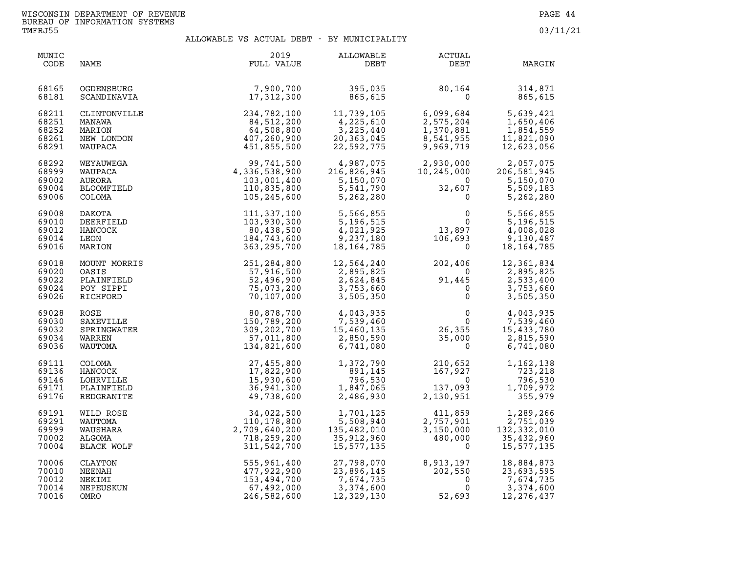WISCONSIN DEPARTMENT OF REVENUE
BUREAU OF INFORMATION SYSTEMS
TMFRJ55

03/11/21

## ALLOWABLE VS ACTUAL DEBT - BY MUNICIPALITY

| MUNIC CODE | NAME | 2019 FULL VALUE | ALLOWABLE DEBT | ACTUAL DEBT | MARGIN |
|---|---|---|---|---|---|
| 68165 | OGDENSBURG | 7,900,700 | 395,035 | 80,164 | 314,871 |
| 68181 | SCANDINAVIA | 17,312,300 | 865,615 | 0 | 865,615 |
| 68211 | CLINTONVILLE | 234,782,100 | 11,739,105 | 6,099,684 | 5,639,421 |
| 68251 | MANAWA | 84,512,200 | 4,225,610 | 2,575,204 | 1,650,406 |
| 68252 | MARION | 64,508,800 | 3,225,440 | 1,370,881 | 1,854,559 |
| 68261 | NEW LONDON | 407,260,900 | 20,363,045 | 8,541,955 | 11,821,090 |
| 68291 | WAUPACA | 451,855,500 | 22,592,775 | 9,969,719 | 12,623,056 |
| 68292 | WEYAUWEGA | 99,741,500 | 4,987,075 | 2,930,000 | 2,057,075 |
| 68999 | WAUPACA | 4,336,538,900 | 216,826,945 | 10,245,000 | 206,581,945 |
| 69002 | AURORA | 103,001,400 | 5,150,070 | 0 | 5,150,070 |
| 69004 | BLOOMFIELD | 110,835,800 | 5,541,790 | 32,607 | 5,509,183 |
| 69006 | COLOMA | 105,245,600 | 5,262,280 | 0 | 5,262,280 |
| 69008 | DAKOTA | 111,337,100 | 5,566,855 | 0 | 5,566,855 |
| 69010 | DEERFIELD | 103,930,300 | 5,196,515 | 0 | 5,196,515 |
| 69012 | HANCOCK | 80,438,500 | 4,021,925 | 13,897 | 4,008,028 |
| 69014 | LEON | 184,743,600 | 9,237,180 | 106,693 | 9,130,487 |
| 69016 | MARION | 363,295,700 | 18,164,785 | 0 | 18,164,785 |
| 69018 | MOUNT MORRIS | 251,284,800 | 12,564,240 | 202,406 | 12,361,834 |
| 69020 | OASIS | 57,916,500 | 2,895,825 | 0 | 2,895,825 |
| 69022 | PLAINFIELD | 52,496,900 | 2,624,845 | 91,445 | 2,533,400 |
| 69024 | POY SIPPI | 75,073,200 | 3,753,660 | 0 | 3,753,660 |
| 69026 | RICHFORD | 70,107,000 | 3,505,350 | 0 | 3,505,350 |
| 69028 | ROSE | 80,878,700 | 4,043,935 | 0 | 4,043,935 |
| 69030 | SAXEVILLE | 150,789,200 | 7,539,460 | 0 | 7,539,460 |
| 69032 | SPRINGWATER | 309,202,700 | 15,460,135 | 26,355 | 15,433,780 |
| 69034 | WARREN | 57,011,800 | 2,850,590 | 35,000 | 2,815,590 |
| 69036 | WAUTOMA | 134,821,600 | 6,741,080 | 0 | 6,741,080 |
| 69111 | COLOMA | 27,455,800 | 1,372,790 | 210,652 | 1,162,138 |
| 69136 | HANCOCK | 17,822,900 | 891,145 | 167,927 | 723,218 |
| 69146 | LOHRVILLE | 15,930,600 | 796,530 | 0 | 796,530 |
| 69171 | PLAINFIELD | 36,941,300 | 1,847,065 | 137,093 | 1,709,972 |
| 69176 | REDGRANITE | 49,738,600 | 2,486,930 | 2,130,951 | 355,979 |
| 69191 | WILD ROSE | 34,022,500 | 1,701,125 | 411,859 | 1,289,266 |
| 69291 | WAUTOMA | 110,178,800 | 5,508,940 | 2,757,901 | 2,751,039 |
| 69999 | WAUSHARA | 2,709,640,200 | 135,482,010 | 3,150,000 | 132,332,010 |
| 70002 | ALGOMA | 718,259,200 | 35,912,960 | 480,000 | 35,432,960 |
| 70004 | BLACK WOLF | 311,542,700 | 15,577,135 | 0 | 15,577,135 |
| 70006 | CLAYTON | 555,961,400 | 27,798,070 | 8,913,197 | 18,884,873 |
| 70010 | NEENAH | 477,922,900 | 23,896,145 | 202,550 | 23,693,595 |
| 70012 | NEKIMI | 153,494,700 | 7,674,735 | 0 | 7,674,735 |
| 70014 | NEPEUSKUN | 67,492,000 | 3,374,600 | 0 | 3,374,600 |
| 70016 | OMRO | 246,582,600 | 12,329,130 | 52,693 | 12,276,437 |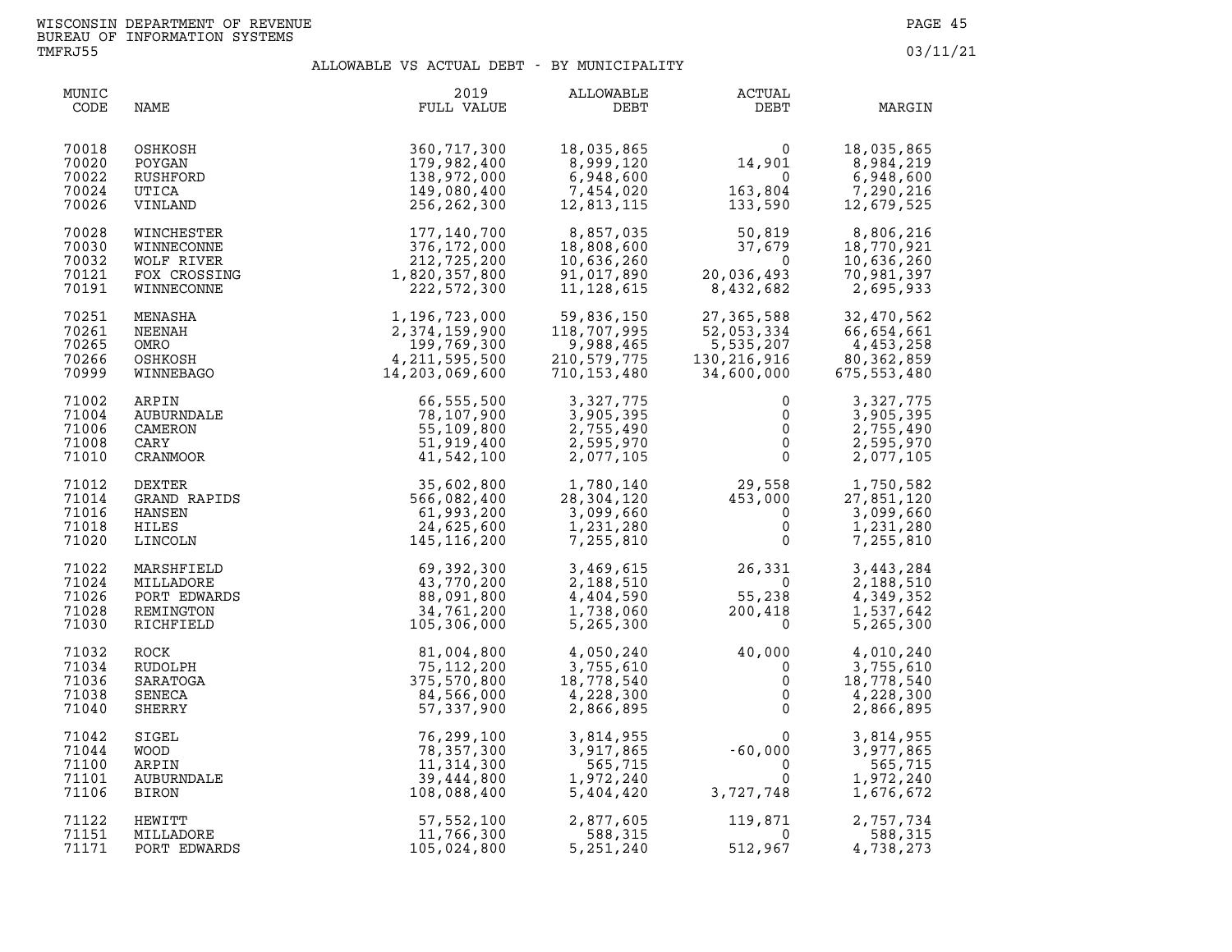WISCONSIN DEPARTMENT OF REVENUE
BUREAU OF INFORMATION SYSTEMS
TMFRJ55

03/11/21

## ALLOWABLE VS ACTUAL DEBT - BY MUNICIPALITY

| MUNIC CODE | NAME | 2019 FULL VALUE | ALLOWABLE DEBT | ACTUAL DEBT | MARGIN |
|---|---|---|---|---|---|
| 70018 | OSHKOSH | 360,717,300 | 18,035,865 | 0 | 18,035,865 |
| 70020 | POYGAN | 179,982,400 | 8,999,120 | 14,901 | 8,984,219 |
| 70022 | RUSHFORD | 138,972,000 | 6,948,600 | 0 | 6,948,600 |
| 70024 | UTICA | 149,080,400 | 7,454,020 | 163,804 | 7,290,216 |
| 70026 | VINLAND | 256,262,300 | 12,813,115 | 133,590 | 12,679,525 |
| 70028 | WINCHESTER | 177,140,700 | 8,857,035 | 50,819 | 8,806,216 |
| 70030 | WINNECONNE | 376,172,000 | 18,808,600 | 37,679 | 18,770,921 |
| 70032 | WOLF RIVER | 212,725,200 | 10,636,260 | 0 | 10,636,260 |
| 70121 | FOX CROSSING | 1,820,357,800 | 91,017,890 | 20,036,493 | 70,981,397 |
| 70191 | WINNECONNE | 222,572,300 | 11,128,615 | 8,432,682 | 2,695,933 |
| 70251 | MENASHA | 1,196,723,000 | 59,836,150 | 27,365,588 | 32,470,562 |
| 70261 | NEENAH | 2,374,159,900 | 118,707,995 | 52,053,334 | 66,654,661 |
| 70265 | OMRO | 199,769,300 | 9,988,465 | 5,535,207 | 4,453,258 |
| 70266 | OSHKOSH | 4,211,595,500 | 210,579,775 | 130,216,916 | 80,362,859 |
| 70999 | WINNEBAGO | 14,203,069,600 | 710,153,480 | 34,600,000 | 675,553,480 |
| 71002 | ARPIN | 66,555,500 | 3,327,775 | 0 | 3,327,775 |
| 71004 | AUBURNDALE | 78,107,900 | 3,905,395 | 0 | 3,905,395 |
| 71006 | CAMERON | 55,109,800 | 2,755,490 | 0 | 2,755,490 |
| 71008 | CARY | 51,919,400 | 2,595,970 | 0 | 2,595,970 |
| 71010 | CRANMOOR | 41,542,100 | 2,077,105 | 0 | 2,077,105 |
| 71012 | DEXTER | 35,602,800 | 1,780,140 | 29,558 | 1,750,582 |
| 71014 | GRAND RAPIDS | 566,082,400 | 28,304,120 | 453,000 | 27,851,120 |
| 71016 | HANSEN | 61,993,200 | 3,099,660 | 0 | 3,099,660 |
| 71018 | HILES | 24,625,600 | 1,231,280 | 0 | 1,231,280 |
| 71020 | LINCOLN | 145,116,200 | 7,255,810 | 0 | 7,255,810 |
| 71022 | MARSHFIELD | 69,392,300 | 3,469,615 | 26,331 | 3,443,284 |
| 71024 | MILLADORE | 43,770,200 | 2,188,510 | 0 | 2,188,510 |
| 71026 | PORT EDWARDS | 88,091,800 | 4,404,590 | 55,238 | 4,349,352 |
| 71028 | REMINGTON | 34,761,200 | 1,738,060 | 200,418 | 1,537,642 |
| 71030 | RICHFIELD | 105,306,000 | 5,265,300 | 0 | 5,265,300 |
| 71032 | ROCK | 81,004,800 | 4,050,240 | 40,000 | 4,010,240 |
| 71034 | RUDOLPH | 75,112,200 | 3,755,610 | 0 | 3,755,610 |
| 71036 | SARATOGA | 375,570,800 | 18,778,540 | 0 | 18,778,540 |
| 71038 | SENECA | 84,566,000 | 4,228,300 | 0 | 4,228,300 |
| 71040 | SHERRY | 57,337,900 | 2,866,895 | 0 | 2,866,895 |
| 71042 | SIGEL | 76,299,100 | 3,814,955 | 0 | 3,814,955 |
| 71044 | WOOD | 78,357,300 | 3,917,865 | -60,000 | 3,977,865 |
| 71100 | ARPIN | 11,314,300 | 565,715 | 0 | 565,715 |
| 71101 | AUBURNDALE | 39,444,800 | 1,972,240 | 0 | 1,972,240 |
| 71106 | BIRON | 108,088,400 | 5,404,420 | 3,727,748 | 1,676,672 |
| 71122 | HEWITT | 57,552,100 | 2,877,605 | 119,871 | 2,757,734 |
| 71151 | MILLADORE | 11,766,300 | 588,315 | 0 | 588,315 |
| 71171 | PORT EDWARDS | 105,024,800 | 5,251,240 | 512,967 | 4,738,273 |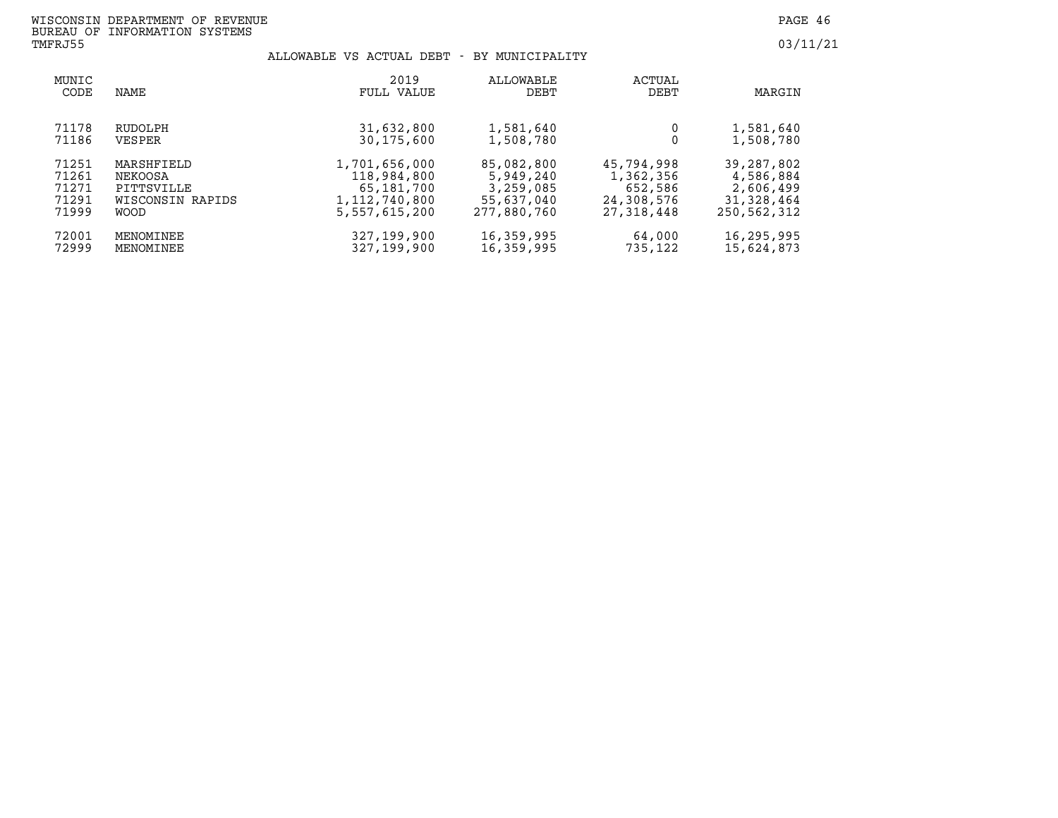WISCONSIN DEPARTMENT OF REVENUE
BUREAU OF INFORMATION SYSTEMS
TMFRJ55

03/11/21

## ALLOWABLE VS ACTUAL DEBT - BY MUNICIPALITY

| MUNIC CODE | NAME | 2019 FULL VALUE | ALLOWABLE DEBT | ACTUAL DEBT | MARGIN |
|---|---|---|---|---|---|
| 71178 | RUDOLPH | 31,632,800 | 1,581,640 | 0 | 1,581,640 |
| 71186 | VESPER | 30,175,600 | 1,508,780 | 0 | 1,508,780 |
| 71251 | MARSHFIELD | 1,701,656,000 | 85,082,800 | 45,794,998 | 39,287,802 |
| 71261 | NEKOOSA | 118,984,800 | 5,949,240 | 1,362,356 | 4,586,884 |
| 71271 | PITTSVILLE | 65,181,700 | 3,259,085 | 652,586 | 2,606,499 |
| 71291 | WISCONSIN RAPIDS | 1,112,740,800 | 55,637,040 | 24,308,576 | 31,328,464 |
| 71999 | WOOD | 5,557,615,200 | 277,880,760 | 27,318,448 | 250,562,312 |
| 72001 | MENOMINEE | 327,199,900 | 16,359,995 | 64,000 | 16,295,995 |
| 72999 | MENOMINEE | 327,199,900 | 16,359,995 | 735,122 | 15,624,873 |